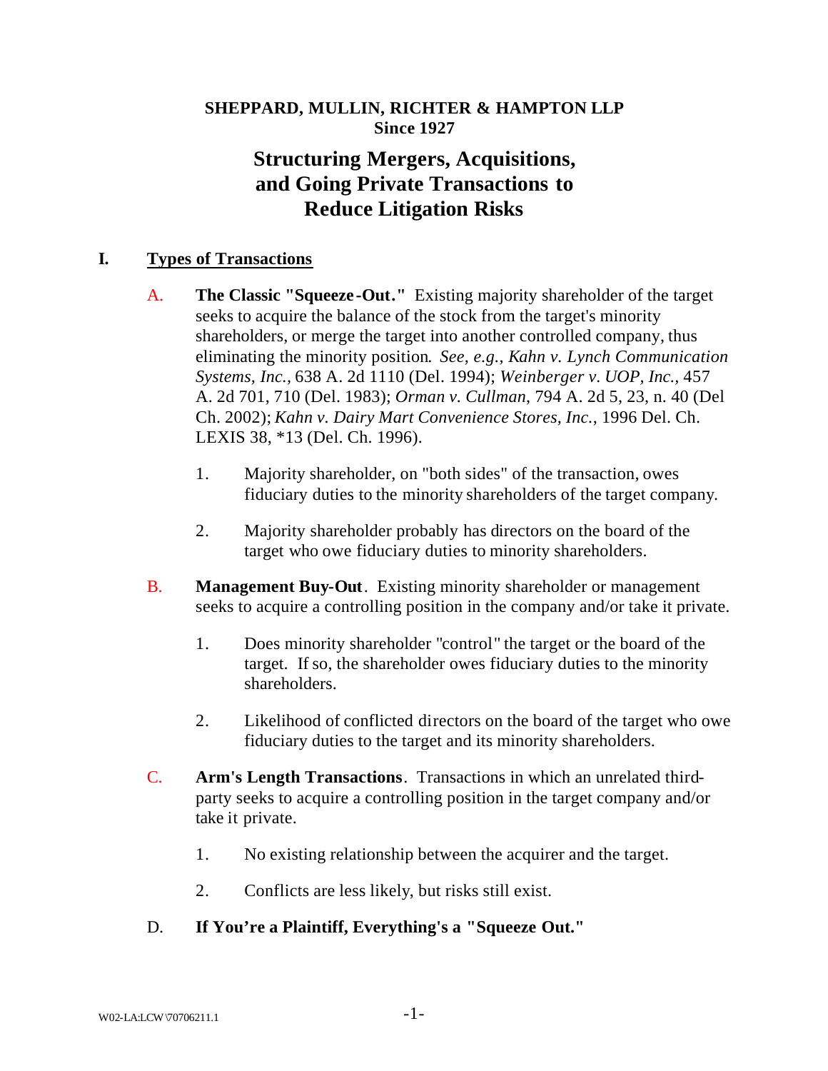**SHEPPARD, MULLIN, RICHTER & HAMPTON LLP**
**Since 1927**

# Structuring Mergers, Acquisitions, and Going Private Transactions to Reduce Litigation Risks

## I. Types of Transactions

A. **The Classic "Squeeze-Out."** Existing majority shareholder of the target seeks to acquire the balance of the stock from the target's minority shareholders, or merge the target into another controlled company, thus eliminating the minority position. *See, e.g., Kahn v. Lynch Communication Systems, Inc.*, 638 A. 2d 1110 (Del. 1994); *Weinberger v. UOP, Inc.*, 457 A. 2d 701, 710 (Del. 1983); *Orman v. Cullman*, 794 A. 2d 5, 23, n. 40 (Del Ch. 2002); *Kahn v. Dairy Mart Convenience Stores, Inc.*, 1996 Del. Ch. LEXIS 38, *13 (Del. Ch. 1996).

1. Majority shareholder, on "both sides" of the transaction, owes fiduciary duties to the minority shareholders of the target company.

2. Majority shareholder probably has directors on the board of the target who owe fiduciary duties to minority shareholders.

B. **Management Buy-Out**. Existing minority shareholder or management seeks to acquire a controlling position in the company and/or take it private.

1. Does minority shareholder "control" the target or the board of the target. If so, the shareholder owes fiduciary duties to the minority shareholders.

2. Likelihood of conflicted directors on the board of the target who owe fiduciary duties to the target and its minority shareholders.

C. **Arm's Length Transactions**. Transactions in which an unrelated third-party seeks to acquire a controlling position in the target company and/or take it private.

1. No existing relationship between the acquirer and the target.

2. Conflicts are less likely, but risks still exist.

D. **If You're a Plaintiff, Everything's a "Squeeze Out."**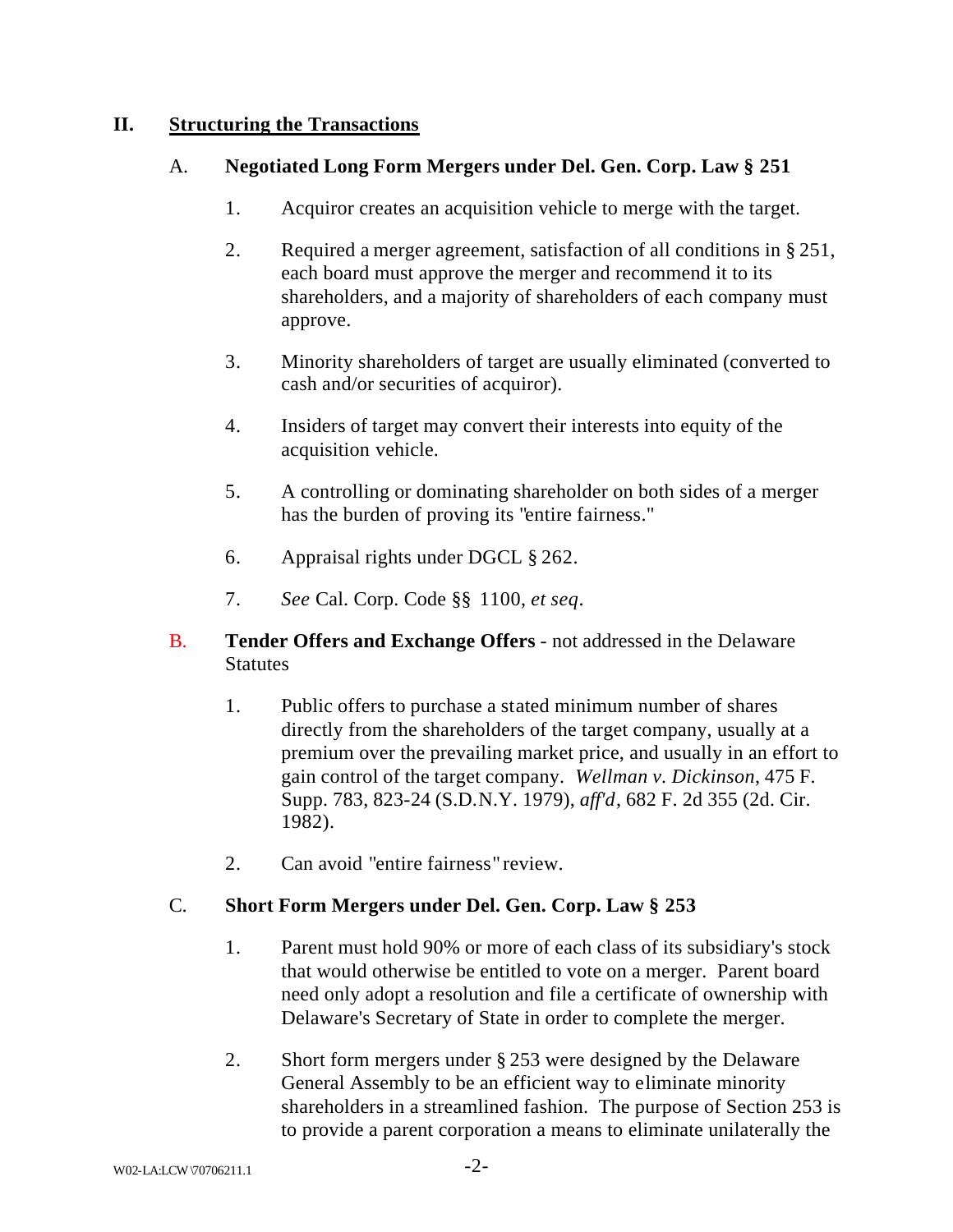## II. Structuring the Transactions

### A. Negotiated Long Form Mergers under Del. Gen. Corp. Law § 251

1. Acquiror creates an acquisition vehicle to merge with the target.

2. Required a merger agreement, satisfaction of all conditions in § 251, each board must approve the merger and recommend it to its shareholders, and a majority of shareholders of each company must approve.

3. Minority shareholders of target are usually eliminated (converted to cash and/or securities of acquiror).

4. Insiders of target may convert their interests into equity of the acquisition vehicle.

5. A controlling or dominating shareholder on both sides of a merger has the burden of proving its "entire fairness."

6. Appraisal rights under DGCL § 262.

7. *See* Cal. Corp. Code §§ 1100, *et seq*.

### B. Tender Offers and Exchange Offers - not addressed in the Delaware Statutes

1. Public offers to purchase a stated minimum number of shares directly from the shareholders of the target company, usually at a premium over the prevailing market price, and usually in an effort to gain control of the target company. *Wellman v. Dickinson*, 475 F. Supp. 783, 823-24 (S.D.N.Y. 1979), *aff'd*, 682 F. 2d 355 (2d. Cir. 1982).

2. Can avoid "entire fairness" review.

### C. Short Form Mergers under Del. Gen. Corp. Law § 253

1. Parent must hold 90% or more of each class of its subsidiary's stock that would otherwise be entitled to vote on a merger. Parent board need only adopt a resolution and file a certificate of ownership with Delaware's Secretary of State in order to complete the merger.

2. Short form mergers under § 253 were designed by the Delaware General Assembly to be an efficient way to eliminate minority shareholders in a streamlined fashion. The purpose of Section 253 is to provide a parent corporation a means to eliminate unilaterally the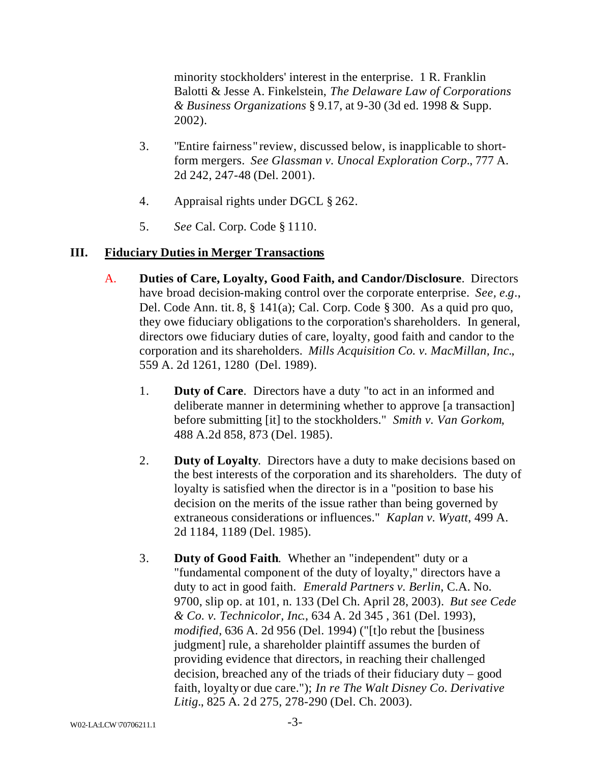minority stockholders' interest in the enterprise. 1 R. Franklin Balotti & Jesse A. Finkelstein, *The Delaware Law of Corporations & Business Organizations* § 9.17, at 9-30 (3d ed. 1998 & Supp. 2002).

3. "Entire fairness" review, discussed below, is inapplicable to short-form mergers. *See Glassman v. Unocal Exploration Corp.*, 777 A. 2d 242, 247-48 (Del. 2001).

4. Appraisal rights under DGCL § 262.

5. *See* Cal. Corp. Code § 1110.

## III. Fiduciary Duties in Merger Transactions

A. **Duties of Care, Loyalty, Good Faith, and Candor/Disclosure**. Directors have broad decision-making control over the corporate enterprise. *See, e.g.*, Del. Code Ann. tit. 8, § 141(a); Cal. Corp. Code § 300. As a quid pro quo, they owe fiduciary obligations to the corporation's shareholders. In general, directors owe fiduciary duties of care, loyalty, good faith and candor to the corporation and its shareholders. *Mills Acquisition Co. v. MacMillan, Inc.*, 559 A. 2d 1261, 1280 (Del. 1989).

1. **Duty of Care**. Directors have a duty "to act in an informed and deliberate manner in determining whether to approve [a transaction] before submitting [it] to the stockholders." *Smith v. Van Gorkom*, 488 A.2d 858, 873 (Del. 1985).

2. **Duty of Loyalty**. Directors have a duty to make decisions based on the best interests of the corporation and its shareholders. The duty of loyalty is satisfied when the director is in a "position to base his decision on the merits of the issue rather than being governed by extraneous considerations or influences." *Kaplan v. Wyatt*, 499 A. 2d 1184, 1189 (Del. 1985).

3. **Duty of Good Faith**. Whether an "independent" duty or a "fundamental component of the duty of loyalty," directors have a duty to act in good faith. *Emerald Partners v. Berlin*, C.A. No. 9700, slip op. at 101, n. 133 (Del Ch. April 28, 2003). *But see Cede & Co. v. Technicolor, Inc.*, 634 A. 2d 345 , 361 (Del. 1993), *modified*, 636 A. 2d 956 (Del. 1994) ("[t]o rebut the [business judgment] rule, a shareholder plaintiff assumes the burden of providing evidence that directors, in reaching their challenged decision, breached any of the triads of their fiduciary duty – good faith, loyalty or due care."); *In re The Walt Disney Co. Derivative Litig.*, 825 A. 2d 275, 278-290 (Del. Ch. 2003).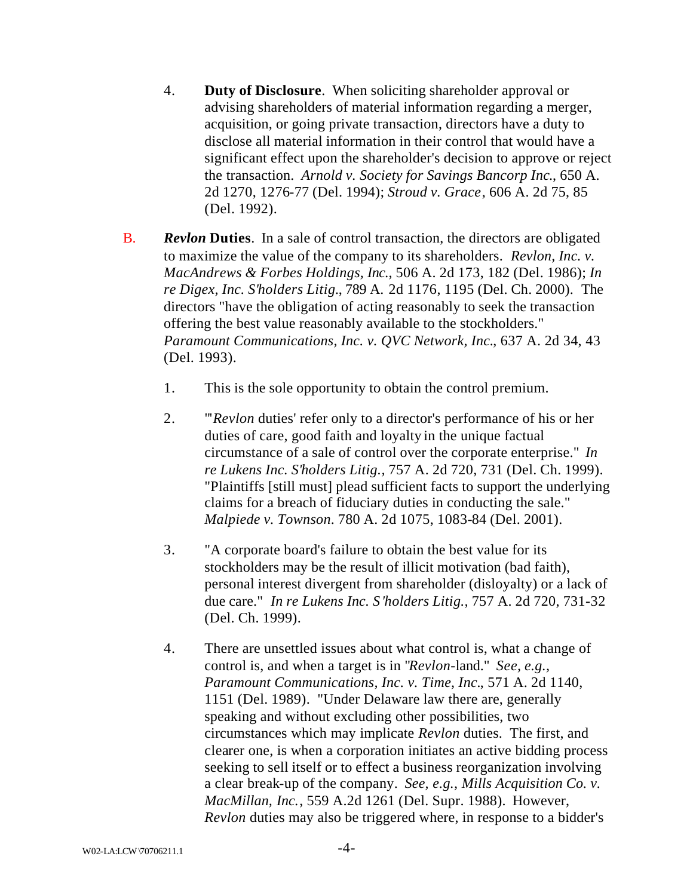4. **Duty of Disclosure**. When soliciting shareholder approval or advising shareholders of material information regarding a merger, acquisition, or going private transaction, directors have a duty to disclose all material information in their control that would have a significant effect upon the shareholder's decision to approve or reject the transaction. *Arnold v. Society for Savings Bancorp Inc.*, 650 A. 2d 1270, 1276-77 (Del. 1994); *Stroud v. Grace*, 606 A. 2d 75, 85 (Del. 1992).

B. ***Revlon* Duties**. In a sale of control transaction, the directors are obligated to maximize the value of the company to its shareholders. *Revlon, Inc. v. MacAndrews & Forbes Holdings, Inc.*, 506 A. 2d 173, 182 (Del. 1986); *In re Digex, Inc. S'holders Litig*., 789 A. 2d 1176, 1195 (Del. Ch. 2000). The directors "have the obligation of acting reasonably to seek the transaction offering the best value reasonably available to the stockholders." *Paramount Communications, Inc. v. QVC Network, Inc*., 637 A. 2d 34, 43 (Del. 1993).

1. This is the sole opportunity to obtain the control premium.

2. "'*Revlon* duties' refer only to a director's performance of his or her duties of care, good faith and loyalty in the unique factual circumstance of a sale of control over the corporate enterprise." *In re Lukens Inc. S'holders Litig.*, 757 A. 2d 720, 731 (Del. Ch. 1999). "Plaintiffs [still must] plead sufficient facts to support the underlying claims for a breach of fiduciary duties in conducting the sale." *Malpiede v. Townson*. 780 A. 2d 1075, 1083-84 (Del. 2001).

3. "A corporate board's failure to obtain the best value for its stockholders may be the result of illicit motivation (bad faith), personal interest divergent from shareholder (disloyalty) or a lack of due care." *In re Lukens Inc. S'holders Litig.*, 757 A. 2d 720, 731-32 (Del. Ch. 1999).

4. There are unsettled issues about what control is, what a change of control is, and when a target is in "*Revlon*-land." *See, e.g.*, *Paramount Communications, Inc. v. Time, Inc*., 571 A. 2d 1140, 1151 (Del. 1989). "Under Delaware law there are, generally speaking and without excluding other possibilities, two circumstances which may implicate *Revlon* duties. The first, and clearer one, is when a corporation initiates an active bidding process seeking to sell itself or to effect a business reorganization involving a clear break-up of the company. *See, e.g., Mills Acquisition Co. v. MacMillan, Inc.*, 559 A.2d 1261 (Del. Supr. 1988). However, *Revlon* duties may also be triggered where, in response to a bidder's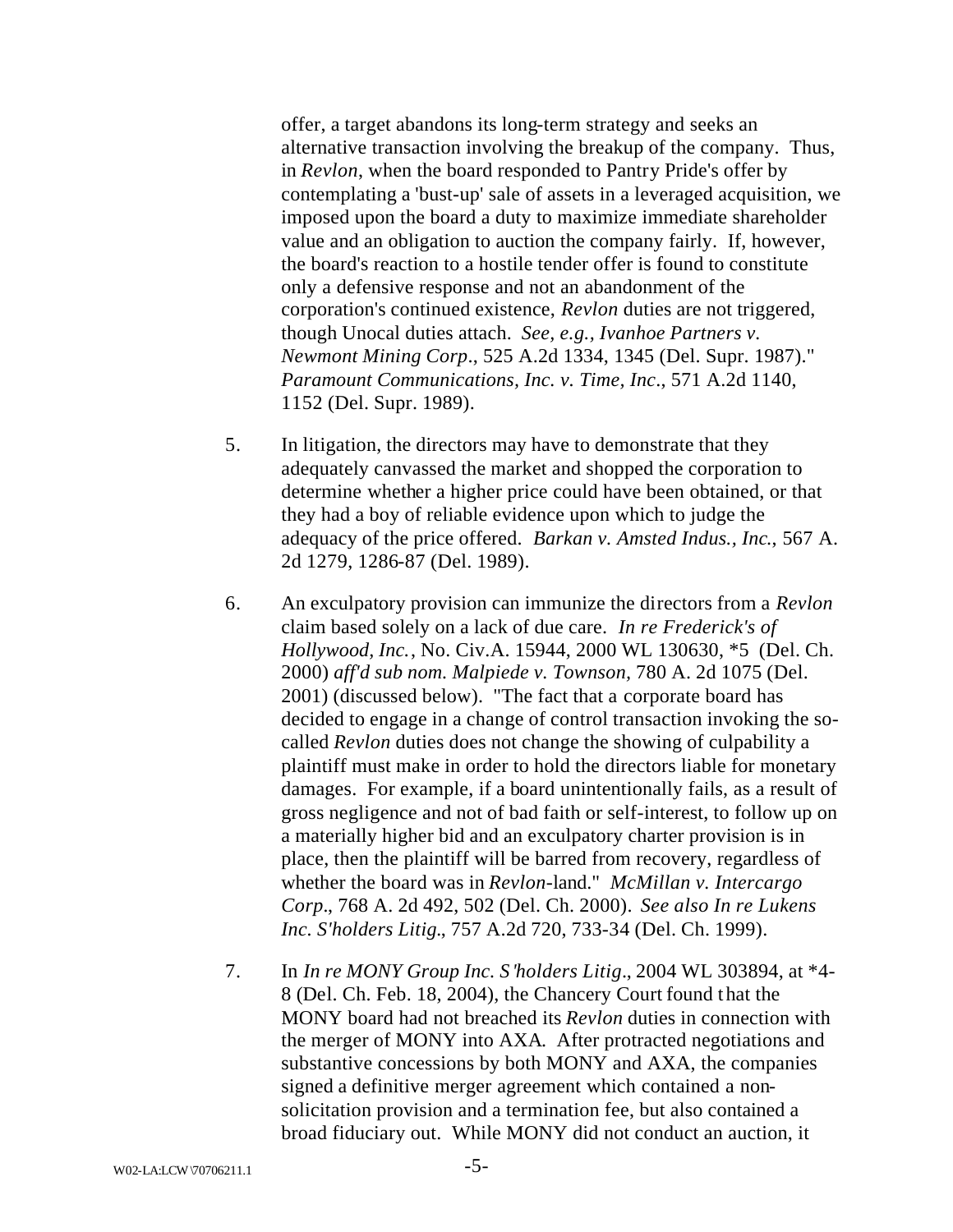offer, a target abandons its long-term strategy and seeks an alternative transaction involving the breakup of the company. Thus, in *Revlon*, when the board responded to Pantry Pride's offer by contemplating a 'bust-up' sale of assets in a leveraged acquisition, we imposed upon the board a duty to maximize immediate shareholder value and an obligation to auction the company fairly. If, however, the board's reaction to a hostile tender offer is found to constitute only a defensive response and not an abandonment of the corporation's continued existence, *Revlon* duties are not triggered, though Unocal duties attach. *See, e.g., Ivanhoe Partners v. Newmont Mining Corp*., 525 A.2d 1334, 1345 (Del. Supr. 1987)." *Paramount Communications, Inc. v. Time, Inc*., 571 A.2d 1140, 1152 (Del. Supr. 1989).

5. In litigation, the directors may have to demonstrate that they adequately canvassed the market and shopped the corporation to determine whether a higher price could have been obtained, or that they had a boy of reliable evidence upon which to judge the adequacy of the price offered. *Barkan v. Amsted Indus., Inc.*, 567 A. 2d 1279, 1286-87 (Del. 1989).

6. An exculpatory provision can immunize the directors from a *Revlon* claim based solely on a lack of due care. *In re Frederick's of Hollywood, Inc.*, No. Civ.A. 15944, 2000 WL 130630, \*5 (Del. Ch. 2000) *aff'd sub nom. Malpiede v. Townson,* 780 A. 2d 1075 (Del. 2001) (discussed below). "The fact that a corporate board has decided to engage in a change of control transaction invoking the so-called *Revlon* duties does not change the showing of culpability a plaintiff must make in order to hold the directors liable for monetary damages. For example, if a board unintentionally fails, as a result of gross negligence and not of bad faith or self-interest, to follow up on a materially higher bid and an exculpatory charter provision is in place, then the plaintiff will be barred from recovery, regardless of whether the board was in *Revlon*-land." *McMillan v. Intercargo Corp*., 768 A. 2d 492, 502 (Del. Ch. 2000). *See also In re Lukens Inc. S'holders Litig*., 757 A.2d 720, 733-34 (Del. Ch. 1999).

7. In *In re MONY Group Inc. S'holders Litig*., 2004 WL 303894, at \*4-8 (Del. Ch. Feb. 18, 2004), the Chancery Court found that the MONY board had not breached its *Revlon* duties in connection with the merger of MONY into AXA. After protracted negotiations and substantive concessions by both MONY and AXA, the companies signed a definitive merger agreement which contained a non-solicitation provision and a termination fee, but also contained a broad fiduciary out. While MONY did not conduct an auction, it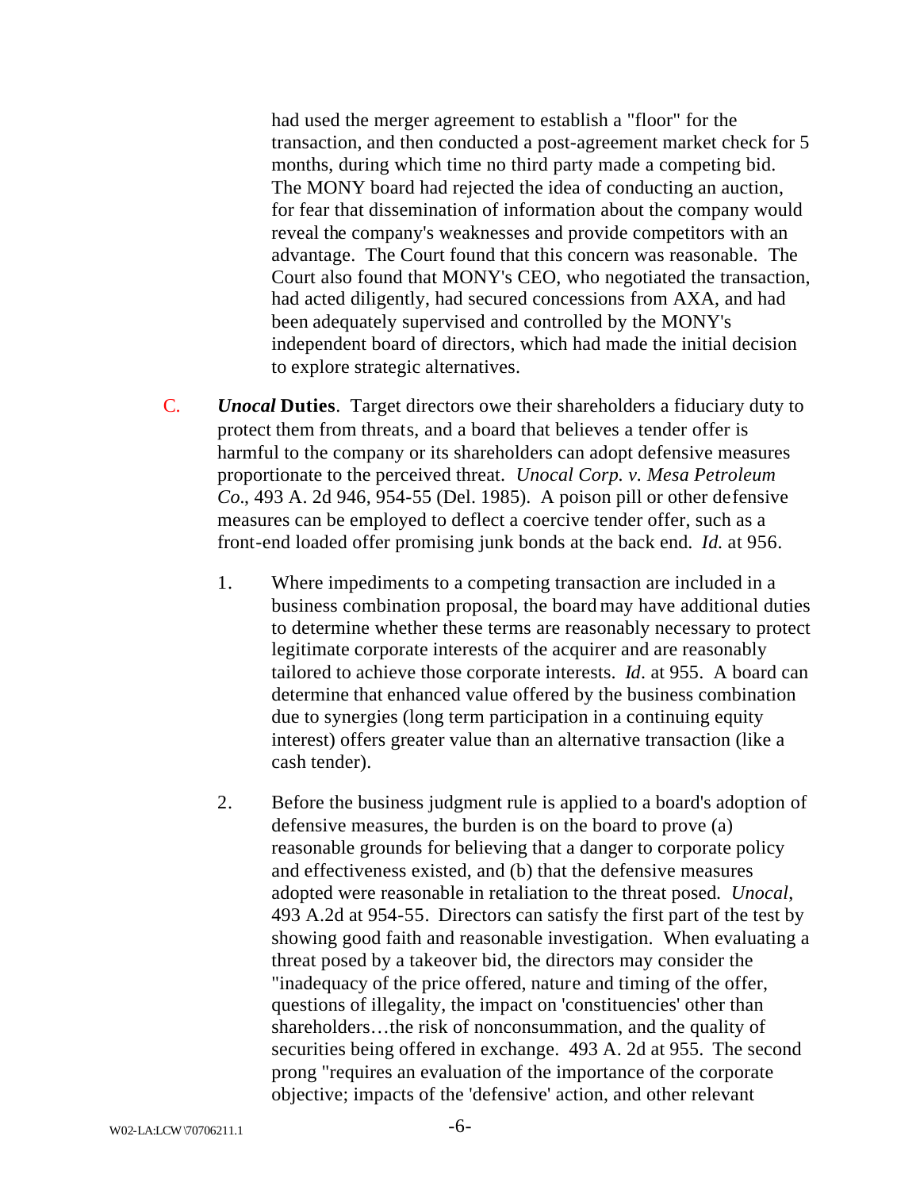had used the merger agreement to establish a "floor" for the transaction, and then conducted a post-agreement market check for 5 months, during which time no third party made a competing bid. The MONY board had rejected the idea of conducting an auction, for fear that dissemination of information about the company would reveal the company's weaknesses and provide competitors with an advantage. The Court found that this concern was reasonable. The Court also found that MONY's CEO, who negotiated the transaction, had acted diligently, had secured concessions from AXA, and had been adequately supervised and controlled by the MONY's independent board of directors, which had made the initial decision to explore strategic alternatives.

C. ***Unocal* Duties**. Target directors owe their shareholders a fiduciary duty to protect them from threats, and a board that believes a tender offer is harmful to the company or its shareholders can adopt defensive measures proportionate to the perceived threat. *Unocal Corp. v. Mesa Petroleum Co*., 493 A. 2d 946, 954-55 (Del. 1985). A poison pill or other defensive measures can be employed to deflect a coercive tender offer, such as a front-end loaded offer promising junk bonds at the back end. *Id.* at 956.

1. Where impediments to a competing transaction are included in a business combination proposal, the board may have additional duties to determine whether these terms are reasonably necessary to protect legitimate corporate interests of the acquirer and are reasonably tailored to achieve those corporate interests. *Id*. at 955. A board can determine that enhanced value offered by the business combination due to synergies (long term participation in a continuing equity interest) offers greater value than an alternative transaction (like a cash tender).

2. Before the business judgment rule is applied to a board's adoption of defensive measures, the burden is on the board to prove (a) reasonable grounds for believing that a danger to corporate policy and effectiveness existed, and (b) that the defensive measures adopted were reasonable in retaliation to the threat posed. *Unocal*, 493 A.2d at 954-55. Directors can satisfy the first part of the test by showing good faith and reasonable investigation. When evaluating a threat posed by a takeover bid, the directors may consider the "inadequacy of the price offered, nature and timing of the offer, questions of illegality, the impact on 'constituencies' other than shareholders…the risk of nonconsummation, and the quality of securities being offered in exchange. 493 A. 2d at 955. The second prong "requires an evaluation of the importance of the corporate objective; impacts of the 'defensive' action, and other relevant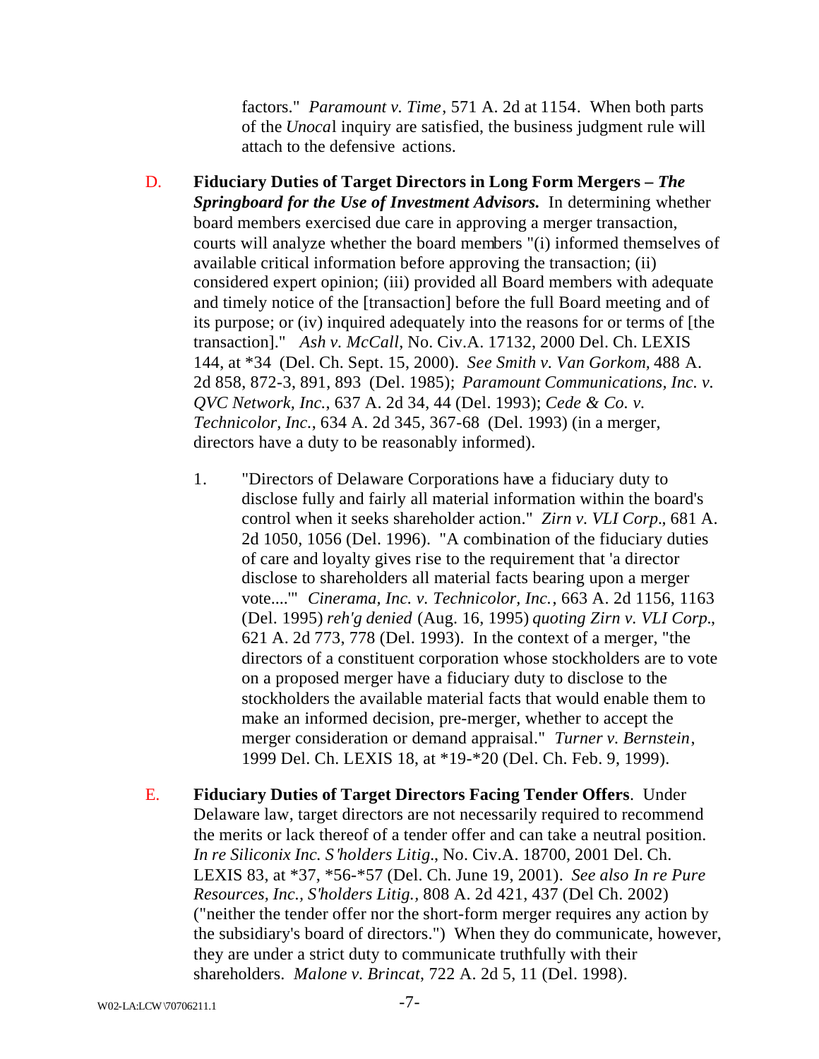factors." *Paramount v. Time*, 571 A. 2d at 1154. When both parts of the *Unocal* inquiry are satisfied, the business judgment rule will attach to the defensive actions.

D. **Fiduciary Duties of Target Directors in Long Form Mergers – *The Springboard for the Use of Investment Advisors.*** In determining whether board members exercised due care in approving a merger transaction, courts will analyze whether the board members "(i) informed themselves of available critical information before approving the transaction; (ii) considered expert opinion; (iii) provided all Board members with adequate and timely notice of the [transaction] before the full Board meeting and of its purpose; or (iv) inquired adequately into the reasons for or terms of [the transaction]." *Ash v. McCall*, No. Civ.A. 17132, 2000 Del. Ch. LEXIS 144, at *34 (Del. Ch. Sept. 15, 2000). *See Smith v. Van Gorkom*, 488 A. 2d 858, 872-3, 891, 893 (Del. 1985); *Paramount Communications, Inc. v. QVC Network, Inc.*, 637 A. 2d 34, 44 (Del. 1993); *Cede & Co. v. Technicolor, Inc.*, 634 A. 2d 345, 367-68 (Del. 1993) (in a merger, directors have a duty to be reasonably informed).

1. "Directors of Delaware Corporations have a fiduciary duty to disclose fully and fairly all material information within the board's control when it seeks shareholder action." *Zirn v. VLI Corp.*, 681 A. 2d 1050, 1056 (Del. 1996). "A combination of the fiduciary duties of care and loyalty gives rise to the requirement that 'a director disclose to shareholders all material facts bearing upon a merger vote....'" *Cinerama, Inc. v. Technicolor, Inc.*, 663 A. 2d 1156, 1163 (Del. 1995) *reh'g denied* (Aug. 16, 1995) *quoting Zirn v. VLI Corp.*, 621 A. 2d 773, 778 (Del. 1993). In the context of a merger, "the directors of a constituent corporation whose stockholders are to vote on a proposed merger have a fiduciary duty to disclose to the stockholders the available material facts that would enable them to make an informed decision, pre-merger, whether to accept the merger consideration or demand appraisal." *Turner v. Bernstein*, 1999 Del. Ch. LEXIS 18, at *19-*20 (Del. Ch. Feb. 9, 1999).

E. **Fiduciary Duties of Target Directors Facing Tender Offers**. Under Delaware law, target directors are not necessarily required to recommend the merits or lack thereof of a tender offer and can take a neutral position. *In re Siliconix Inc. S'holders Litig.*, No. Civ.A. 18700, 2001 Del. Ch. LEXIS 83, at *37, *56-*57 (Del. Ch. June 19, 2001). *See also In re Pure Resources, Inc., S'holders Litig.*, 808 A. 2d 421, 437 (Del Ch. 2002) ("neither the tender offer nor the short-form merger requires any action by the subsidiary's board of directors.") When they do communicate, however, they are under a strict duty to communicate truthfully with their shareholders. *Malone v. Brincat*, 722 A. 2d 5, 11 (Del. 1998).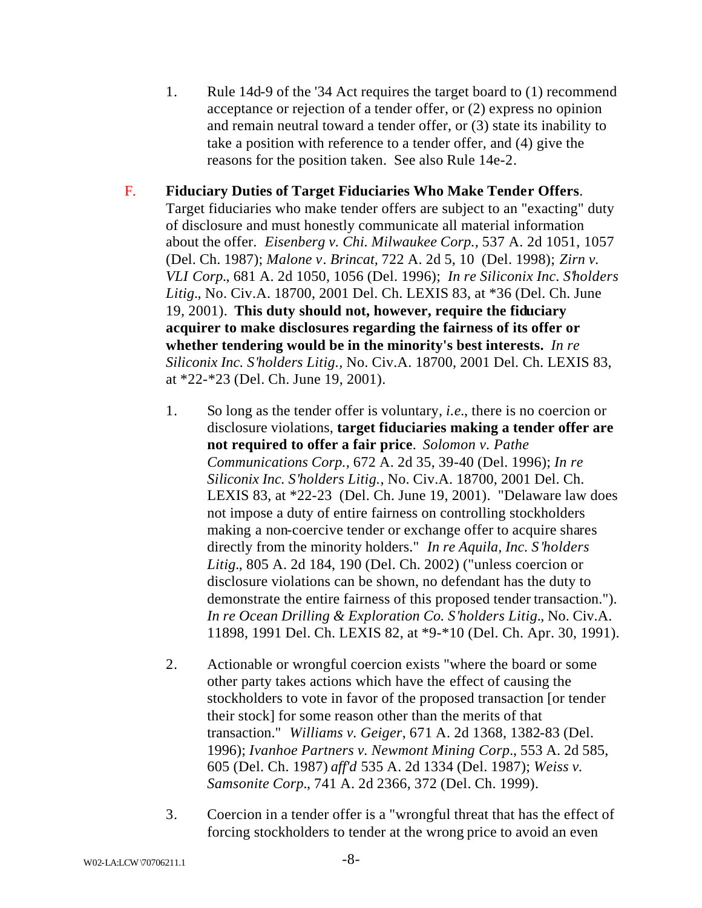1. Rule 14d-9 of the '34 Act requires the target board to (1) recommend acceptance or rejection of a tender offer, or (2) express no opinion and remain neutral toward a tender offer, or (3) state its inability to take a position with reference to a tender offer, and (4) give the reasons for the position taken. See also Rule 14e-2.

F. **Fiduciary Duties of Target Fiduciaries Who Make Tender Offers**. Target fiduciaries who make tender offers are subject to an "exacting" duty of disclosure and must honestly communicate all material information about the offer. *Eisenberg v. Chi. Milwaukee Corp.,* 537 A. 2d 1051, 1057 (Del. Ch. 1987); *Malone v. Brincat,* 722 A. 2d 5, 10 (Del. 1998); *Zirn v. VLI Corp.*, 681 A. 2d 1050, 1056 (Del. 1996); *In re Siliconix Inc. S'holders Litig.*, No. Civ.A. 18700, 2001 Del. Ch. LEXIS 83, at *36 (Del. Ch. June 19, 2001). **This duty should not, however, require the fiduciary acquirer to make disclosures regarding the fairness of its offer or whether tendering would be in the minority's best interests.** *In re Siliconix Inc. S'holders Litig.,* No. Civ.A. 18700, 2001 Del. Ch. LEXIS 83, at *22-*23 (Del. Ch. June 19, 2001).

1. So long as the tender offer is voluntary, *i.e.*, there is no coercion or disclosure violations, **target fiduciaries making a tender offer are not required to offer a fair price**. *Solomon v. Pathe Communications Corp.,* 672 A. 2d 35, 39-40 (Del. 1996); *In re Siliconix Inc. S'holders Litig.,* No. Civ.A. 18700, 2001 Del. Ch. LEXIS 83, at *22-23 (Del. Ch. June 19, 2001). "Delaware law does not impose a duty of entire fairness on controlling stockholders making a non-coercive tender or exchange offer to acquire shares directly from the minority holders." *In re Aquila, Inc. S'holders Litig.*, 805 A. 2d 184, 190 (Del. Ch. 2002) ("unless coercion or disclosure violations can be shown, no defendant has the duty to demonstrate the entire fairness of this proposed tender transaction."). *In re Ocean Drilling & Exploration Co. S'holders Litig.*, No. Civ.A. 11898, 1991 Del. Ch. LEXIS 82, at *9-*10 (Del. Ch. Apr. 30, 1991).

2. Actionable or wrongful coercion exists "where the board or some other party takes actions which have the effect of causing the stockholders to vote in favor of the proposed transaction [or tender their stock] for some reason other than the merits of that transaction." *Williams v. Geiger*, 671 A. 2d 1368, 1382-83 (Del. 1996); *Ivanhoe Partners v. Newmont Mining Corp.*, 553 A. 2d 585, 605 (Del. Ch. 1987) *aff'd* 535 A. 2d 1334 (Del. 1987); *Weiss v. Samsonite Corp.*, 741 A. 2d 2366, 372 (Del. Ch. 1999).

3. Coercion in a tender offer is a "wrongful threat that has the effect of forcing stockholders to tender at the wrong price to avoid an even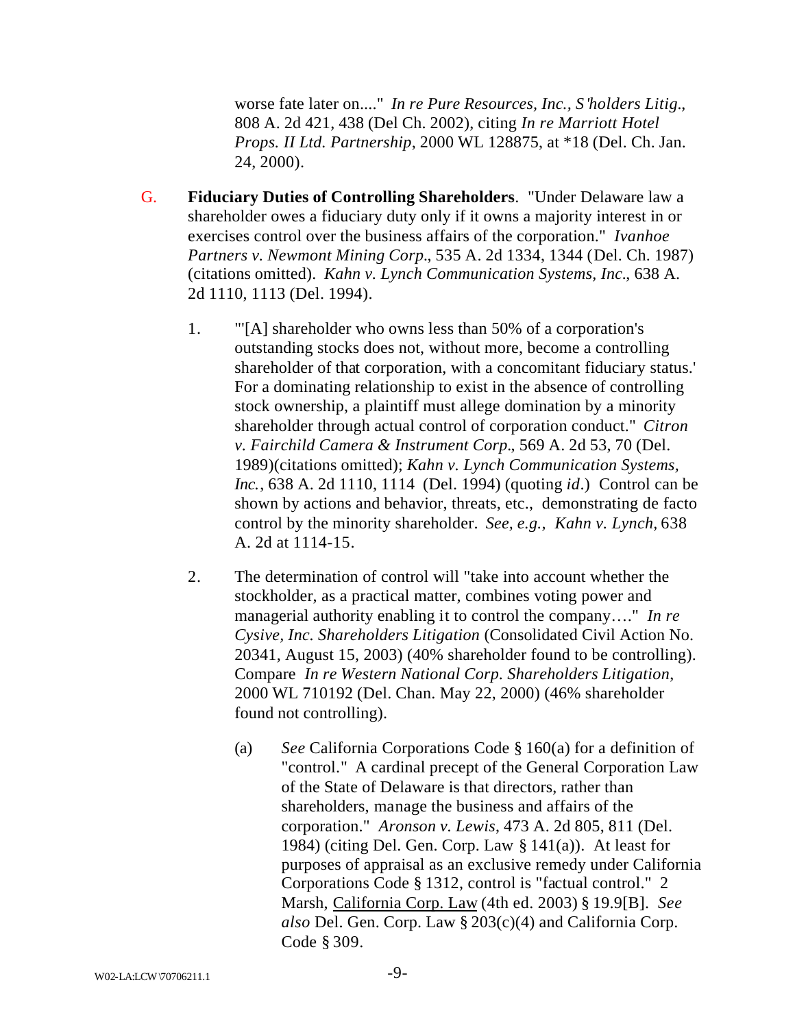worse fate later on...." *In re Pure Resources, Inc., S'holders Litig.*, 808 A. 2d 421, 438 (Del Ch. 2002), citing *In re Marriott Hotel Props. II Ltd. Partnership*, 2000 WL 128875, at *18 (Del. Ch. Jan. 24, 2000).

G. **Fiduciary Duties of Controlling Shareholders**. "Under Delaware law a shareholder owes a fiduciary duty only if it owns a majority interest in or exercises control over the business affairs of the corporation." *Ivanhoe Partners v. Newmont Mining Corp*., 535 A. 2d 1334, 1344 (Del. Ch. 1987) (citations omitted). *Kahn v. Lynch Communication Systems, Inc*., 638 A. 2d 1110, 1113 (Del. 1994).

1. "'[A] shareholder who owns less than 50% of a corporation's outstanding stocks does not, without more, become a controlling shareholder of that corporation, with a concomitant fiduciary status.' For a dominating relationship to exist in the absence of controlling stock ownership, a plaintiff must allege domination by a minority shareholder through actual control of corporation conduct." *Citron v. Fairchild Camera & Instrument Corp*., 569 A. 2d 53, 70 (Del. 1989)(citations omitted); *Kahn v. Lynch Communication Systems, Inc.*, 638 A. 2d 1110, 1114 (Del. 1994) (quoting *id*.) Control can be shown by actions and behavior, threats, etc., demonstrating de facto control by the minority shareholder. *See, e.g., Kahn v. Lynch,* 638 A. 2d at 1114-15.

2. The determination of control will "take into account whether the stockholder, as a practical matter, combines voting power and managerial authority enabling it to control the company…." *In re Cysive, Inc. Shareholders Litigation* (Consolidated Civil Action No. 20341, August 15, 2003) (40% shareholder found to be controlling). Compare *In re Western National Corp. Shareholders Litigation*, 2000 WL 710192 (Del. Chan. May 22, 2000) (46% shareholder found not controlling).

   (a) *See* California Corporations Code § 160(a) for a definition of "control." A cardinal precept of the General Corporation Law of the State of Delaware is that directors, rather than shareholders, manage the business and affairs of the corporation." *Aronson v. Lewis*, 473 A. 2d 805, 811 (Del. 1984) (citing Del. Gen. Corp. Law § 141(a)). At least for purposes of appraisal as an exclusive remedy under California Corporations Code § 1312, control is "factual control." 2 Marsh, California Corp. Law (4th ed. 2003) § 19.9[B]. *See also* Del. Gen. Corp. Law § 203(c)(4) and California Corp. Code § 309.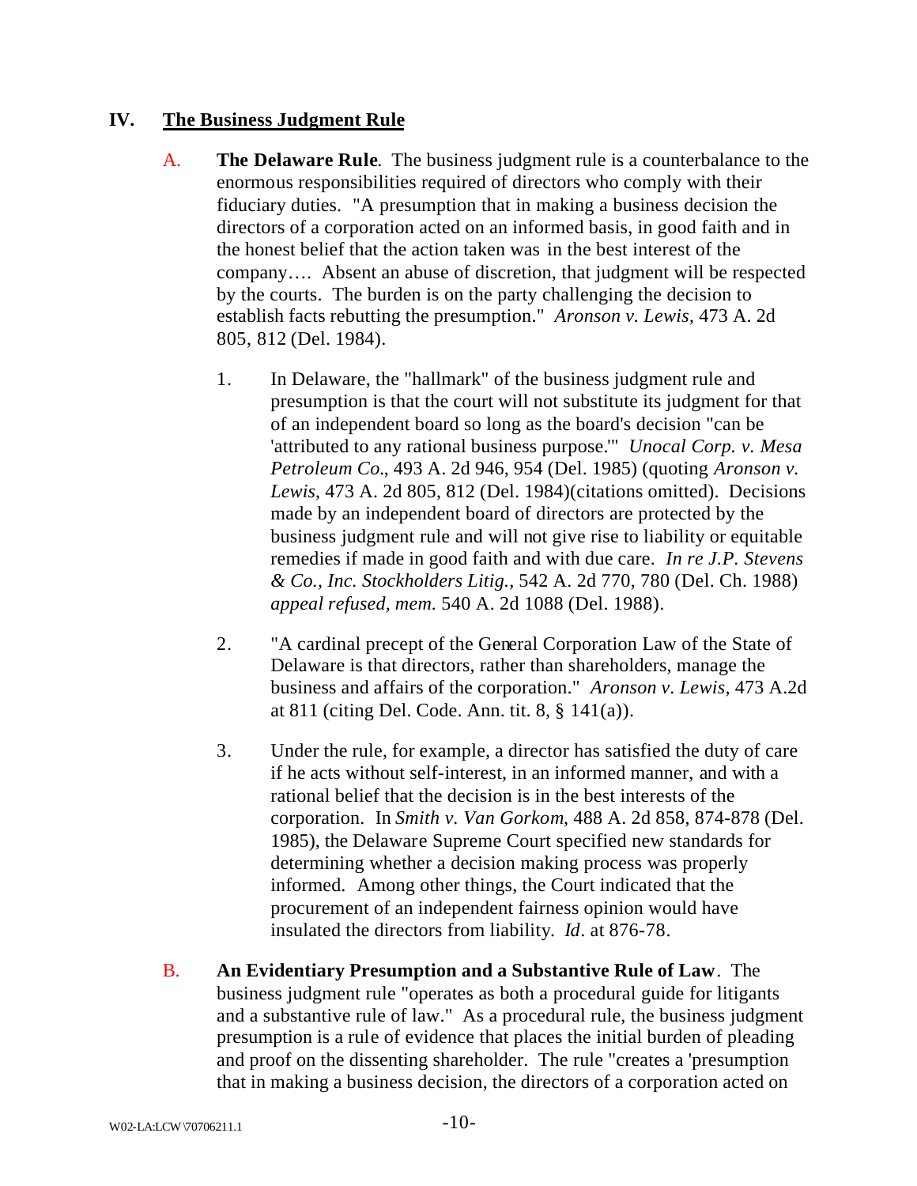## IV. The Business Judgment Rule

A. **The Delaware Rule**. The business judgment rule is a counterbalance to the enormous responsibilities required of directors who comply with their fiduciary duties. "A presumption that in making a business decision the directors of a corporation acted on an informed basis, in good faith and in the honest belief that the action taken was in the best interest of the company…. Absent an abuse of discretion, that judgment will be respected by the courts. The burden is on the party challenging the decision to establish facts rebutting the presumption." *Aronson v. Lewis*, 473 A. 2d 805, 812 (Del. 1984).

1. In Delaware, the "hallmark" of the business judgment rule and presumption is that the court will not substitute its judgment for that of an independent board so long as the board's decision "can be 'attributed to any rational business purpose.'" *Unocal Corp. v. Mesa Petroleum Co*., 493 A. 2d 946, 954 (Del. 1985) (quoting *Aronson v. Lewis*, 473 A. 2d 805, 812 (Del. 1984)(citations omitted). Decisions made by an independent board of directors are protected by the business judgment rule and will not give rise to liability or equitable remedies if made in good faith and with due care. *In re J.P. Stevens & Co., Inc. Stockholders Litig.,* 542 A. 2d 770, 780 (Del. Ch. 1988) *appeal refused, mem.* 540 A. 2d 1088 (Del. 1988).

2. "A cardinal precept of the General Corporation Law of the State of Delaware is that directors, rather than shareholders, manage the business and affairs of the corporation." *Aronson v. Lewis*, 473 A.2d at 811 (citing Del. Code. Ann. tit. 8, § 141(a)).

3. Under the rule, for example, a director has satisfied the duty of care if he acts without self-interest, in an informed manner, and with a rational belief that the decision is in the best interests of the corporation. In *Smith v. Van Gorkom*, 488 A. 2d 858, 874-878 (Del. 1985), the Delaware Supreme Court specified new standards for determining whether a decision making process was properly informed. Among other things, the Court indicated that the procurement of an independent fairness opinion would have insulated the directors from liability. *Id*. at 876-78.

B. **An Evidentiary Presumption and a Substantive Rule of Law**. The business judgment rule "operates as both a procedural guide for litigants and a substantive rule of law." As a procedural rule, the business judgment presumption is a rule of evidence that places the initial burden of pleading and proof on the dissenting shareholder. The rule "creates a 'presumption that in making a business decision, the directors of a corporation acted on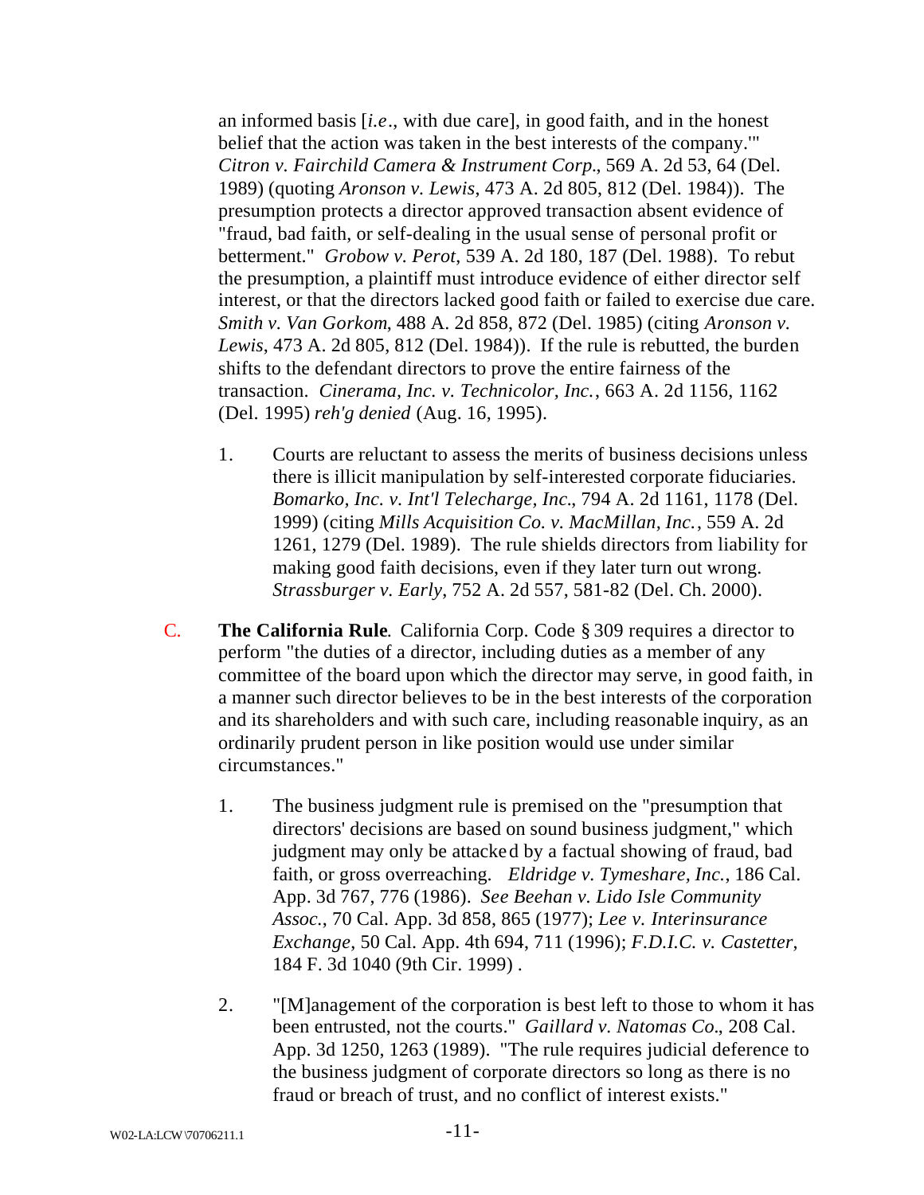an informed basis [*i.e*., with due care], in good faith, and in the honest belief that the action was taken in the best interests of the company.'" *Citron v. Fairchild Camera & Instrument Corp.*, 569 A. 2d 53, 64 (Del. 1989) (quoting *Aronson v. Lewis*, 473 A. 2d 805, 812 (Del. 1984)). The presumption protects a director approved transaction absent evidence of "fraud, bad faith, or self-dealing in the usual sense of personal profit or betterment." *Grobow v. Perot*, 539 A. 2d 180, 187 (Del. 1988). To rebut the presumption, a plaintiff must introduce evidence of either director self interest, or that the directors lacked good faith or failed to exercise due care. *Smith v. Van Gorkom*, 488 A. 2d 858, 872 (Del. 1985) (citing *Aronson v. Lewis*, 473 A. 2d 805, 812 (Del. 1984)). If the rule is rebutted, the burden shifts to the defendant directors to prove the entire fairness of the transaction. *Cinerama, Inc. v. Technicolor, Inc.*, 663 A. 2d 1156, 1162 (Del. 1995) *reh'g denied* (Aug. 16, 1995).

1. Courts are reluctant to assess the merits of business decisions unless there is illicit manipulation by self-interested corporate fiduciaries. *Bomarko, Inc. v. Int'l Telecharge, Inc.*, 794 A. 2d 1161, 1178 (Del. 1999) (citing *Mills Acquisition Co. v. MacMillan, Inc.*, 559 A. 2d 1261, 1279 (Del. 1989). The rule shields directors from liability for making good faith decisions, even if they later turn out wrong. *Strassburger v. Early*, 752 A. 2d 557, 581-82 (Del. Ch. 2000).

C. **The California Rule**. California Corp. Code § 309 requires a director to perform "the duties of a director, including duties as a member of any committee of the board upon which the director may serve, in good faith, in a manner such director believes to be in the best interests of the corporation and its shareholders and with such care, including reasonable inquiry, as an ordinarily prudent person in like position would use under similar circumstances."

1. The business judgment rule is premised on the "presumption that directors' decisions are based on sound business judgment," which judgment may only be attacked by a factual showing of fraud, bad faith, or gross overreaching. *Eldridge v. Tymeshare, Inc.*, 186 Cal. App. 3d 767, 776 (1986). *See Beehan v. Lido Isle Community Assoc.*, 70 Cal. App. 3d 858, 865 (1977); *Lee v. Interinsurance Exchange*, 50 Cal. App. 4th 694, 711 (1996); *F.D.I.C. v. Castetter*, 184 F. 3d 1040 (9th Cir. 1999) .

2. "[M]anagement of the corporation is best left to those to whom it has been entrusted, not the courts." *Gaillard v. Natomas Co.*, 208 Cal. App. 3d 1250, 1263 (1989). "The rule requires judicial deference to the business judgment of corporate directors so long as there is no fraud or breach of trust, and no conflict of interest exists."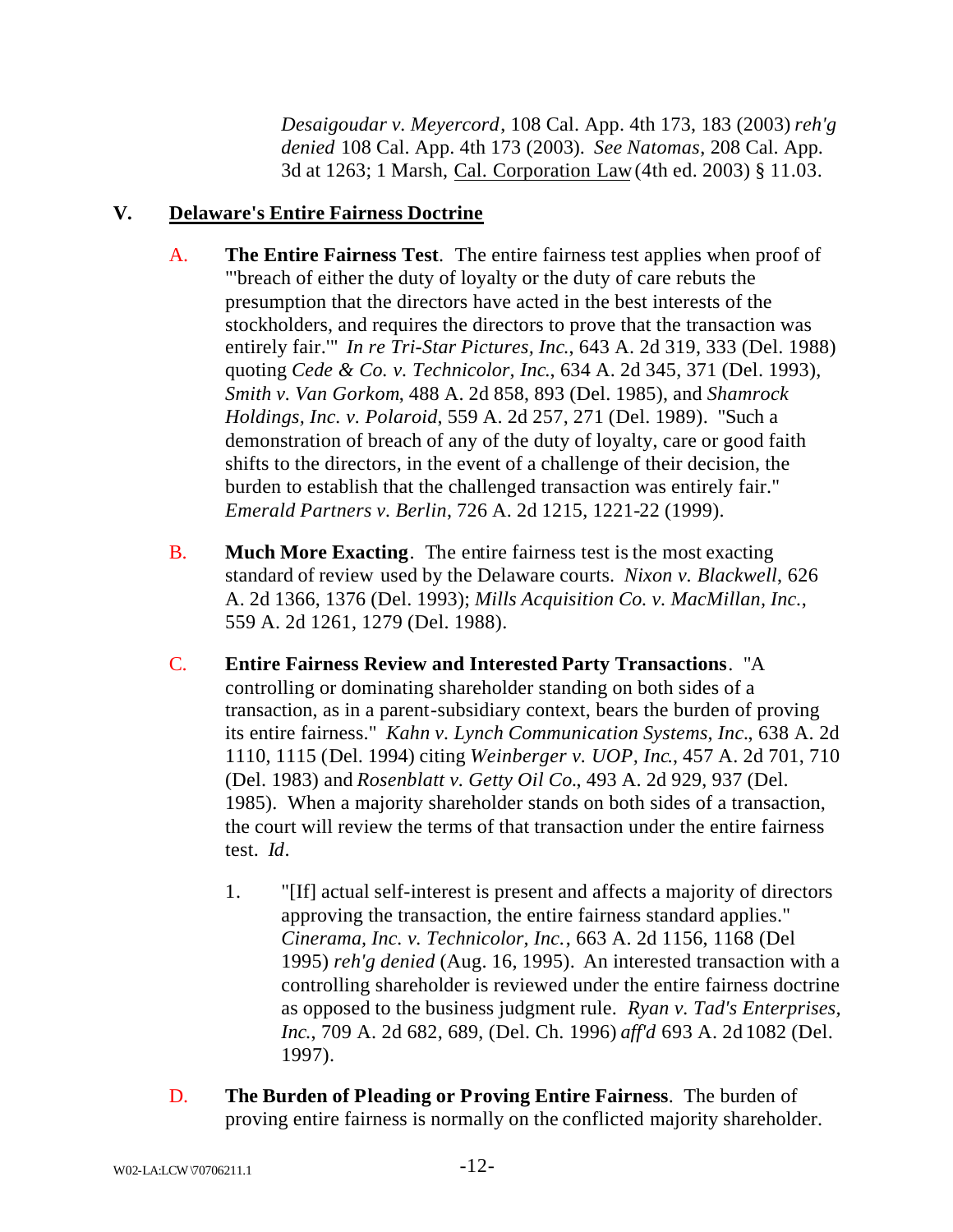*Desaigoudar v. Meyercord*, 108 Cal. App. 4th 173, 183 (2003) *reh'g denied* 108 Cal. App. 4th 173 (2003). *See Natomas*, 208 Cal. App. 3d at 1263; 1 Marsh, Cal. Corporation Law (4th ed. 2003) § 11.03.

## V. Delaware's Entire Fairness Doctrine

A. **The Entire Fairness Test**. The entire fairness test applies when proof of "'breach of either the duty of loyalty or the duty of care rebuts the presumption that the directors have acted in the best interests of the stockholders, and requires the directors to prove that the transaction was entirely fair.'" *In re Tri-Star Pictures, Inc.*, 643 A. 2d 319, 333 (Del. 1988) quoting *Cede & Co. v. Technicolor, Inc.*, 634 A. 2d 345, 371 (Del. 1993), *Smith v. Van Gorkom*, 488 A. 2d 858, 893 (Del. 1985), and *Shamrock Holdings, Inc. v. Polaroid*, 559 A. 2d 257, 271 (Del. 1989). "Such a demonstration of breach of any of the duty of loyalty, care or good faith shifts to the directors, in the event of a challenge of their decision, the burden to establish that the challenged transaction was entirely fair." *Emerald Partners v. Berlin*, 726 A. 2d 1215, 1221-22 (1999).

B. **Much More Exacting**. The entire fairness test is the most exacting standard of review used by the Delaware courts. *Nixon v. Blackwell*, 626 A. 2d 1366, 1376 (Del. 1993); *Mills Acquisition Co. v. MacMillan, Inc.*, 559 A. 2d 1261, 1279 (Del. 1988).

C. **Entire Fairness Review and Interested Party Transactions**. "A controlling or dominating shareholder standing on both sides of a transaction, as in a parent-subsidiary context, bears the burden of proving its entire fairness." *Kahn v. Lynch Communication Systems, Inc.*, 638 A. 2d 1110, 1115 (Del. 1994) citing *Weinberger v. UOP, Inc.*, 457 A. 2d 701, 710 (Del. 1983) and *Rosenblatt v. Getty Oil Co.*, 493 A. 2d 929, 937 (Del. 1985). When a majority shareholder stands on both sides of a transaction, the court will review the terms of that transaction under the entire fairness test. *Id*.

1. "[If] actual self-interest is present and affects a majority of directors approving the transaction, the entire fairness standard applies." *Cinerama, Inc. v. Technicolor, Inc.*, 663 A. 2d 1156, 1168 (Del 1995) *reh'g denied* (Aug. 16, 1995). An interested transaction with a controlling shareholder is reviewed under the entire fairness doctrine as opposed to the business judgment rule. *Ryan v. Tad's Enterprises, Inc.*, 709 A. 2d 682, 689, (Del. Ch. 1996) *aff'd* 693 A. 2d 1082 (Del. 1997).

D. **The Burden of Pleading or Proving Entire Fairness**. The burden of proving entire fairness is normally on the conflicted majority shareholder.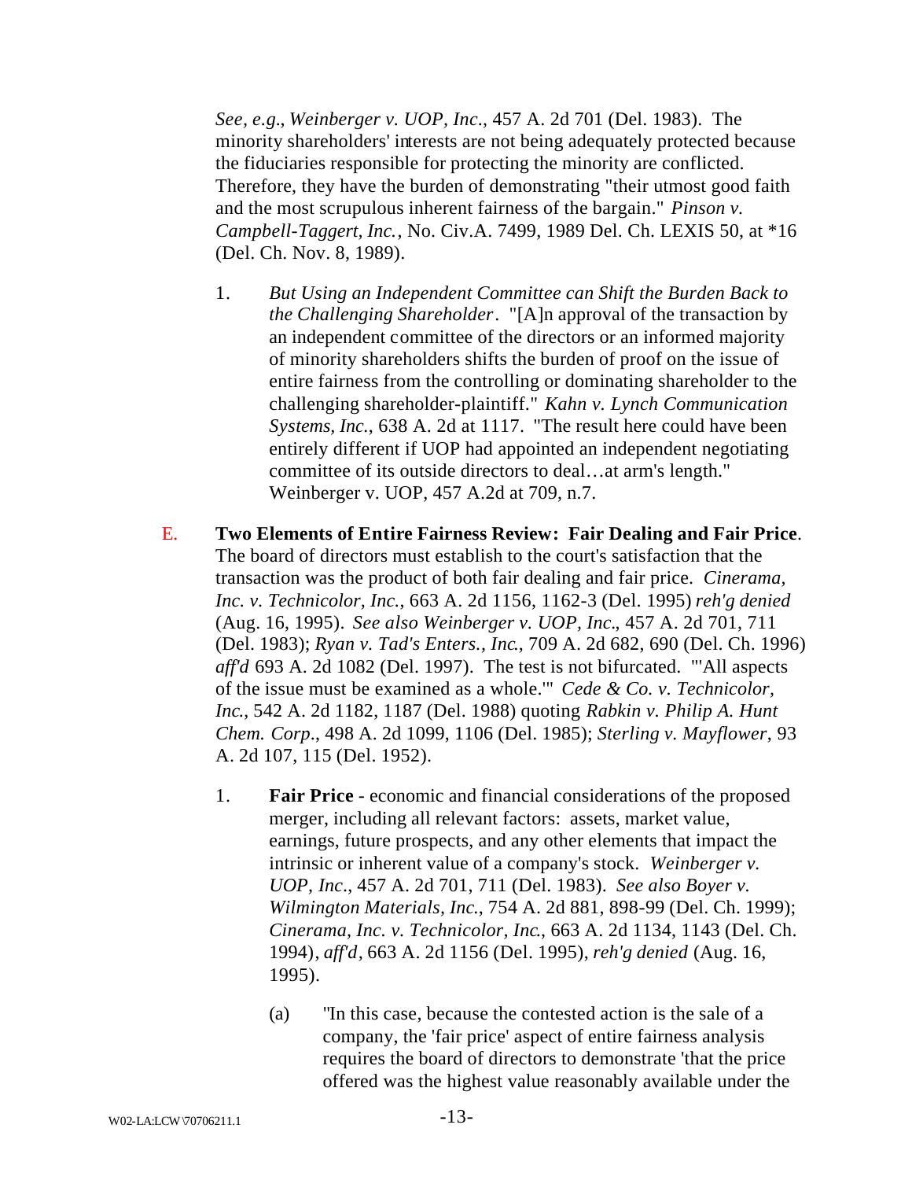*See, e.g*., *Weinberger v. UOP, Inc*., 457 A. 2d 701 (Del. 1983). The minority shareholders' interests are not being adequately protected because the fiduciaries responsible for protecting the minority are conflicted. Therefore, they have the burden of demonstrating "their utmost good faith and the most scrupulous inherent fairness of the bargain." *Pinson v. Campbell-Taggert, Inc.*, No. Civ.A. 7499, 1989 Del. Ch. LEXIS 50, at *16 (Del. Ch. Nov. 8, 1989).

1. *But Using an Independent Committee can Shift the Burden Back to the Challenging Shareholder*. "[A]n approval of the transaction by an independent committee of the directors or an informed majority of minority shareholders shifts the burden of proof on the issue of entire fairness from the controlling or dominating shareholder to the challenging shareholder-plaintiff." *Kahn v. Lynch Communication Systems, Inc.*, 638 A. 2d at 1117. "The result here could have been entirely different if UOP had appointed an independent negotiating committee of its outside directors to deal…at arm's length." Weinberger v. UOP, 457 A.2d at 709, n.7.

E. **Two Elements of Entire Fairness Review: Fair Dealing and Fair Price**. The board of directors must establish to the court's satisfaction that the transaction was the product of both fair dealing and fair price. *Cinerama, Inc. v. Technicolor, Inc.*, 663 A. 2d 1156, 1162-3 (Del. 1995) *reh'g denied* (Aug. 16, 1995). *See also Weinberger v. UOP, Inc*., 457 A. 2d 701, 711 (Del. 1983); *Ryan v. Tad's Enters., Inc*., 709 A. 2d 682, 690 (Del. Ch. 1996) *aff'd* 693 A. 2d 1082 (Del. 1997). The test is not bifurcated. "'All aspects of the issue must be examined as a whole.'" *Cede & Co. v. Technicolor, Inc*., 542 A. 2d 1182, 1187 (Del. 1988) quoting *Rabkin v. Philip A. Hunt Chem. Corp*., 498 A. 2d 1099, 1106 (Del. 1985); *Sterling v. Mayflower*, 93 A. 2d 107, 115 (Del. 1952).

1. **Fair Price** - economic and financial considerations of the proposed merger, including all relevant factors: assets, market value, earnings, future prospects, and any other elements that impact the intrinsic or inherent value of a company's stock. *Weinberger v. UOP, Inc*., 457 A. 2d 701, 711 (Del. 1983). *See also Boyer v. Wilmington Materials, Inc*., 754 A. 2d 881, 898-99 (Del. Ch. 1999); *Cinerama, Inc. v. Technicolor, Inc*., 663 A. 2d 1134, 1143 (Del. Ch. 1994), *aff'd*, 663 A. 2d 1156 (Del. 1995), *reh'g denied* (Aug. 16, 1995).

   (a) "In this case, because the contested action is the sale of a company, the 'fair price' aspect of entire fairness analysis requires the board of directors to demonstrate 'that the price offered was the highest value reasonably available under the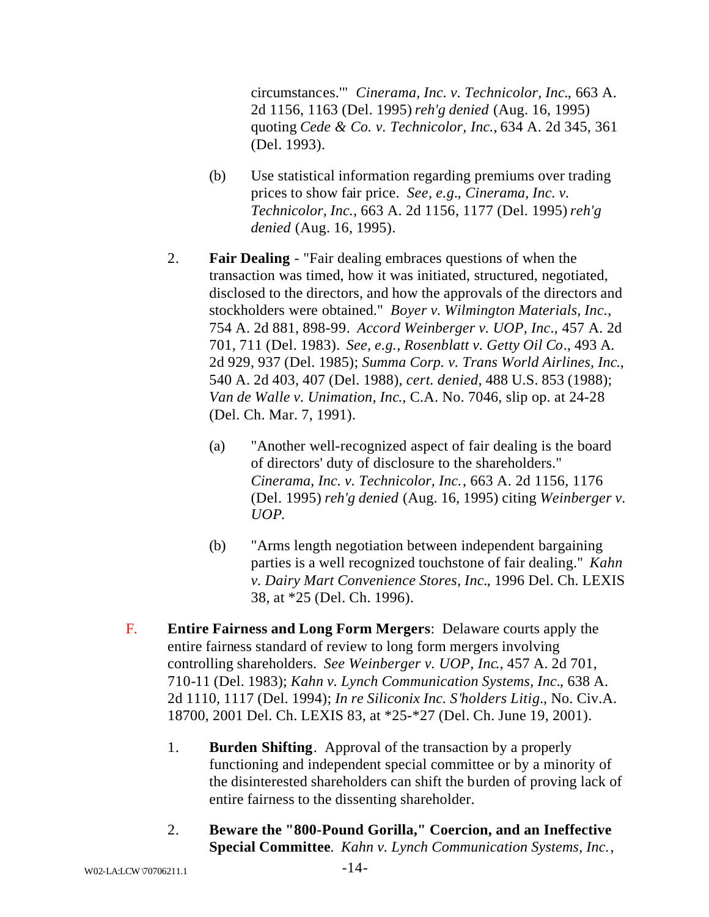circumstances.'" *Cinerama, Inc. v. Technicolor, Inc*., 663 A. 2d 1156, 1163 (Del. 1995) *reh'g denied* (Aug. 16, 1995) quoting *Cede & Co. v. Technicolor, Inc.*, 634 A. 2d 345, 361 (Del. 1993).

(b) Use statistical information regarding premiums over trading prices to show fair price. *See, e.g*., *Cinerama, Inc. v. Technicolor, Inc.*, 663 A. 2d 1156, 1177 (Del. 1995) *reh'g denied* (Aug. 16, 1995).

2. **Fair Dealing** - "Fair dealing embraces questions of when the transaction was timed, how it was initiated, structured, negotiated, disclosed to the directors, and how the approvals of the directors and stockholders were obtained." *Boyer v. Wilmington Materials, Inc.*, 754 A. 2d 881, 898-99. *Accord Weinberger v. UOP, Inc*., 457 A. 2d 701, 711 (Del. 1983). *See, e.g., Rosenblatt v. Getty Oil Co*., 493 A. 2d 929, 937 (Del. 1985); *Summa Corp. v. Trans World Airlines, Inc.*, 540 A. 2d 403, 407 (Del. 1988), *cert. denied*, 488 U.S. 853 (1988); *Van de Walle v. Unimation, Inc.*, C.A. No. 7046, slip op. at 24-28 (Del. Ch. Mar. 7, 1991).

(a) "Another well-recognized aspect of fair dealing is the board of directors' duty of disclosure to the shareholders." *Cinerama, Inc. v. Technicolor, Inc.*, 663 A. 2d 1156, 1176 (Del. 1995) *reh'g denied* (Aug. 16, 1995) citing *Weinberger v. UOP.*

(b) "Arms length negotiation between independent bargaining parties is a well recognized touchstone of fair dealing." *Kahn v. Dairy Mart Convenience Stores, Inc*., 1996 Del. Ch. LEXIS 38, at *25 (Del. Ch. 1996).

F. **Entire Fairness and Long Form Mergers**: Delaware courts apply the entire fairness standard of review to long form mergers involving controlling shareholders. *See Weinberger v. UOP, Inc.*, 457 A. 2d 701, 710-11 (Del. 1983); *Kahn v. Lynch Communication Systems, Inc*., 638 A. 2d 1110, 1117 (Del. 1994); *In re Siliconix Inc. S'holders Litig*., No. Civ.A. 18700, 2001 Del. Ch. LEXIS 83, at *25-*27 (Del. Ch. June 19, 2001).

1. **Burden Shifting**. Approval of the transaction by a properly functioning and independent special committee or by a minority of the disinterested shareholders can shift the burden of proving lack of entire fairness to the dissenting shareholder.

2. **Beware the "800-Pound Gorilla," Coercion, and an Ineffective Special Committee**. *Kahn v. Lynch Communication Systems, Inc.*,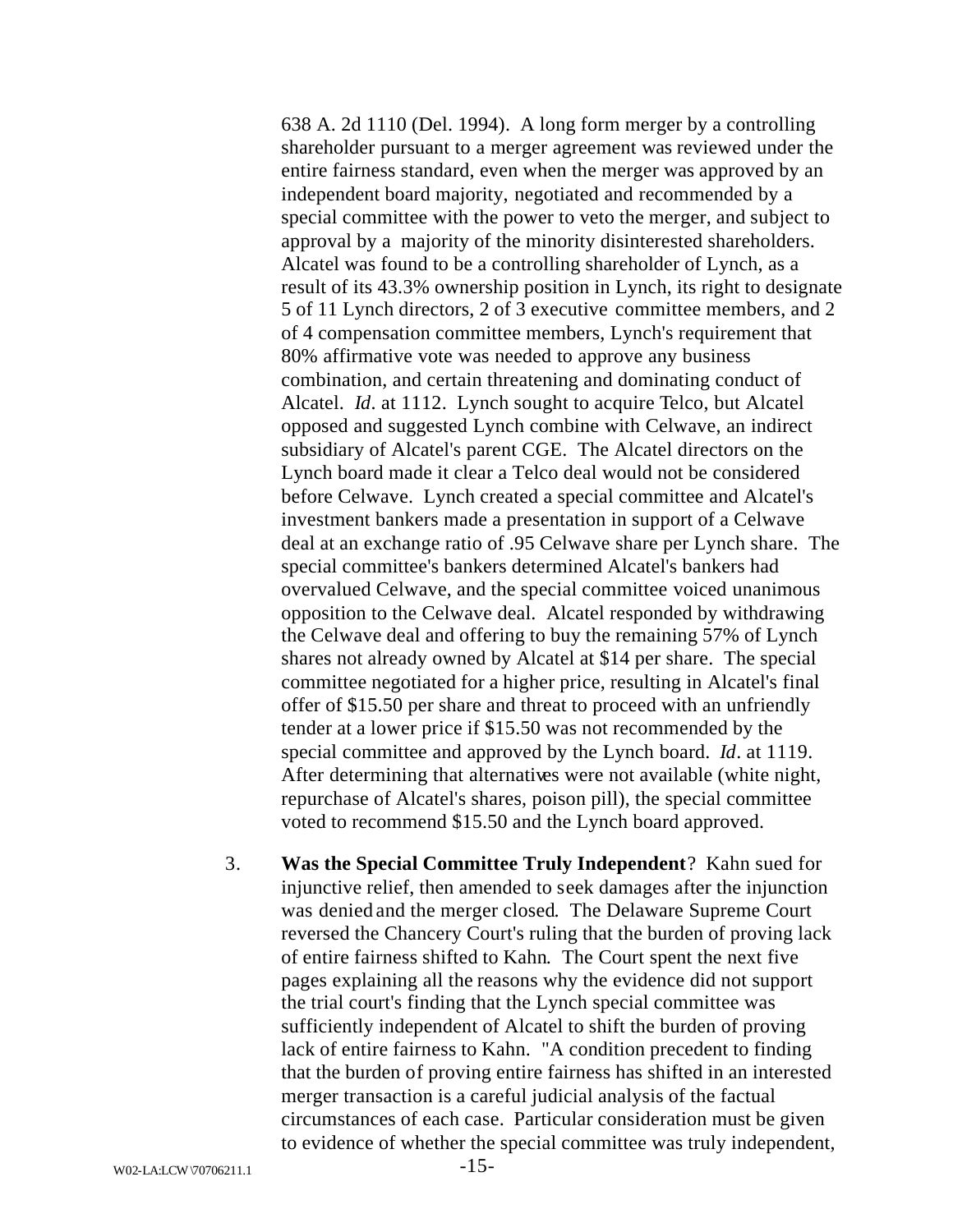638 A. 2d 1110 (Del. 1994). A long form merger by a controlling shareholder pursuant to a merger agreement was reviewed under the entire fairness standard, even when the merger was approved by an independent board majority, negotiated and recommended by a special committee with the power to veto the merger, and subject to approval by a majority of the minority disinterested shareholders. Alcatel was found to be a controlling shareholder of Lynch, as a result of its 43.3% ownership position in Lynch, its right to designate 5 of 11 Lynch directors, 2 of 3 executive committee members, and 2 of 4 compensation committee members, Lynch's requirement that 80% affirmative vote was needed to approve any business combination, and certain threatening and dominating conduct of Alcatel. *Id*. at 1112. Lynch sought to acquire Telco, but Alcatel opposed and suggested Lynch combine with Celwave, an indirect subsidiary of Alcatel's parent CGE. The Alcatel directors on the Lynch board made it clear a Telco deal would not be considered before Celwave. Lynch created a special committee and Alcatel's investment bankers made a presentation in support of a Celwave deal at an exchange ratio of .95 Celwave share per Lynch share. The special committee's bankers determined Alcatel's bankers had overvalued Celwave, and the special committee voiced unanimous opposition to the Celwave deal. Alcatel responded by withdrawing the Celwave deal and offering to buy the remaining 57% of Lynch shares not already owned by Alcatel at $14 per share. The special committee negotiated for a higher price, resulting in Alcatel's final offer of $15.50 per share and threat to proceed with an unfriendly tender at a lower price if $15.50 was not recommended by the special committee and approved by the Lynch board. *Id*. at 1119. After determining that alternatives were not available (white night, repurchase of Alcatel's shares, poison pill), the special committee voted to recommend $15.50 and the Lynch board approved.

3. **Was the Special Committee Truly Independent**? Kahn sued for injunctive relief, then amended to seek damages after the injunction was denied and the merger closed. The Delaware Supreme Court reversed the Chancery Court's ruling that the burden of proving lack of entire fairness shifted to Kahn. The Court spent the next five pages explaining all the reasons why the evidence did not support the trial court's finding that the Lynch special committee was sufficiently independent of Alcatel to shift the burden of proving lack of entire fairness to Kahn. "A condition precedent to finding that the burden of proving entire fairness has shifted in an interested merger transaction is a careful judicial analysis of the factual circumstances of each case. Particular consideration must be given to evidence of whether the special committee was truly independent,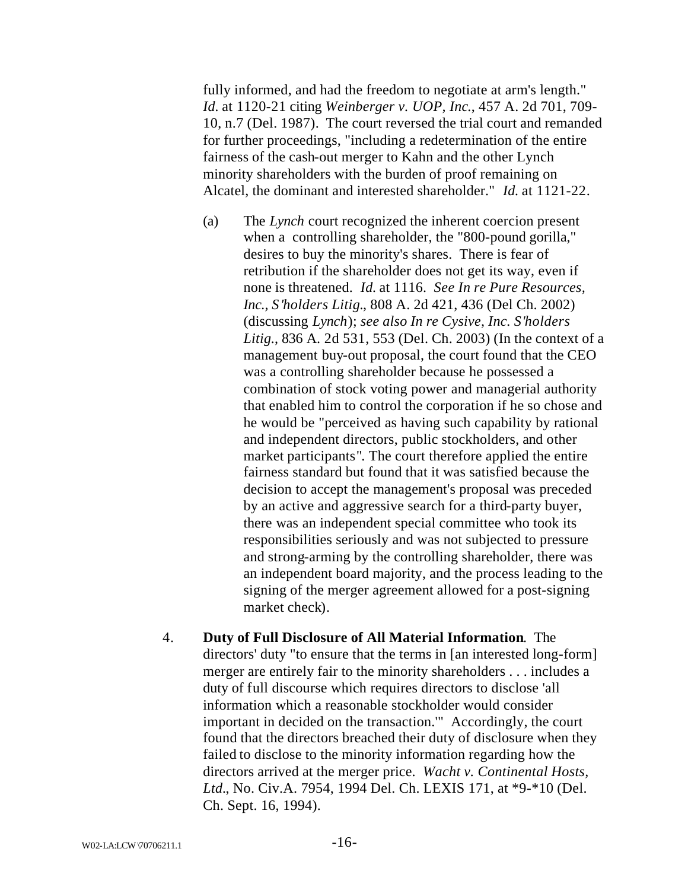fully informed, and had the freedom to negotiate at arm's length." *Id.* at 1120-21 citing *Weinberger v. UOP, Inc.*, 457 A. 2d 701, 709-10, n.7 (Del. 1987). The court reversed the trial court and remanded for further proceedings, "including a redetermination of the entire fairness of the cash-out merger to Kahn and the other Lynch minority shareholders with the burden of proof remaining on Alcatel, the dominant and interested shareholder." *Id.* at 1121-22.

(a) The *Lynch* court recognized the inherent coercion present when a controlling shareholder, the "800-pound gorilla," desires to buy the minority's shares. There is fear of retribution if the shareholder does not get its way, even if none is threatened. *Id.* at 1116. *See In re Pure Resources, Inc., S'holders Litig.*, 808 A. 2d 421, 436 (Del Ch. 2002) (discussing *Lynch*); *see also In re Cysive, Inc. S'holders Litig.*, 836 A. 2d 531, 553 (Del. Ch. 2003) (In the context of a management buy-out proposal, the court found that the CEO was a controlling shareholder because he possessed a combination of stock voting power and managerial authority that enabled him to control the corporation if he so chose and he would be "perceived as having such capability by rational and independent directors, public stockholders, and other market participants". The court therefore applied the entire fairness standard but found that it was satisfied because the decision to accept the management's proposal was preceded by an active and aggressive search for a third-party buyer, there was an independent special committee who took its responsibilities seriously and was not subjected to pressure and strong-arming by the controlling shareholder, there was an independent board majority, and the process leading to the signing of the merger agreement allowed for a post-signing market check).

4. **Duty of Full Disclosure of All Material Information**. The directors' duty "to ensure that the terms in [an interested long-form] merger are entirely fair to the minority shareholders . . . includes a duty of full discourse which requires directors to disclose 'all information which a reasonable stockholder would consider important in decided on the transaction.'" Accordingly, the court found that the directors breached their duty of disclosure when they failed to disclose to the minority information regarding how the directors arrived at the merger price. *Wacht v. Continental Hosts, Ltd.*, No. Civ.A. 7954, 1994 Del. Ch. LEXIS 171, at *9-*10 (Del. Ch. Sept. 16, 1994).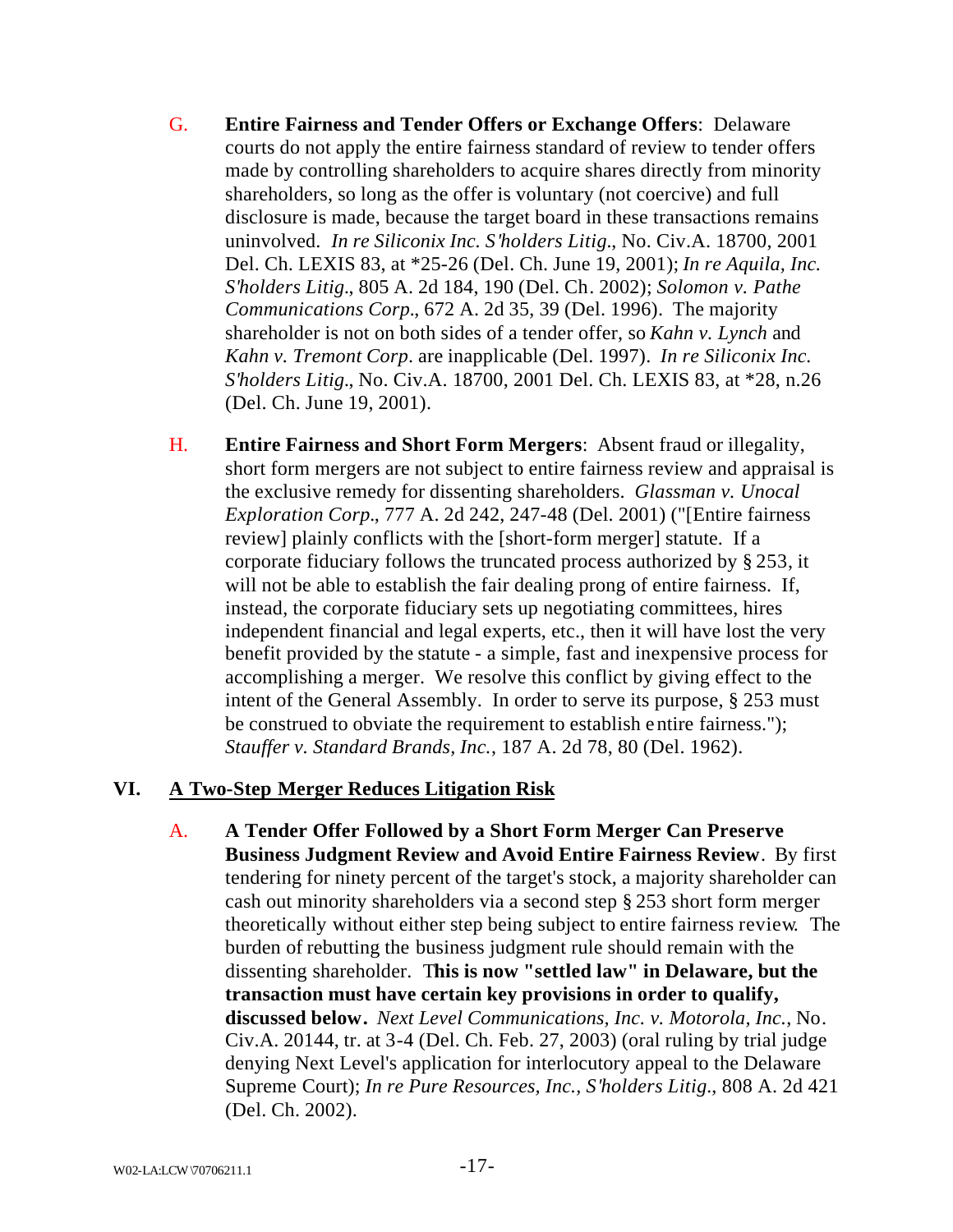G. **Entire Fairness and Tender Offers or Exchange Offers**: Delaware courts do not apply the entire fairness standard of review to tender offers made by controlling shareholders to acquire shares directly from minority shareholders, so long as the offer is voluntary (not coercive) and full disclosure is made, because the target board in these transactions remains uninvolved. *In re Siliconix Inc. S'holders Litig.*, No. Civ.A. 18700, 2001 Del. Ch. LEXIS 83, at *25-26 (Del. Ch. June 19, 2001); *In re Aquila, Inc. S'holders Litig.*, 805 A. 2d 184, 190 (Del. Ch. 2002); *Solomon v. Pathe Communications Corp.*, 672 A. 2d 35, 39 (Del. 1996). The majority shareholder is not on both sides of a tender offer, so *Kahn v. Lynch* and *Kahn v. Tremont Corp.* are inapplicable (Del. 1997). *In re Siliconix Inc. S'holders Litig.*, No. Civ.A. 18700, 2001 Del. Ch. LEXIS 83, at *28, n.26 (Del. Ch. June 19, 2001).

H. **Entire Fairness and Short Form Mergers**: Absent fraud or illegality, short form mergers are not subject to entire fairness review and appraisal is the exclusive remedy for dissenting shareholders. *Glassman v. Unocal Exploration Corp.*, 777 A. 2d 242, 247-48 (Del. 2001) ("[Entire fairness review] plainly conflicts with the [short-form merger] statute. If a corporate fiduciary follows the truncated process authorized by § 253, it will not be able to establish the fair dealing prong of entire fairness. If, instead, the corporate fiduciary sets up negotiating committees, hires independent financial and legal experts, etc., then it will have lost the very benefit provided by the statute - a simple, fast and inexpensive process for accomplishing a merger. We resolve this conflict by giving effect to the intent of the General Assembly. In order to serve its purpose, § 253 must be construed to obviate the requirement to establish entire fairness."); *Stauffer v. Standard Brands, Inc.*, 187 A. 2d 78, 80 (Del. 1962).

## VI. <u>A Two-Step Merger Reduces Litigation Risk</u>

A. **A Tender Offer Followed by a Short Form Merger Can Preserve Business Judgment Review and Avoid Entire Fairness Review**. By first tendering for ninety percent of the target's stock, a majority shareholder can cash out minority shareholders via a second step § 253 short form merger theoretically without either step being subject to entire fairness review. The burden of rebutting the business judgment rule should remain with the dissenting shareholder. T**his is now "settled law" in Delaware, but the transaction must have certain key provisions in order to qualify, discussed below.** *Next Level Communications, Inc. v. Motorola, Inc.*, No. Civ.A. 20144, tr. at 3-4 (Del. Ch. Feb. 27, 2003) (oral ruling by trial judge denying Next Level's application for interlocutory appeal to the Delaware Supreme Court); *In re Pure Resources, Inc., S'holders Litig.*, 808 A. 2d 421 (Del. Ch. 2002).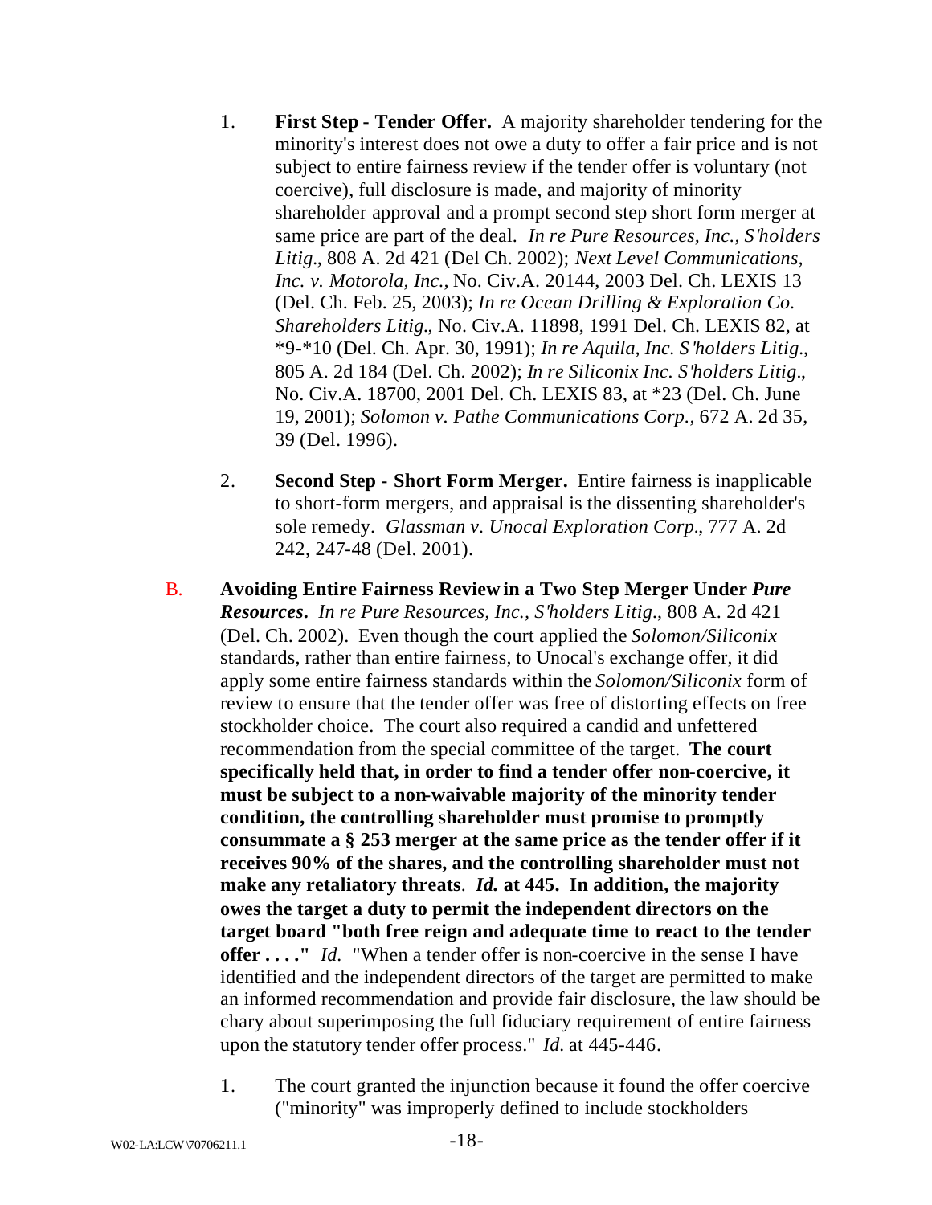1. **First Step - Tender Offer.** A majority shareholder tendering for the minority's interest does not owe a duty to offer a fair price and is not subject to entire fairness review if the tender offer is voluntary (not coercive), full disclosure is made, and majority of minority shareholder approval and a prompt second step short form merger at same price are part of the deal. *In re Pure Resources, Inc., S'holders Litig.*, 808 A. 2d 421 (Del Ch. 2002); *Next Level Communications, Inc. v. Motorola, Inc.*, No. Civ.A. 20144, 2003 Del. Ch. LEXIS 13 (Del. Ch. Feb. 25, 2003); *In re Ocean Drilling & Exploration Co. Shareholders Litig.*, No. Civ.A. 11898, 1991 Del. Ch. LEXIS 82, at *9-*10 (Del. Ch. Apr. 30, 1991); *In re Aquila, Inc. S'holders Litig.*, 805 A. 2d 184 (Del. Ch. 2002); *In re Siliconix Inc. S'holders Litig.*, No. Civ.A. 18700, 2001 Del. Ch. LEXIS 83, at *23 (Del. Ch. June 19, 2001); *Solomon v. Pathe Communications Corp.*, 672 A. 2d 35, 39 (Del. 1996).

2. **Second Step - Short Form Merger.** Entire fairness is inapplicable to short-form mergers, and appraisal is the dissenting shareholder's sole remedy. *Glassman v. Unocal Exploration Corp.*, 777 A. 2d 242, 247-48 (Del. 2001).

B. **Avoiding Entire Fairness Review in a Two Step Merger Under *Pure Resources*.** *In re Pure Resources, Inc., S'holders Litig.*, 808 A. 2d 421 (Del. Ch. 2002). Even though the court applied the *Solomon/Siliconix* standards, rather than entire fairness, to Unocal's exchange offer, it did apply some entire fairness standards within the *Solomon/Siliconix* form of review to ensure that the tender offer was free of distorting effects on free stockholder choice. The court also required a candid and unfettered recommendation from the special committee of the target. **The court specifically held that, in order to find a tender offer non-coercive, it must be subject to a non-waivable majority of the minority tender condition, the controlling shareholder must promise to promptly consummate a § 253 merger at the same price as the tender offer if it receives 90% of the shares, and the controlling shareholder must not make any retaliatory threats**. ***Id.* at 445. In addition, the majority owes the target a duty to permit the independent directors on the target board "both free reign and adequate time to react to the tender offer . . . ."** *Id.* "When a tender offer is non-coercive in the sense I have identified and the independent directors of the target are permitted to make an informed recommendation and provide fair disclosure, the law should be chary about superimposing the full fiduciary requirement of entire fairness upon the statutory tender offer process." *Id.* at 445-446.

1. The court granted the injunction because it found the offer coercive ("minority" was improperly defined to include stockholders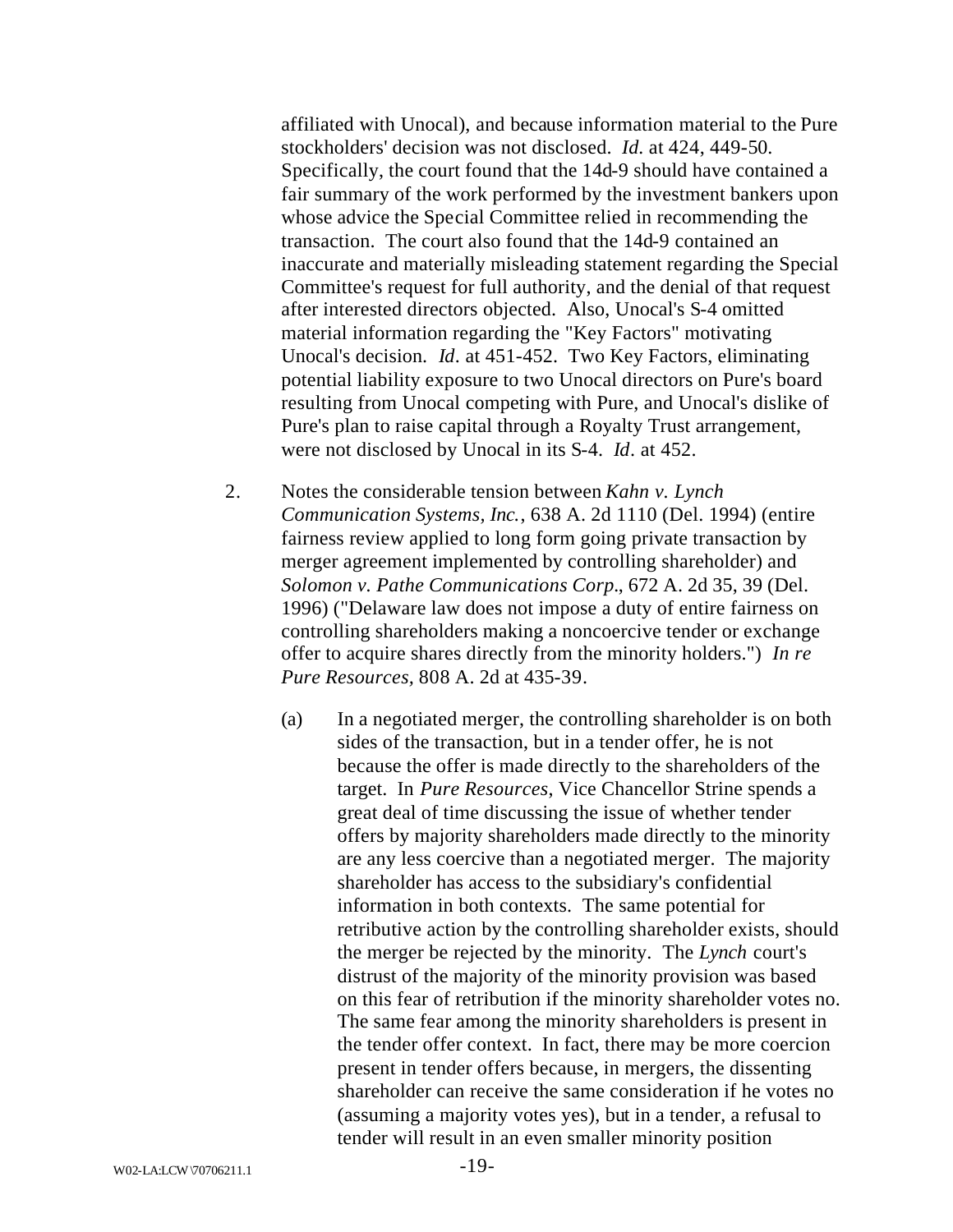affiliated with Unocal), and because information material to the Pure stockholders' decision was not disclosed. *Id*. at 424, 449-50. Specifically, the court found that the 14d-9 should have contained a fair summary of the work performed by the investment bankers upon whose advice the Special Committee relied in recommending the transaction. The court also found that the 14d-9 contained an inaccurate and materially misleading statement regarding the Special Committee's request for full authority, and the denial of that request after interested directors objected. Also, Unocal's S-4 omitted material information regarding the "Key Factors" motivating Unocal's decision. *Id*. at 451-452. Two Key Factors, eliminating potential liability exposure to two Unocal directors on Pure's board resulting from Unocal competing with Pure, and Unocal's dislike of Pure's plan to raise capital through a Royalty Trust arrangement, were not disclosed by Unocal in its S-4. *Id*. at 452.

2. Notes the considerable tension between *Kahn v. Lynch Communication Systems, Inc.*, 638 A. 2d 1110 (Del. 1994) (entire fairness review applied to long form going private transaction by merger agreement implemented by controlling shareholder) and *Solomon v. Pathe Communications Corp.*, 672 A. 2d 35, 39 (Del. 1996) ("Delaware law does not impose a duty of entire fairness on controlling shareholders making a noncoercive tender or exchange offer to acquire shares directly from the minority holders.") *In re Pure Resources,* 808 A. 2d at 435-39.

   (a) In a negotiated merger, the controlling shareholder is on both sides of the transaction, but in a tender offer, he is not because the offer is made directly to the shareholders of the target. In *Pure Resources*, Vice Chancellor Strine spends a great deal of time discussing the issue of whether tender offers by majority shareholders made directly to the minority are any less coercive than a negotiated merger. The majority shareholder has access to the subsidiary's confidential information in both contexts. The same potential for retributive action by the controlling shareholder exists, should the merger be rejected by the minority. The *Lynch* court's distrust of the majority of the minority provision was based on this fear of retribution if the minority shareholder votes no. The same fear among the minority shareholders is present in the tender offer context. In fact, there may be more coercion present in tender offers because, in mergers, the dissenting shareholder can receive the same consideration if he votes no (assuming a majority votes yes), but in a tender, a refusal to tender will result in an even smaller minority position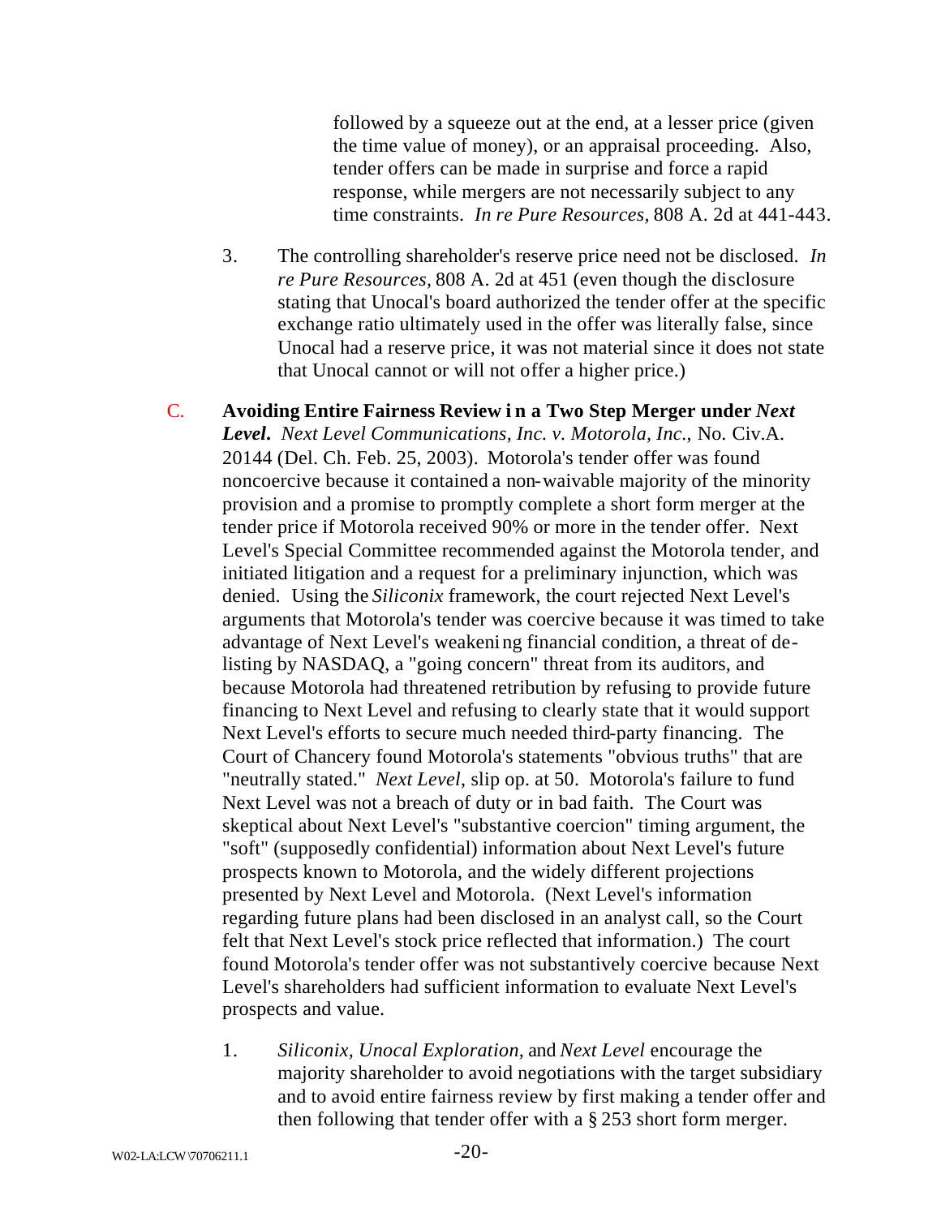followed by a squeeze out at the end, at a lesser price (given the time value of money), or an appraisal proceeding. Also, tender offers can be made in surprise and force a rapid response, while mergers are not necessarily subject to any time constraints. *In re Pure Resources*, 808 A. 2d at 441-443.

3. The controlling shareholder's reserve price need not be disclosed. *In re Pure Resources*, 808 A. 2d at 451 (even though the disclosure stating that Unocal's board authorized the tender offer at the specific exchange ratio ultimately used in the offer was literally false, since Unocal had a reserve price, it was not material since it does not state that Unocal cannot or will not offer a higher price.)

C. **Avoiding Entire Fairness Review in a Two Step Merger under *Next Level*.** *Next Level Communications, Inc. v. Motorola, Inc.*, No. Civ.A. 20144 (Del. Ch. Feb. 25, 2003). Motorola's tender offer was found noncoercive because it contained a non-waivable majority of the minority provision and a promise to promptly complete a short form merger at the tender price if Motorola received 90% or more in the tender offer. Next Level's Special Committee recommended against the Motorola tender, and initiated litigation and a request for a preliminary injunction, which was denied. Using the *Siliconix* framework, the court rejected Next Level's arguments that Motorola's tender was coercive because it was timed to take advantage of Next Level's weakening financial condition, a threat of de-listing by NASDAQ, a "going concern" threat from its auditors, and because Motorola had threatened retribution by refusing to provide future financing to Next Level and refusing to clearly state that it would support Next Level's efforts to secure much needed third-party financing. The Court of Chancery found Motorola's statements "obvious truths" that are "neutrally stated." *Next Level*, slip op. at 50. Motorola's failure to fund Next Level was not a breach of duty or in bad faith. The Court was skeptical about Next Level's "substantive coercion" timing argument, the "soft" (supposedly confidential) information about Next Level's future prospects known to Motorola, and the widely different projections presented by Next Level and Motorola. (Next Level's information regarding future plans had been disclosed in an analyst call, so the Court felt that Next Level's stock price reflected that information.) The court found Motorola's tender offer was not substantively coercive because Next Level's shareholders had sufficient information to evaluate Next Level's prospects and value.

1. *Siliconix*, *Unocal Exploration*, and *Next Level* encourage the majority shareholder to avoid negotiations with the target subsidiary and to avoid entire fairness review by first making a tender offer and then following that tender offer with a § 253 short form merger.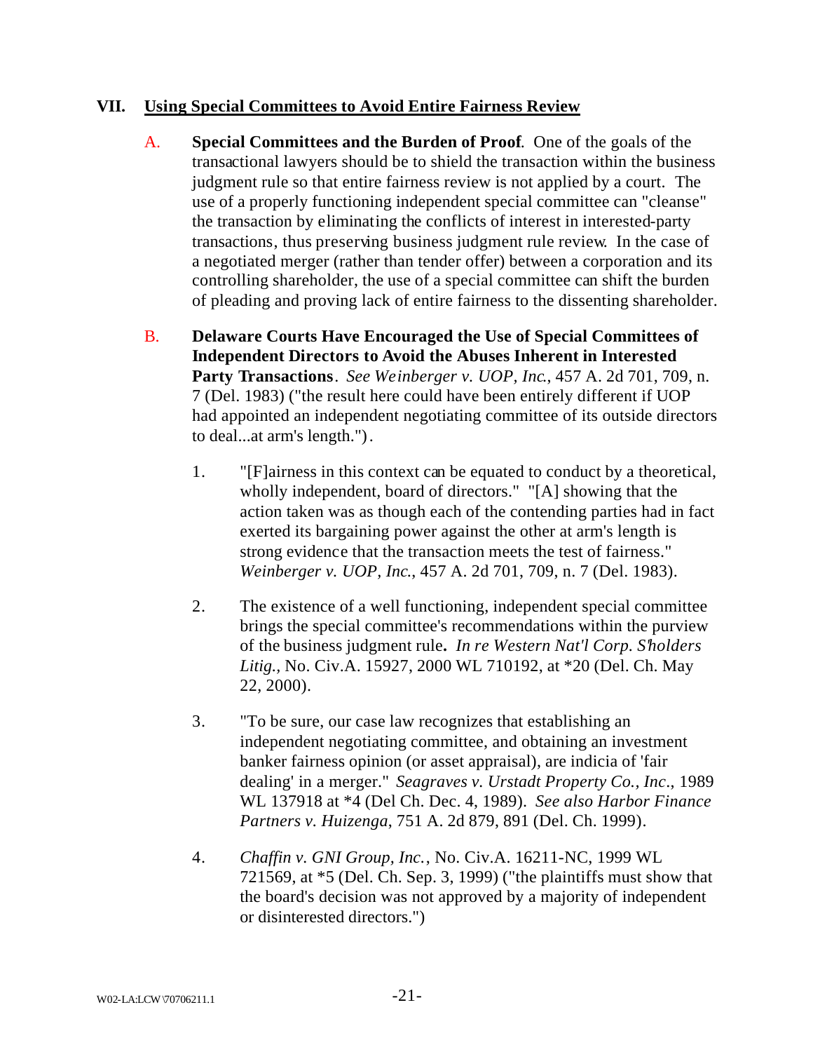## VII. Using Special Committees to Avoid Entire Fairness Review

A. **Special Committees and the Burden of Proof**. One of the goals of the transactional lawyers should be to shield the transaction within the business judgment rule so that entire fairness review is not applied by a court. The use of a properly functioning independent special committee can "cleanse" the transaction by eliminating the conflicts of interest in interested-party transactions, thus preserving business judgment rule review. In the case of a negotiated merger (rather than tender offer) between a corporation and its controlling shareholder, the use of a special committee can shift the burden of pleading and proving lack of entire fairness to the dissenting shareholder.

B. **Delaware Courts Have Encouraged the Use of Special Committees of Independent Directors to Avoid the Abuses Inherent in Interested Party Transactions**. *See Weinberger v. UOP, Inc.*, 457 A. 2d 701, 709, n. 7 (Del. 1983) ("the result here could have been entirely different if UOP had appointed an independent negotiating committee of its outside directors to deal...at arm's length.").

1. "[F]airness in this context can be equated to conduct by a theoretical, wholly independent, board of directors." "[A] showing that the action taken was as though each of the contending parties had in fact exerted its bargaining power against the other at arm's length is strong evidence that the transaction meets the test of fairness." *Weinberger v. UOP, Inc.*, 457 A. 2d 701, 709, n. 7 (Del. 1983).

2. The existence of a well functioning, independent special committee brings the special committee's recommendations within the purview of the business judgment rule**.** *In re Western Nat'l Corp. S'holders Litig.*, No. Civ.A. 15927, 2000 WL 710192, at *20 (Del. Ch. May 22, 2000).

3. "To be sure, our case law recognizes that establishing an independent negotiating committee, and obtaining an investment banker fairness opinion (or asset appraisal), are indicia of 'fair dealing' in a merger." *Seagraves v. Urstadt Property Co., Inc*., 1989 WL 137918 at *4 (Del Ch. Dec. 4, 1989). *See also Harbor Finance Partners v. Huizenga*, 751 A. 2d 879, 891 (Del. Ch. 1999).

4. *Chaffin v. GNI Group, Inc.*, No. Civ.A. 16211-NC, 1999 WL 721569, at *5 (Del. Ch. Sep. 3, 1999) ("the plaintiffs must show that the board's decision was not approved by a majority of independent or disinterested directors.")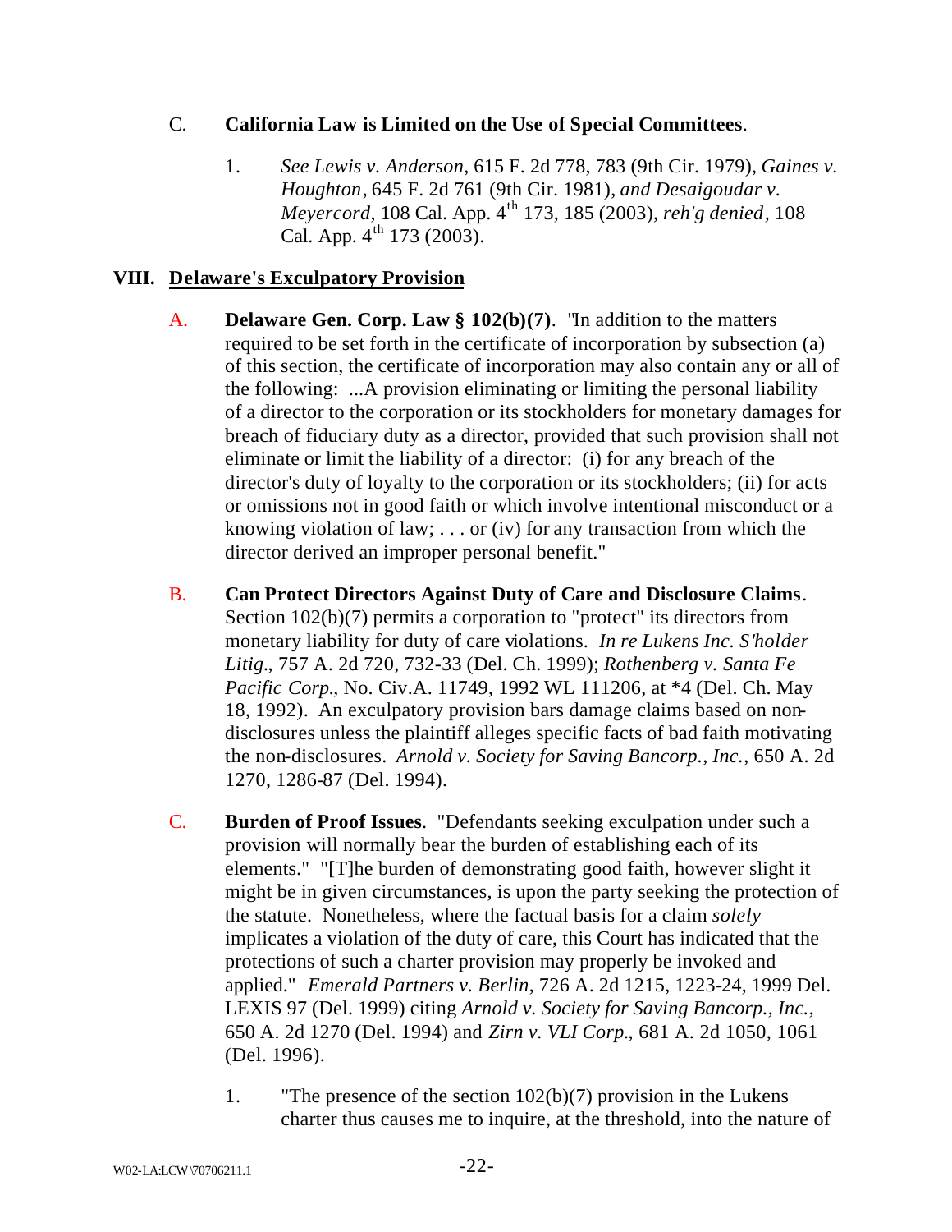C. **California Law is Limited on the Use of Special Committees**.

1. *See Lewis v. Anderson*, 615 F. 2d 778, 783 (9th Cir. 1979), *Gaines v. Houghton*, 645 F. 2d 761 (9th Cir. 1981), *and Desaigoudar v. Meyercord*, 108 Cal. App. 4th 173, 185 (2003), *reh'g denied*, 108 Cal. App. 4th 173 (2003).

## VIII. Delaware's Exculpatory Provision

A. **Delaware Gen. Corp. Law § 102(b)(7)**. "In addition to the matters required to be set forth in the certificate of incorporation by subsection (a) of this section, the certificate of incorporation may also contain any or all of the following: ...A provision eliminating or limiting the personal liability of a director to the corporation or its stockholders for monetary damages for breach of fiduciary duty as a director, provided that such provision shall not eliminate or limit the liability of a director: (i) for any breach of the director's duty of loyalty to the corporation or its stockholders; (ii) for acts or omissions not in good faith or which involve intentional misconduct or a knowing violation of law; . . . or (iv) for any transaction from which the director derived an improper personal benefit."

B. **Can Protect Directors Against Duty of Care and Disclosure Claims**. Section 102(b)(7) permits a corporation to "protect" its directors from monetary liability for duty of care violations. *In re Lukens Inc. S'holder Litig.*, 757 A. 2d 720, 732-33 (Del. Ch. 1999); *Rothenberg v. Santa Fe Pacific Corp.*, No. Civ.A. 11749, 1992 WL 111206, at *4 (Del. Ch. May 18, 1992). An exculpatory provision bars damage claims based on non-disclosures unless the plaintiff alleges specific facts of bad faith motivating the non-disclosures. *Arnold v. Society for Saving Bancorp., Inc.*, 650 A. 2d 1270, 1286-87 (Del. 1994).

C. **Burden of Proof Issues**. "Defendants seeking exculpation under such a provision will normally bear the burden of establishing each of its elements." "[T]he burden of demonstrating good faith, however slight it might be in given circumstances, is upon the party seeking the protection of the statute. Nonetheless, where the factual basis for a claim *solely* implicates a violation of the duty of care, this Court has indicated that the protections of such a charter provision may properly be invoked and applied." *Emerald Partners v. Berlin*, 726 A. 2d 1215, 1223-24, 1999 Del. LEXIS 97 (Del. 1999) citing *Arnold v. Society for Saving Bancorp., Inc.*, 650 A. 2d 1270 (Del. 1994) and *Zirn v. VLI Corp.*, 681 A. 2d 1050, 1061 (Del. 1996).

1. "The presence of the section 102(b)(7) provision in the Lukens charter thus causes me to inquire, at the threshold, into the nature of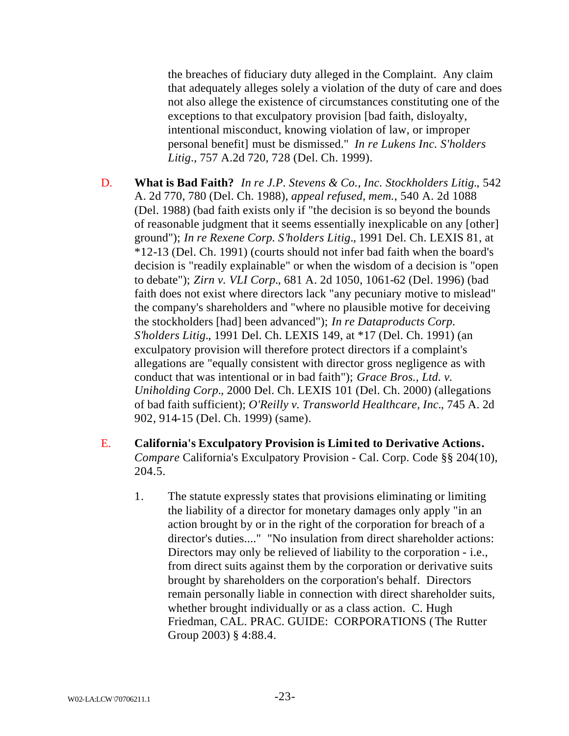the breaches of fiduciary duty alleged in the Complaint. Any claim that adequately alleges solely a violation of the duty of care and does not also allege the existence of circumstances constituting one of the exceptions to that exculpatory provision [bad faith, disloyalty, intentional misconduct, knowing violation of law, or improper personal benefit] must be dismissed." *In re Lukens Inc. S'holders Litig*., 757 A.2d 720, 728 (Del. Ch. 1999).

D. **What is Bad Faith?** *In re J.P. Stevens & Co., Inc. Stockholders Litig*., 542 A. 2d 770, 780 (Del. Ch. 1988), *appeal refused, mem.*, 540 A. 2d 1088 (Del. 1988) (bad faith exists only if "the decision is so beyond the bounds of reasonable judgment that it seems essentially inexplicable on any [other] ground"); *In re Rexene Corp. S'holders Litig*., 1991 Del. Ch. LEXIS 81, at *12-13 (Del. Ch. 1991) (courts should not infer bad faith when the board's decision is "readily explainable" or when the wisdom of a decision is "open to debate"); *Zirn v. VLI Corp*., 681 A. 2d 1050, 1061-62 (Del. 1996) (bad faith does not exist where directors lack "any pecuniary motive to mislead" the company's shareholders and "where no plausible motive for deceiving the stockholders [had] been advanced"); *In re Dataproducts Corp. S'holders Litig*., 1991 Del. Ch. LEXIS 149, at *17 (Del. Ch. 1991) (an exculpatory provision will therefore protect directors if a complaint's allegations are "equally consistent with director gross negligence as with conduct that was intentional or in bad faith"); *Grace Bros., Ltd. v. Uniholding Corp*., 2000 Del. Ch. LEXIS 101 (Del. Ch. 2000) (allegations of bad faith sufficient); *O'Reilly v. Transworld Healthcare, Inc*., 745 A. 2d 902, 914-15 (Del. Ch. 1999) (same).

E. **California's Exculpatory Provision is Limited to Derivative Actions.** *Compare* California's Exculpatory Provision - Cal. Corp. Code §§ 204(10), 204.5.

1. The statute expressly states that provisions eliminating or limiting the liability of a director for monetary damages only apply "in an action brought by or in the right of the corporation for breach of a director's duties...." "No insulation from direct shareholder actions: Directors may only be relieved of liability to the corporation - i.e., from direct suits against them by the corporation or derivative suits brought by shareholders on the corporation's behalf. Directors remain personally liable in connection with direct shareholder suits, whether brought individually or as a class action. C. Hugh Friedman, CAL. PRAC. GUIDE: CORPORATIONS (The Rutter Group 2003) § 4:88.4.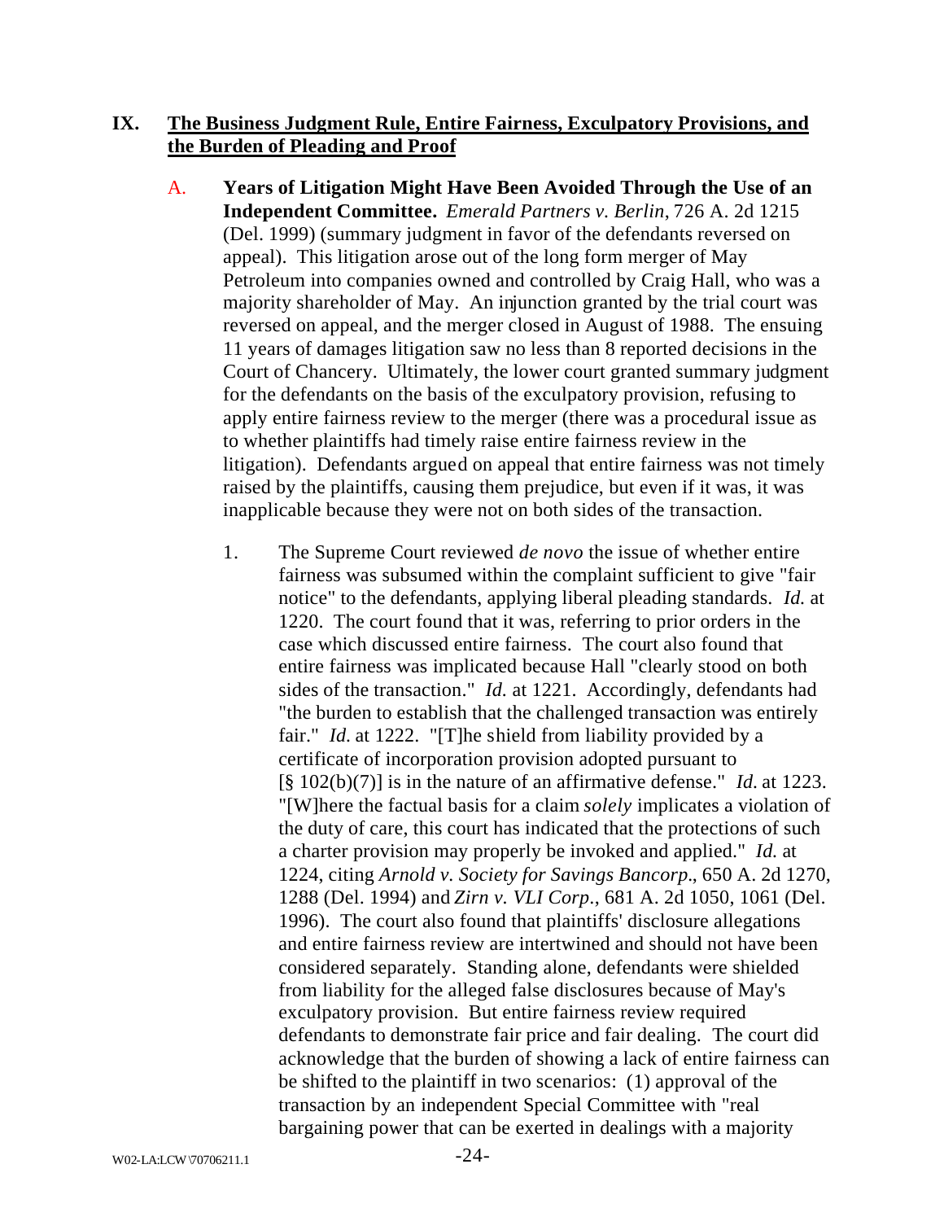## IX. The Business Judgment Rule, Entire Fairness, Exculpatory Provisions, and the Burden of Pleading and Proof

A. **Years of Litigation Might Have Been Avoided Through the Use of an Independent Committee.** *Emerald Partners v. Berlin*, 726 A. 2d 1215 (Del. 1999) (summary judgment in favor of the defendants reversed on appeal). This litigation arose out of the long form merger of May Petroleum into companies owned and controlled by Craig Hall, who was a majority shareholder of May. An injunction granted by the trial court was reversed on appeal, and the merger closed in August of 1988. The ensuing 11 years of damages litigation saw no less than 8 reported decisions in the Court of Chancery. Ultimately, the lower court granted summary judgment for the defendants on the basis of the exculpatory provision, refusing to apply entire fairness review to the merger (there was a procedural issue as to whether plaintiffs had timely raise entire fairness review in the litigation). Defendants argued on appeal that entire fairness was not timely raised by the plaintiffs, causing them prejudice, but even if it was, it was inapplicable because they were not on both sides of the transaction.

1. The Supreme Court reviewed *de novo* the issue of whether entire fairness was subsumed within the complaint sufficient to give "fair notice" to the defendants, applying liberal pleading standards. *Id.* at 1220. The court found that it was, referring to prior orders in the case which discussed entire fairness. The court also found that entire fairness was implicated because Hall "clearly stood on both sides of the transaction." *Id.* at 1221. Accordingly, defendants had "the burden to establish that the challenged transaction was entirely fair." *Id.* at 1222. "[T]he shield from liability provided by a certificate of incorporation provision adopted pursuant to [§ 102(b)(7)] is in the nature of an affirmative defense." *Id.* at 1223. "[W]here the factual basis for a claim *solely* implicates a violation of the duty of care, this court has indicated that the protections of such a charter provision may properly be invoked and applied." *Id.* at 1224, citing *Arnold v. Society for Savings Bancorp.*, 650 A. 2d 1270, 1288 (Del. 1994) and *Zirn v. VLI Corp.*, 681 A. 2d 1050, 1061 (Del. 1996). The court also found that plaintiffs' disclosure allegations and entire fairness review are intertwined and should not have been considered separately. Standing alone, defendants were shielded from liability for the alleged false disclosures because of May's exculpatory provision. But entire fairness review required defendants to demonstrate fair price and fair dealing. The court did acknowledge that the burden of showing a lack of entire fairness can be shifted to the plaintiff in two scenarios: (1) approval of the transaction by an independent Special Committee with "real bargaining power that can be exerted in dealings with a majority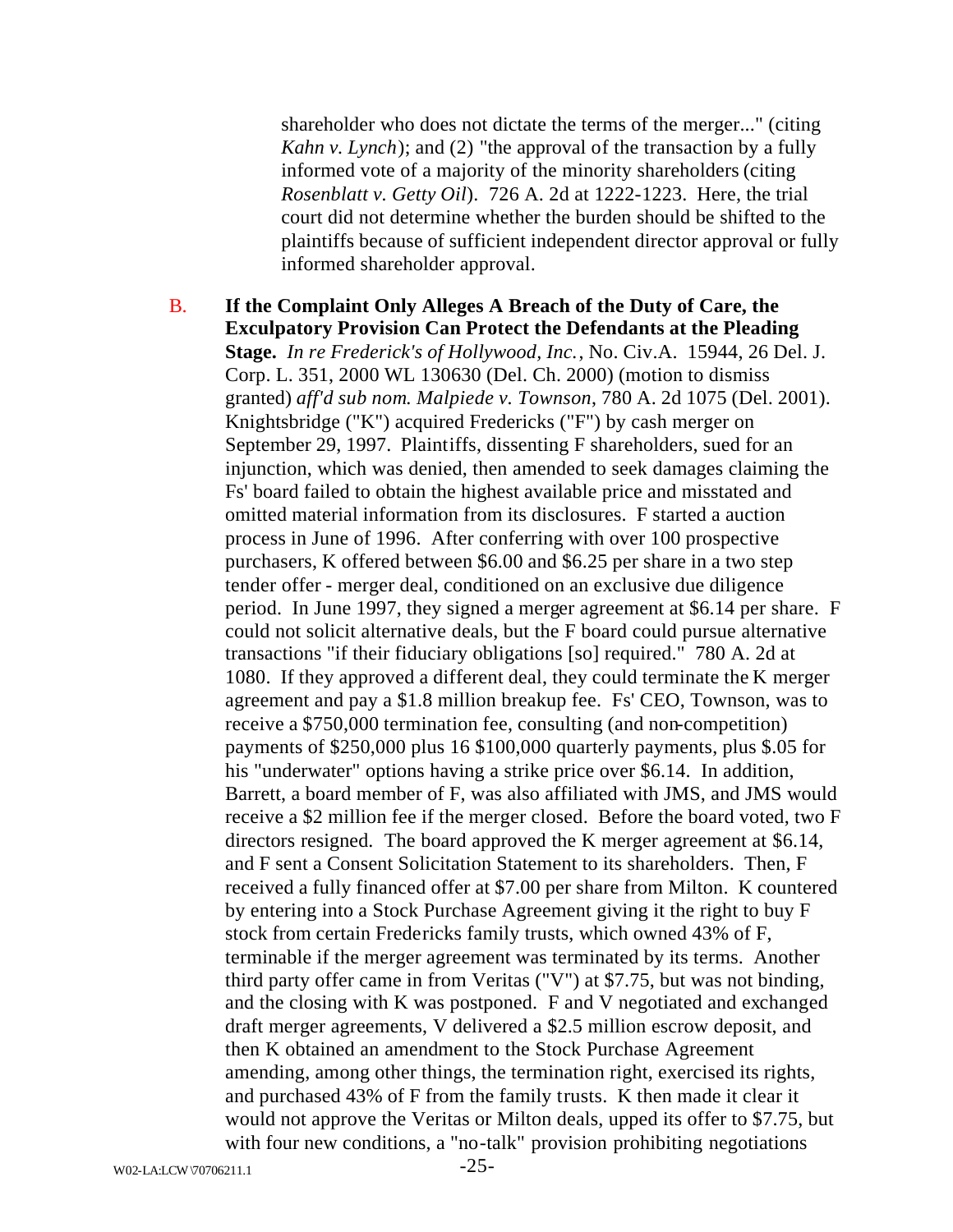shareholder who does not dictate the terms of the merger..." (citing *Kahn v. Lynch*); and (2) "the approval of the transaction by a fully informed vote of a majority of the minority shareholders (citing *Rosenblatt v. Getty Oil*). 726 A. 2d at 1222-1223. Here, the trial court did not determine whether the burden should be shifted to the plaintiffs because of sufficient independent director approval or fully informed shareholder approval.

B. **If the Complaint Only Alleges A Breach of the Duty of Care, the Exculpatory Provision Can Protect the Defendants at the Pleading Stage.** *In re Frederick's of Hollywood, Inc.*, No. Civ.A. 15944, 26 Del. J. Corp. L. 351, 2000 WL 130630 (Del. Ch. 2000) (motion to dismiss granted) *aff'd sub nom. Malpiede v. Townson*, 780 A. 2d 1075 (Del. 2001). Knightsbridge ("K") acquired Fredericks ("F") by cash merger on September 29, 1997. Plaintiffs, dissenting F shareholders, sued for an injunction, which was denied, then amended to seek damages claiming the Fs' board failed to obtain the highest available price and misstated and omitted material information from its disclosures. F started a auction process in June of 1996. After conferring with over 100 prospective purchasers, K offered between $6.00 and $6.25 per share in a two step tender offer - merger deal, conditioned on an exclusive due diligence period. In June 1997, they signed a merger agreement at $6.14 per share. F could not solicit alternative deals, but the F board could pursue alternative transactions "if their fiduciary obligations [so] required." 780 A. 2d at 1080. If they approved a different deal, they could terminate the K merger agreement and pay a $1.8 million breakup fee. Fs' CEO, Townson, was to receive a $750,000 termination fee, consulting (and non-competition) payments of $250,000 plus 16 $100,000 quarterly payments, plus $.05 for his "underwater" options having a strike price over $6.14. In addition, Barrett, a board member of F, was also affiliated with JMS, and JMS would receive a $2 million fee if the merger closed. Before the board voted, two F directors resigned. The board approved the K merger agreement at $6.14, and F sent a Consent Solicitation Statement to its shareholders. Then, F received a fully financed offer at $7.00 per share from Milton. K countered by entering into a Stock Purchase Agreement giving it the right to buy F stock from certain Fredericks family trusts, which owned 43% of F, terminable if the merger agreement was terminated by its terms. Another third party offer came in from Veritas ("V") at $7.75, but was not binding, and the closing with K was postponed. F and V negotiated and exchanged draft merger agreements, V delivered a $2.5 million escrow deposit, and then K obtained an amendment to the Stock Purchase Agreement amending, among other things, the termination right, exercised its rights, and purchased 43% of F from the family trusts. K then made it clear it would not approve the Veritas or Milton deals, upped its offer to $7.75, but with four new conditions, a "no-talk" provision prohibiting negotiations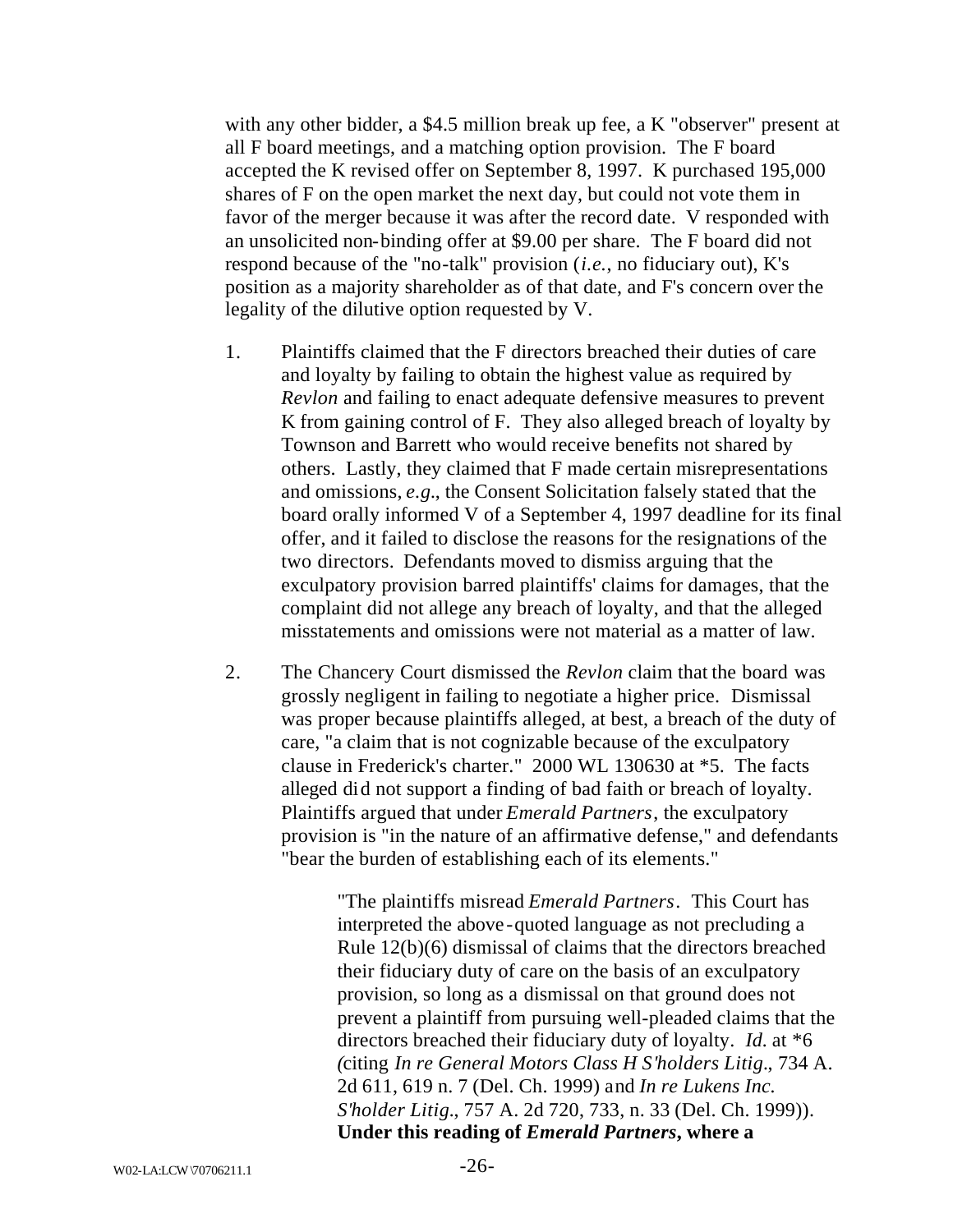with any other bidder, a $4.5 million break up fee, a K "observer" present at all F board meetings, and a matching option provision. The F board accepted the K revised offer on September 8, 1997. K purchased 195,000 shares of F on the open market the next day, but could not vote them in favor of the merger because it was after the record date. V responded with an unsolicited non-binding offer at $9.00 per share. The F board did not respond because of the "no-talk" provision (*i.e.*, no fiduciary out), K's position as a majority shareholder as of that date, and F's concern over the legality of the dilutive option requested by V.

1. Plaintiffs claimed that the F directors breached their duties of care and loyalty by failing to obtain the highest value as required by *Revlon* and failing to enact adequate defensive measures to prevent K from gaining control of F. They also alleged breach of loyalty by Townson and Barrett who would receive benefits not shared by others. Lastly, they claimed that F made certain misrepresentations and omissions, *e.g.*, the Consent Solicitation falsely stated that the board orally informed V of a September 4, 1997 deadline for its final offer, and it failed to disclose the reasons for the resignations of the two directors. Defendants moved to dismiss arguing that the exculpatory provision barred plaintiffs' claims for damages, that the complaint did not allege any breach of loyalty, and that the alleged misstatements and omissions were not material as a matter of law.

2. The Chancery Court dismissed the *Revlon* claim that the board was grossly negligent in failing to negotiate a higher price. Dismissal was proper because plaintiffs alleged, at best, a breach of the duty of care, "a claim that is not cognizable because of the exculpatory clause in Frederick's charter." 2000 WL 130630 at *5. The facts alleged did not support a finding of bad faith or breach of loyalty. Plaintiffs argued that under *Emerald Partners*, the exculpatory provision is "in the nature of an affirmative defense," and defendants "bear the burden of establishing each of its elements."

> "The plaintiffs misread *Emerald Partners*. This Court has interpreted the above-quoted language as not precluding a Rule 12(b)(6) dismissal of claims that the directors breached their fiduciary duty of care on the basis of an exculpatory provision, so long as a dismissal on that ground does not prevent a plaintiff from pursuing well-pleaded claims that the directors breached their fiduciary duty of loyalty. *Id.* at *6 (citing *In re General Motors Class H S'holders Litig.*, 734 A. 2d 611, 619 n. 7 (Del. Ch. 1999) and *In re Lukens Inc. S'holder Litig.*, 757 A. 2d 720, 733, n. 33 (Del. Ch. 1999)). **Under this reading of *Emerald Partners*, where a**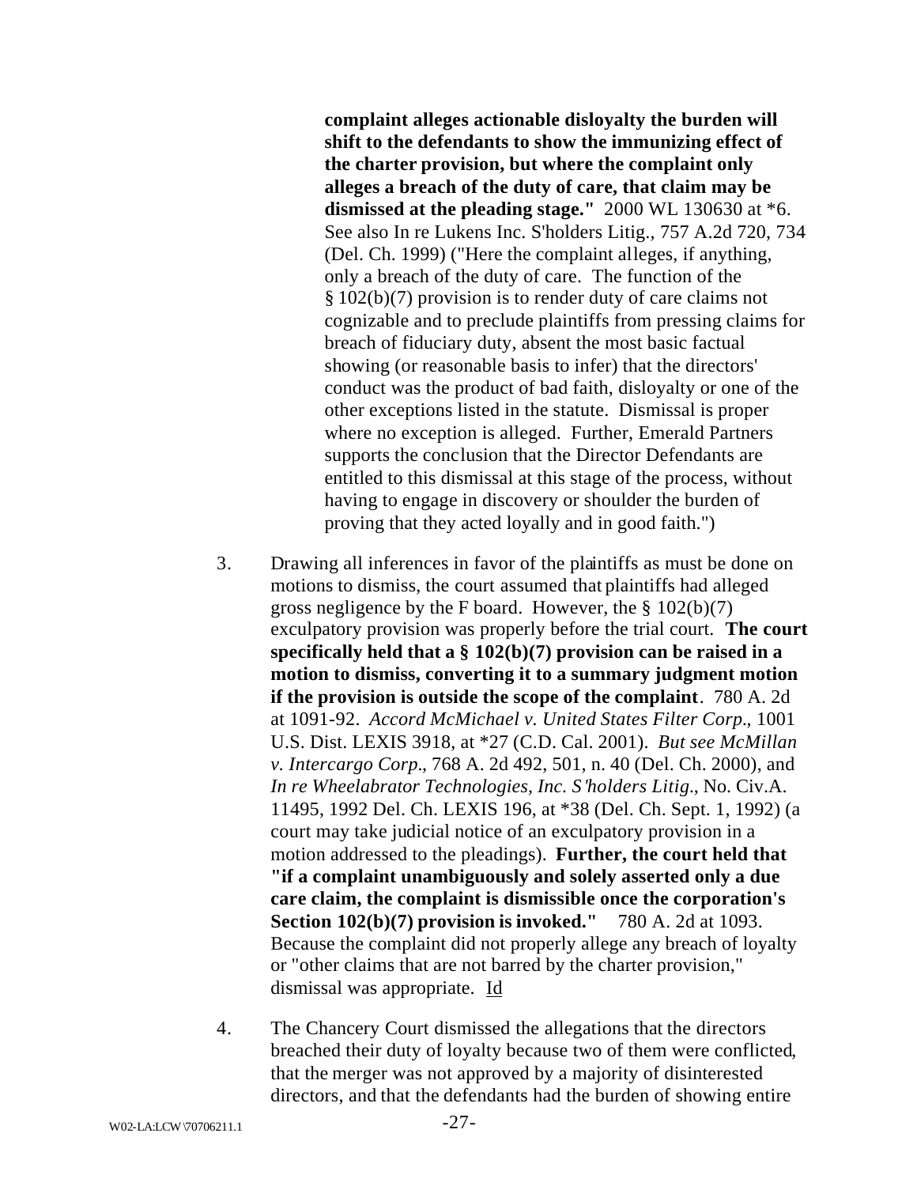**complaint alleges actionable disloyalty the burden will shift to the defendants to show the immunizing effect of the charter provision, but where the complaint only alleges a breach of the duty of care, that claim may be dismissed at the pleading stage."** 2000 WL 130630 at *6. See also In re Lukens Inc. S'holders Litig., 757 A.2d 720, 734 (Del. Ch. 1999) ("Here the complaint alleges, if anything, only a breach of the duty of care. The function of the § 102(b)(7) provision is to render duty of care claims not cognizable and to preclude plaintiffs from pressing claims for breach of fiduciary duty, absent the most basic factual showing (or reasonable basis to infer) that the directors' conduct was the product of bad faith, disloyalty or one of the other exceptions listed in the statute. Dismissal is proper where no exception is alleged. Further, Emerald Partners supports the conclusion that the Director Defendants are entitled to this dismissal at this stage of the process, without having to engage in discovery or shoulder the burden of proving that they acted loyally and in good faith.")

3. Drawing all inferences in favor of the plaintiffs as must be done on motions to dismiss, the court assumed that plaintiffs had alleged gross negligence by the F board. However, the § 102(b)(7) exculpatory provision was properly before the trial court. **The court specifically held that a § 102(b)(7) provision can be raised in a motion to dismiss, converting it to a summary judgment motion if the provision is outside the scope of the complaint**. 780 A. 2d at 1091-92. *Accord McMichael v. United States Filter Corp.*, 1001 U.S. Dist. LEXIS 3918, at *27 (C.D. Cal. 2001). *But see McMillan v. Intercargo Corp.*, 768 A. 2d 492, 501, n. 40 (Del. Ch. 2000), and *In re Wheelabrator Technologies, Inc. S'holders Litig.*, No. Civ.A. 11495, 1992 Del. Ch. LEXIS 196, at *38 (Del. Ch. Sept. 1, 1992) (a court may take judicial notice of an exculpatory provision in a motion addressed to the pleadings). **Further, the court held that "if a complaint unambiguously and solely asserted only a due care claim, the complaint is dismissible once the corporation's Section 102(b)(7) provision is invoked."** 780 A. 2d at 1093. Because the complaint did not properly allege any breach of loyalty or "other claims that are not barred by the charter provision," dismissal was appropriate. Id

4. The Chancery Court dismissed the allegations that the directors breached their duty of loyalty because two of them were conflicted, that the merger was not approved by a majority of disinterested directors, and that the defendants had the burden of showing entire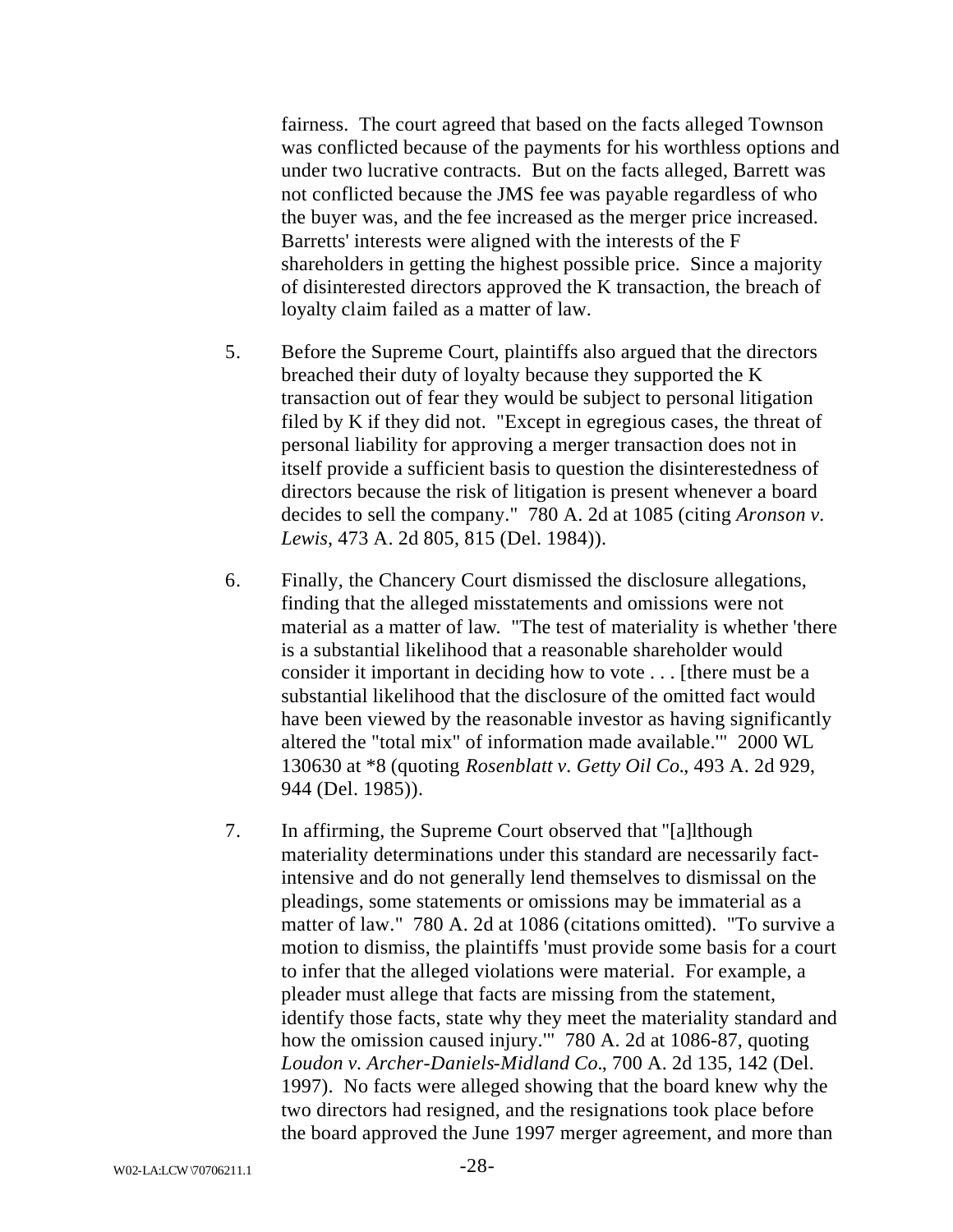fairness. The court agreed that based on the facts alleged Townson was conflicted because of the payments for his worthless options and under two lucrative contracts. But on the facts alleged, Barrett was not conflicted because the JMS fee was payable regardless of who the buyer was, and the fee increased as the merger price increased. Barretts' interests were aligned with the interests of the F shareholders in getting the highest possible price. Since a majority of disinterested directors approved the K transaction, the breach of loyalty claim failed as a matter of law.

5. Before the Supreme Court, plaintiffs also argued that the directors breached their duty of loyalty because they supported the K transaction out of fear they would be subject to personal litigation filed by K if they did not. "Except in egregious cases, the threat of personal liability for approving a merger transaction does not in itself provide a sufficient basis to question the disinterestedness of directors because the risk of litigation is present whenever a board decides to sell the company." 780 A. 2d at 1085 (citing *Aronson v. Lewis*, 473 A. 2d 805, 815 (Del. 1984)).

6. Finally, the Chancery Court dismissed the disclosure allegations, finding that the alleged misstatements and omissions were not material as a matter of law. "The test of materiality is whether 'there is a substantial likelihood that a reasonable shareholder would consider it important in deciding how to vote . . . [there must be a substantial likelihood that the disclosure of the omitted fact would have been viewed by the reasonable investor as having significantly altered the "total mix" of information made available.'" 2000 WL 130630 at *8 (quoting *Rosenblatt v. Getty Oil Co.*, 493 A. 2d 929, 944 (Del. 1985)).

7. In affirming, the Supreme Court observed that "[a]lthough materiality determinations under this standard are necessarily fact-intensive and do not generally lend themselves to dismissal on the pleadings, some statements or omissions may be immaterial as a matter of law." 780 A. 2d at 1086 (citations omitted). "To survive a motion to dismiss, the plaintiffs 'must provide some basis for a court to infer that the alleged violations were material. For example, a pleader must allege that facts are missing from the statement, identify those facts, state why they meet the materiality standard and how the omission caused injury.'" 780 A. 2d at 1086-87, quoting *Loudon v. Archer-Daniels-Midland Co.*, 700 A. 2d 135, 142 (Del. 1997). No facts were alleged showing that the board knew why the two directors had resigned, and the resignations took place before the board approved the June 1997 merger agreement, and more than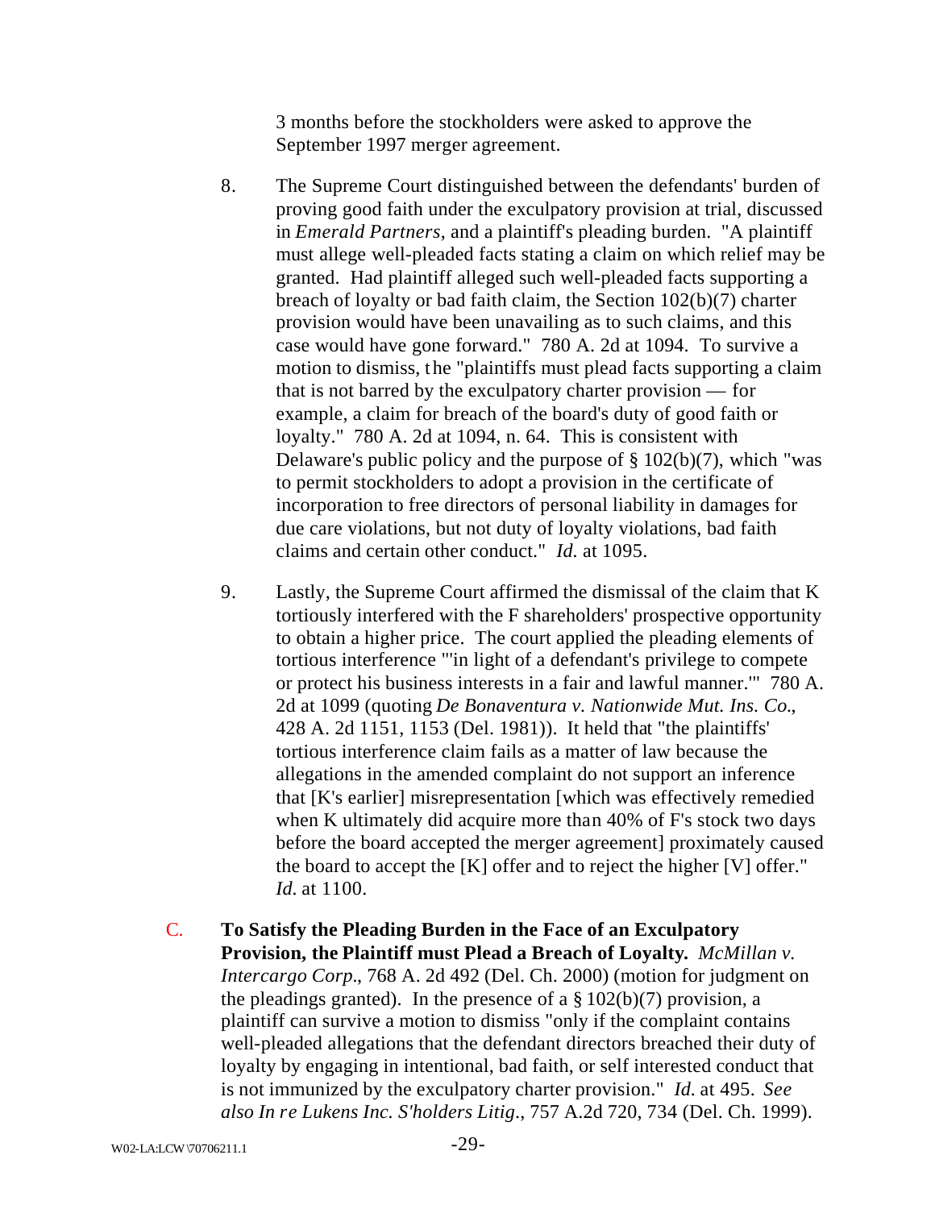3 months before the stockholders were asked to approve the September 1997 merger agreement.

8. The Supreme Court distinguished between the defendants' burden of proving good faith under the exculpatory provision at trial, discussed in *Emerald Partners*, and a plaintiff's pleading burden. "A plaintiff must allege well-pleaded facts stating a claim on which relief may be granted. Had plaintiff alleged such well-pleaded facts supporting a breach of loyalty or bad faith claim, the Section 102(b)(7) charter provision would have been unavailing as to such claims, and this case would have gone forward." 780 A. 2d at 1094. To survive a motion to dismiss, the "plaintiffs must plead facts supporting a claim that is not barred by the exculpatory charter provision — for example, a claim for breach of the board's duty of good faith or loyalty." 780 A. 2d at 1094, n. 64. This is consistent with Delaware's public policy and the purpose of § 102(b)(7), which "was to permit stockholders to adopt a provision in the certificate of incorporation to free directors of personal liability in damages for due care violations, but not duty of loyalty violations, bad faith claims and certain other conduct." *Id.* at 1095.

9. Lastly, the Supreme Court affirmed the dismissal of the claim that K tortiously interfered with the F shareholders' prospective opportunity to obtain a higher price. The court applied the pleading elements of tortious interference "'in light of a defendant's privilege to compete or protect his business interests in a fair and lawful manner.'" 780 A. 2d at 1099 (quoting *De Bonaventura v. Nationwide Mut. Ins. Co.*, 428 A. 2d 1151, 1153 (Del. 1981)). It held that "the plaintiffs' tortious interference claim fails as a matter of law because the allegations in the amended complaint do not support an inference that [K's earlier] misrepresentation [which was effectively remedied when K ultimately did acquire more than 40% of F's stock two days before the board accepted the merger agreement] proximately caused the board to accept the [K] offer and to reject the higher [V] offer." *Id.* at 1100.

C. **To Satisfy the Pleading Burden in the Face of an Exculpatory Provision, the Plaintiff must Plead a Breach of Loyalty.** *McMillan v. Intercargo Corp.*, 768 A. 2d 492 (Del. Ch. 2000) (motion for judgment on the pleadings granted). In the presence of a § 102(b)(7) provision, a plaintiff can survive a motion to dismiss "only if the complaint contains well-pleaded allegations that the defendant directors breached their duty of loyalty by engaging in intentional, bad faith, or self interested conduct that is not immunized by the exculpatory charter provision." *Id.* at 495. *See also In re Lukens Inc. S'holders Litig.*, 757 A.2d 720, 734 (Del. Ch. 1999).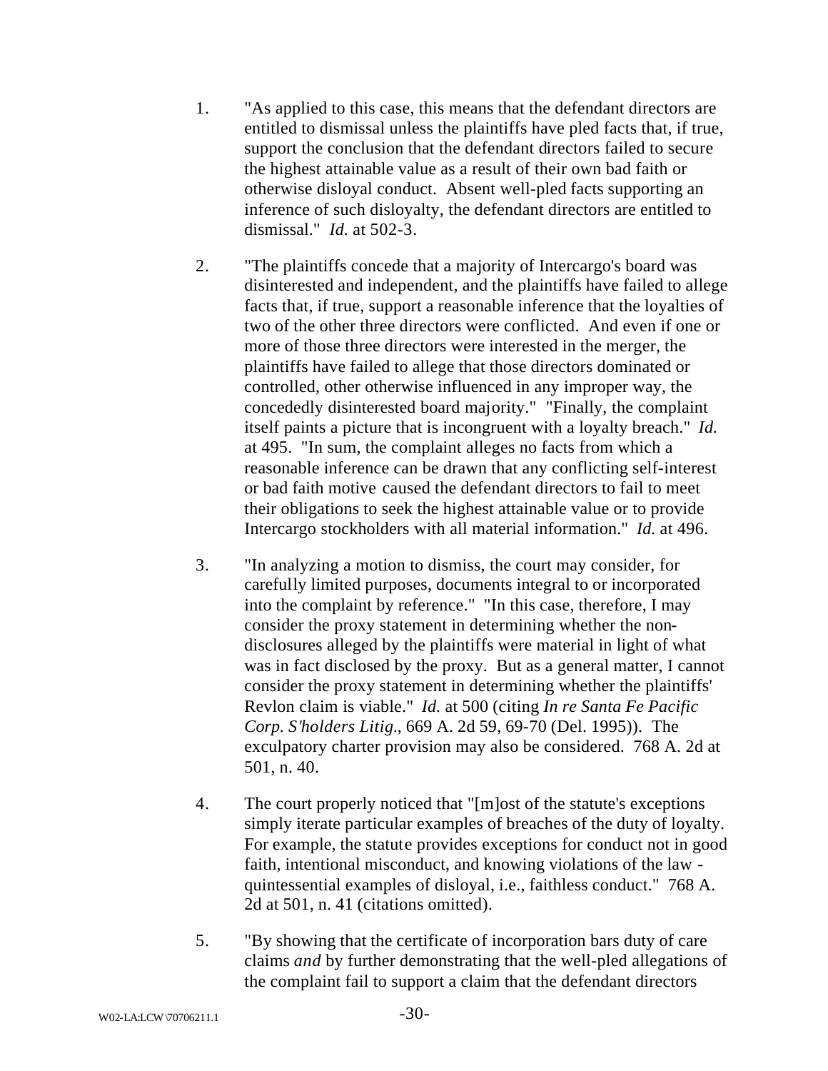1. "As applied to this case, this means that the defendant directors are entitled to dismissal unless the plaintiffs have pled facts that, if true, support the conclusion that the defendant directors failed to secure the highest attainable value as a result of their own bad faith or otherwise disloyal conduct. Absent well-pled facts supporting an inference of such disloyalty, the defendant directors are entitled to dismissal." *Id.* at 502-3.

2. "The plaintiffs concede that a majority of Intercargo's board was disinterested and independent, and the plaintiffs have failed to allege facts that, if true, support a reasonable inference that the loyalties of two of the other three directors were conflicted. And even if one or more of those three directors were interested in the merger, the plaintiffs have failed to allege that those directors dominated or controlled, other otherwise influenced in any improper way, the concededly disinterested board majority." "Finally, the complaint itself paints a picture that is incongruent with a loyalty breach." *Id.* at 495. "In sum, the complaint alleges no facts from which a reasonable inference can be drawn that any conflicting self-interest or bad faith motive caused the defendant directors to fail to meet their obligations to seek the highest attainable value or to provide Intercargo stockholders with all material information." *Id.* at 496.

3. "In analyzing a motion to dismiss, the court may consider, for carefully limited purposes, documents integral to or incorporated into the complaint by reference." "In this case, therefore, I may consider the proxy statement in determining whether the non-disclosures alleged by the plaintiffs were material in light of what was in fact disclosed by the proxy. But as a general matter, I cannot consider the proxy statement in determining whether the plaintiffs' Revlon claim is viable." *Id.* at 500 (citing *In re Santa Fe Pacific Corp. S'holders Litig.*, 669 A. 2d 59, 69-70 (Del. 1995)). The exculpatory charter provision may also be considered. 768 A. 2d at 501, n. 40.

4. The court properly noticed that "[m]ost of the statute's exceptions simply iterate particular examples of breaches of the duty of loyalty. For example, the statute provides exceptions for conduct not in good faith, intentional misconduct, and knowing violations of the law - quintessential examples of disloyal, i.e., faithless conduct." 768 A. 2d at 501, n. 41 (citations omitted).

5. "By showing that the certificate of incorporation bars duty of care claims *and* by further demonstrating that the well-pled allegations of the complaint fail to support a claim that the defendant directors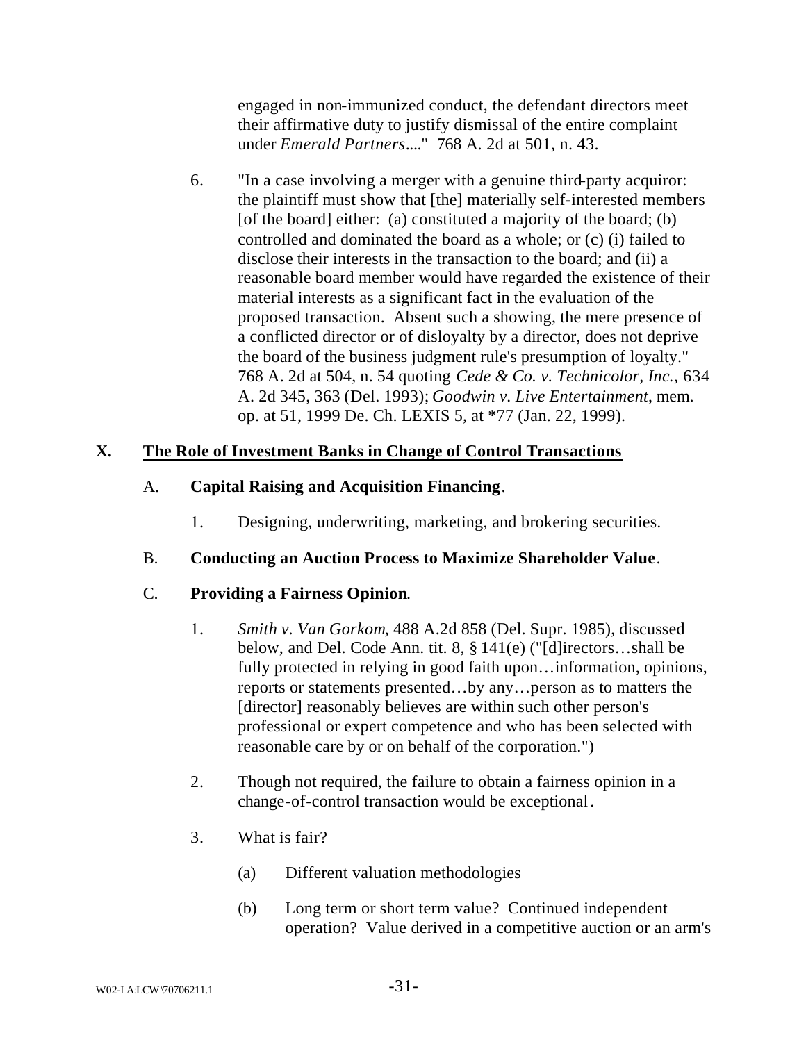engaged in non-immunized conduct, the defendant directors meet their affirmative duty to justify dismissal of the entire complaint under *Emerald Partners*...." 768 A. 2d at 501, n. 43.

6. "In a case involving a merger with a genuine third-party acquiror: the plaintiff must show that [the] materially self-interested members [of the board] either: (a) constituted a majority of the board; (b) controlled and dominated the board as a whole; or (c) (i) failed to disclose their interests in the transaction to the board; and (ii) a reasonable board member would have regarded the existence of their material interests as a significant fact in the evaluation of the proposed transaction. Absent such a showing, the mere presence of a conflicted director or of disloyalty by a director, does not deprive the board of the business judgment rule's presumption of loyalty." 768 A. 2d at 504, n. 54 quoting *Cede & Co. v. Technicolor, Inc.*, 634 A. 2d 345, 363 (Del. 1993); *Goodwin v. Live Entertainment*, mem. op. at 51, 1999 De. Ch. LEXIS 5, at *77 (Jan. 22, 1999).

## X. The Role of Investment Banks in Change of Control Transactions

A. **Capital Raising and Acquisition Financing**.

1. Designing, underwriting, marketing, and brokering securities.

B. **Conducting an Auction Process to Maximize Shareholder Value**.

C. **Providing a Fairness Opinion**.

1. *Smith v. Van Gorkom*, 488 A.2d 858 (Del. Supr. 1985), discussed below, and Del. Code Ann. tit. 8, § 141(e) ("[d]irectors…shall be fully protected in relying in good faith upon…information, opinions, reports or statements presented…by any…person as to matters the [director] reasonably believes are within such other person's professional or expert competence and who has been selected with reasonable care by or on behalf of the corporation.")

2. Though not required, the failure to obtain a fairness opinion in a change-of-control transaction would be exceptional.

3. What is fair?

   (a) Different valuation methodologies

   (b) Long term or short term value? Continued independent operation? Value derived in a competitive auction or an arm's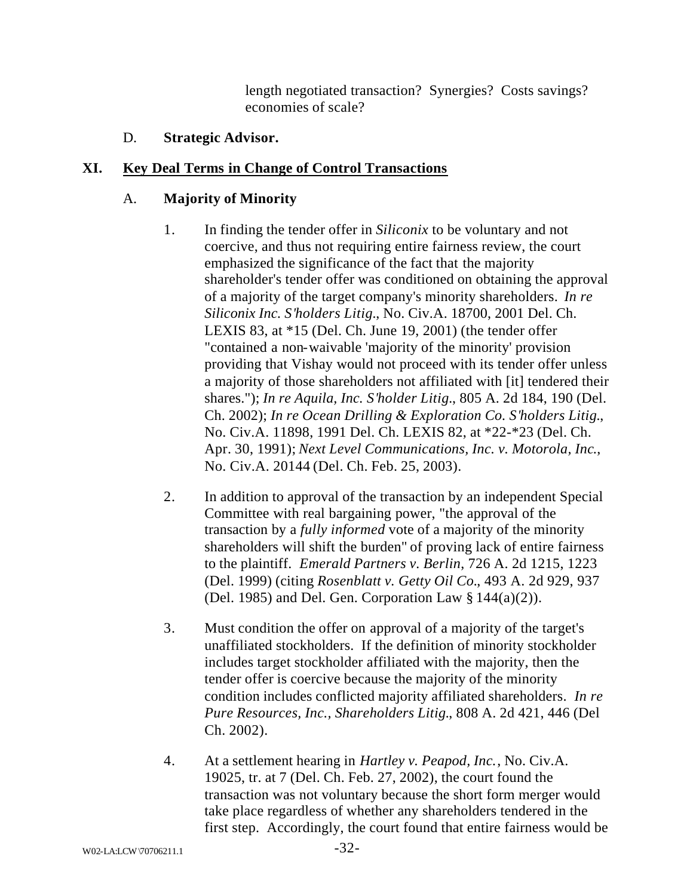length negotiated transaction? Synergies? Costs savings? economies of scale?

D. **Strategic Advisor.**

## XI. Key Deal Terms in Change of Control Transactions

### A. Majority of Minority

1. In finding the tender offer in *Siliconix* to be voluntary and not coercive, and thus not requiring entire fairness review, the court emphasized the significance of the fact that the majority shareholder's tender offer was conditioned on obtaining the approval of a majority of the target company's minority shareholders. *In re Siliconix Inc. S'holders Litig.*, No. Civ.A. 18700, 2001 Del. Ch. LEXIS 83, at *15 (Del. Ch. June 19, 2001) (the tender offer "contained a non-waivable 'majority of the minority' provision providing that Vishay would not proceed with its tender offer unless a majority of those shareholders not affiliated with [it] tendered their shares."); *In re Aquila, Inc. S'holder Litig.*, 805 A. 2d 184, 190 (Del. Ch. 2002); *In re Ocean Drilling & Exploration Co. S'holders Litig.*, No. Civ.A. 11898, 1991 Del. Ch. LEXIS 82, at *22-*23 (Del. Ch. Apr. 30, 1991); *Next Level Communications, Inc. v. Motorola, Inc.*, No. Civ.A. 20144 (Del. Ch. Feb. 25, 2003).

2. In addition to approval of the transaction by an independent Special Committee with real bargaining power, "the approval of the transaction by a *fully informed* vote of a majority of the minority shareholders will shift the burden" of proving lack of entire fairness to the plaintiff. *Emerald Partners v. Berlin*, 726 A. 2d 1215, 1223 (Del. 1999) (citing *Rosenblatt v. Getty Oil Co.*, 493 A. 2d 929, 937 (Del. 1985) and Del. Gen. Corporation Law § 144(a)(2)).

3. Must condition the offer on approval of a majority of the target's unaffiliated stockholders. If the definition of minority stockholder includes target stockholder affiliated with the majority, then the tender offer is coercive because the majority of the minority condition includes conflicted majority affiliated shareholders. *In re Pure Resources, Inc., Shareholders Litig.*, 808 A. 2d 421, 446 (Del Ch. 2002).

4. At a settlement hearing in *Hartley v. Peapod, Inc.*, No. Civ.A. 19025, tr. at 7 (Del. Ch. Feb. 27, 2002), the court found the transaction was not voluntary because the short form merger would take place regardless of whether any shareholders tendered in the first step. Accordingly, the court found that entire fairness would be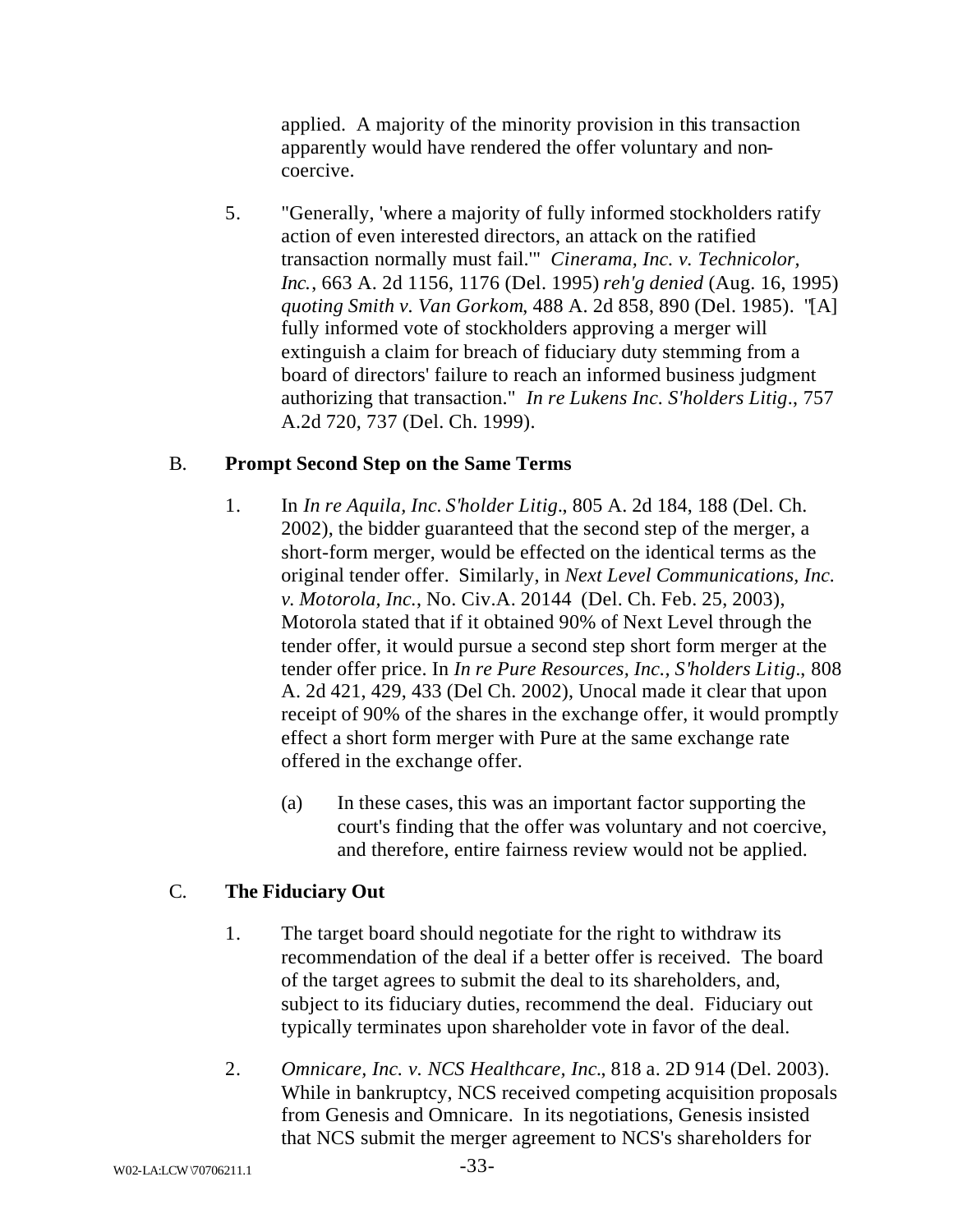applied. A majority of the minority provision in this transaction apparently would have rendered the offer voluntary and non-coercive.

5. "Generally, 'where a majority of fully informed stockholders ratify action of even interested directors, an attack on the ratified transaction normally must fail.'" *Cinerama, Inc. v. Technicolor, Inc.*, 663 A. 2d 1156, 1176 (Del. 1995) *reh'g denied* (Aug. 16, 1995) *quoting Smith v. Van Gorkom*, 488 A. 2d 858, 890 (Del. 1985). "[A] fully informed vote of stockholders approving a merger will extinguish a claim for breach of fiduciary duty stemming from a board of directors' failure to reach an informed business judgment authorizing that transaction." *In re Lukens Inc. S'holders Litig.*, 757 A.2d 720, 737 (Del. Ch. 1999).

## B. **Prompt Second Step on the Same Terms**

1. In *In re Aquila, Inc. S'holder Litig.*, 805 A. 2d 184, 188 (Del. Ch. 2002), the bidder guaranteed that the second step of the merger, a short-form merger, would be effected on the identical terms as the original tender offer. Similarly, in *Next Level Communications, Inc. v. Motorola, Inc.*, No. Civ.A. 20144 (Del. Ch. Feb. 25, 2003), Motorola stated that if it obtained 90% of Next Level through the tender offer, it would pursue a second step short form merger at the tender offer price. In *In re Pure Resources, Inc., S'holders Litig.*, 808 A. 2d 421, 429, 433 (Del Ch. 2002), Unocal made it clear that upon receipt of 90% of the shares in the exchange offer, it would promptly effect a short form merger with Pure at the same exchange rate offered in the exchange offer.

   (a) In these cases, this was an important factor supporting the court's finding that the offer was voluntary and not coercive, and therefore, entire fairness review would not be applied.

## C. **The Fiduciary Out**

1. The target board should negotiate for the right to withdraw its recommendation of the deal if a better offer is received. The board of the target agrees to submit the deal to its shareholders, and, subject to its fiduciary duties, recommend the deal. Fiduciary out typically terminates upon shareholder vote in favor of the deal.

2. *Omnicare, Inc. v. NCS Healthcare, Inc.*, 818 a. 2D 914 (Del. 2003). While in bankruptcy, NCS received competing acquisition proposals from Genesis and Omnicare. In its negotiations, Genesis insisted that NCS submit the merger agreement to NCS's shareholders for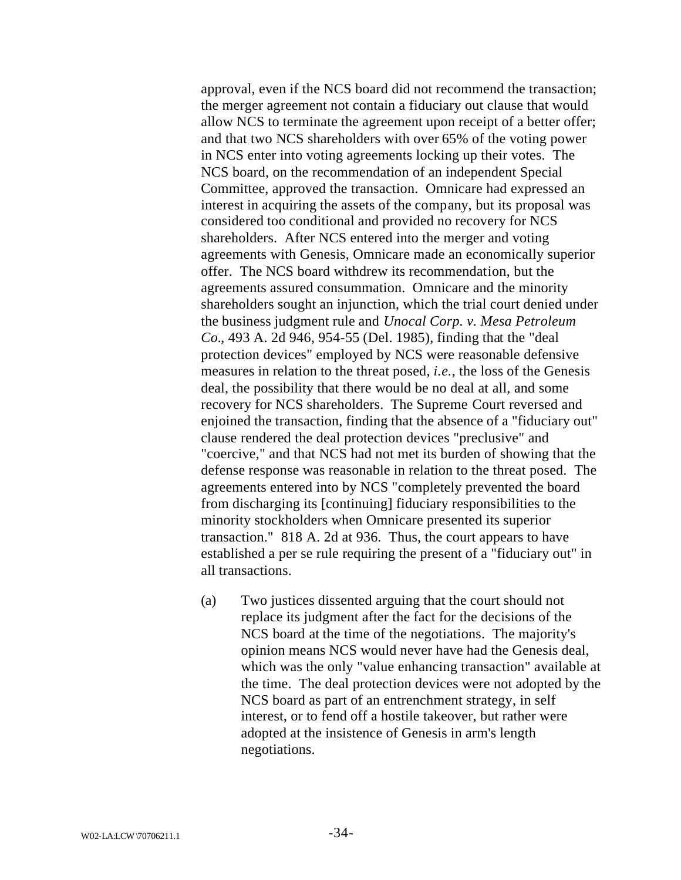approval, even if the NCS board did not recommend the transaction; the merger agreement not contain a fiduciary out clause that would allow NCS to terminate the agreement upon receipt of a better offer; and that two NCS shareholders with over 65% of the voting power in NCS enter into voting agreements locking up their votes. The NCS board, on the recommendation of an independent Special Committee, approved the transaction. Omnicare had expressed an interest in acquiring the assets of the company, but its proposal was considered too conditional and provided no recovery for NCS shareholders. After NCS entered into the merger and voting agreements with Genesis, Omnicare made an economically superior offer. The NCS board withdrew its recommendation, but the agreements assured consummation. Omnicare and the minority shareholders sought an injunction, which the trial court denied under the business judgment rule and *Unocal Corp. v. Mesa Petroleum Co.*, 493 A. 2d 946, 954-55 (Del. 1985), finding that the "deal protection devices" employed by NCS were reasonable defensive measures in relation to the threat posed, *i.e.*, the loss of the Genesis deal, the possibility that there would be no deal at all, and some recovery for NCS shareholders. The Supreme Court reversed and enjoined the transaction, finding that the absence of a "fiduciary out" clause rendered the deal protection devices "preclusive" and "coercive," and that NCS had not met its burden of showing that the defense response was reasonable in relation to the threat posed. The agreements entered into by NCS "completely prevented the board from discharging its [continuing] fiduciary responsibilities to the minority stockholders when Omnicare presented its superior transaction." 818 A. 2d at 936. Thus, the court appears to have established a per se rule requiring the present of a "fiduciary out" in all transactions.

(a) Two justices dissented arguing that the court should not replace its judgment after the fact for the decisions of the NCS board at the time of the negotiations. The majority's opinion means NCS would never have had the Genesis deal, which was the only "value enhancing transaction" available at the time. The deal protection devices were not adopted by the NCS board as part of an entrenchment strategy, in self interest, or to fend off a hostile takeover, but rather were adopted at the insistence of Genesis in arm's length negotiations.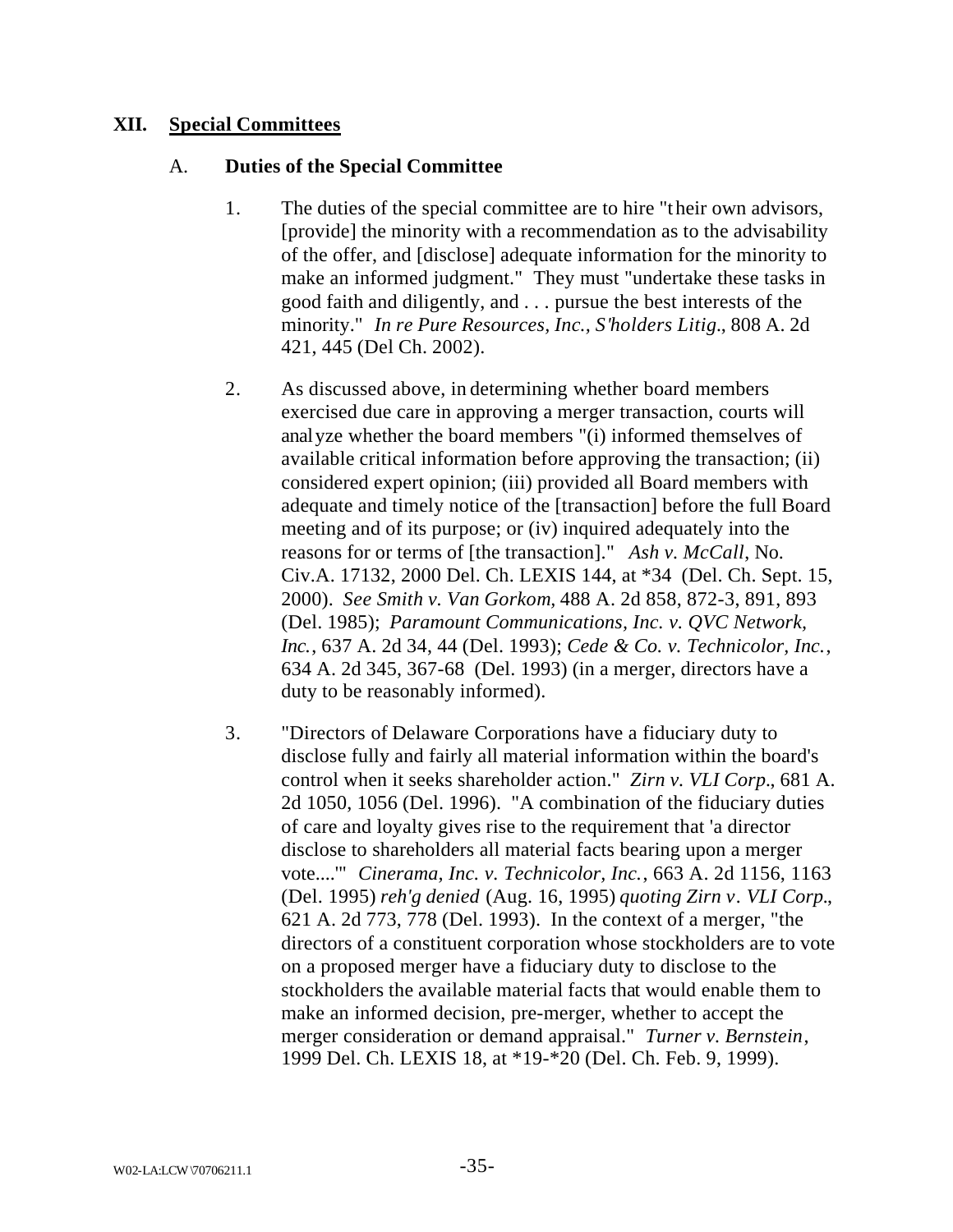## XII. Special Committees

### A. Duties of the Special Committee

1. The duties of the special committee are to hire "their own advisors, [provide] the minority with a recommendation as to the advisability of the offer, and [disclose] adequate information for the minority to make an informed judgment." They must "undertake these tasks in good faith and diligently, and . . . pursue the best interests of the minority." *In re Pure Resources, Inc., S'holders Litig.*, 808 A. 2d 421, 445 (Del Ch. 2002).

2. As discussed above, in determining whether board members exercised due care in approving a merger transaction, courts will analyze whether the board members "(i) informed themselves of available critical information before approving the transaction; (ii) considered expert opinion; (iii) provided all Board members with adequate and timely notice of the [transaction] before the full Board meeting and of its purpose; or (iv) inquired adequately into the reasons for or terms of [the transaction]." *Ash v. McCall*, No. Civ.A. 17132, 2000 Del. Ch. LEXIS 144, at *34 (Del. Ch. Sept. 15, 2000). *See Smith v. Van Gorkom*, 488 A. 2d 858, 872-3, 891, 893 (Del. 1985); *Paramount Communications, Inc. v. QVC Network, Inc.*, 637 A. 2d 34, 44 (Del. 1993); *Cede & Co. v. Technicolor, Inc.*, 634 A. 2d 345, 367-68 (Del. 1993) (in a merger, directors have a duty to be reasonably informed).

3. "Directors of Delaware Corporations have a fiduciary duty to disclose fully and fairly all material information within the board's control when it seeks shareholder action." *Zirn v. VLI Corp.*, 681 A. 2d 1050, 1056 (Del. 1996). "A combination of the fiduciary duties of care and loyalty gives rise to the requirement that 'a director disclose to shareholders all material facts bearing upon a merger vote....'" *Cinerama, Inc. v. Technicolor, Inc.*, 663 A. 2d 1156, 1163 (Del. 1995) *reh'g denied* (Aug. 16, 1995) *quoting Zirn v. VLI Corp.*, 621 A. 2d 773, 778 (Del. 1993). In the context of a merger, "the directors of a constituent corporation whose stockholders are to vote on a proposed merger have a fiduciary duty to disclose to the stockholders the available material facts that would enable them to make an informed decision, pre-merger, whether to accept the merger consideration or demand appraisal." *Turner v. Bernstein*, 1999 Del. Ch. LEXIS 18, at *19-*20 (Del. Ch. Feb. 9, 1999).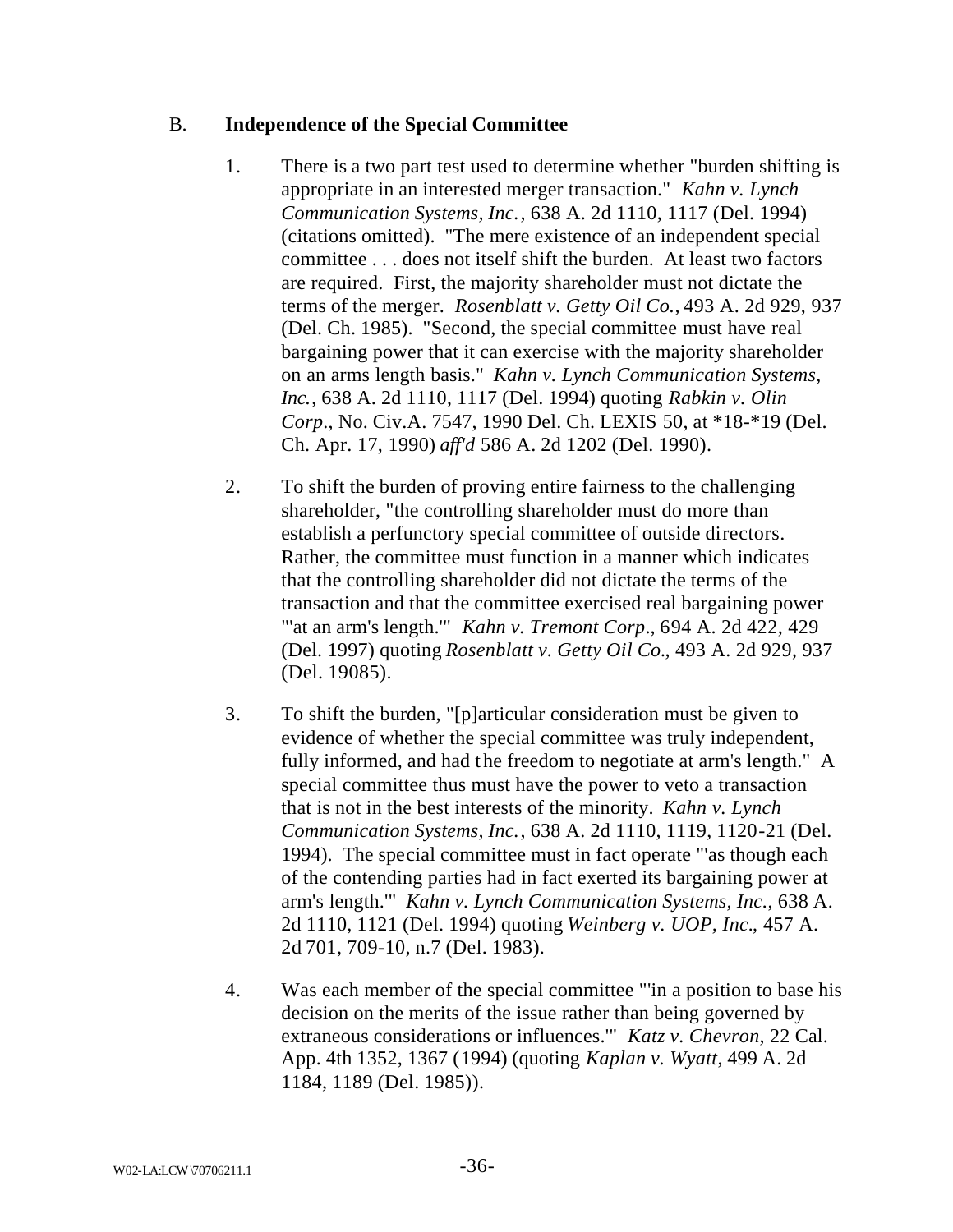## B. **Independence of the Special Committee**

1. There is a two part test used to determine whether "burden shifting is appropriate in an interested merger transaction." *Kahn v. Lynch Communication Systems, Inc.*, 638 A. 2d 1110, 1117 (Del. 1994) (citations omitted). "The mere existence of an independent special committee . . . does not itself shift the burden. At least two factors are required. First, the majority shareholder must not dictate the terms of the merger. *Rosenblatt v. Getty Oil Co.*, 493 A. 2d 929, 937 (Del. Ch. 1985). "Second, the special committee must have real bargaining power that it can exercise with the majority shareholder on an arms length basis." *Kahn v. Lynch Communication Systems, Inc.*, 638 A. 2d 1110, 1117 (Del. 1994) quoting *Rabkin v. Olin Corp.*, No. Civ.A. 7547, 1990 Del. Ch. LEXIS 50, at *18-*19 (Del. Ch. Apr. 17, 1990) *aff'd* 586 A. 2d 1202 (Del. 1990).

2. To shift the burden of proving entire fairness to the challenging shareholder, "the controlling shareholder must do more than establish a perfunctory special committee of outside directors. Rather, the committee must function in a manner which indicates that the controlling shareholder did not dictate the terms of the transaction and that the committee exercised real bargaining power "'at an arm's length.'" *Kahn v. Tremont Corp.*, 694 A. 2d 422, 429 (Del. 1997) quoting *Rosenblatt v. Getty Oil Co.*, 493 A. 2d 929, 937 (Del. 19085).

3. To shift the burden, "[p]articular consideration must be given to evidence of whether the special committee was truly independent, fully informed, and had the freedom to negotiate at arm's length." A special committee thus must have the power to veto a transaction that is not in the best interests of the minority. *Kahn v. Lynch Communication Systems, Inc.*, 638 A. 2d 1110, 1119, 1120-21 (Del. 1994). The special committee must in fact operate "'as though each of the contending parties had in fact exerted its bargaining power at arm's length.'" *Kahn v. Lynch Communication Systems, Inc.*, 638 A. 2d 1110, 1121 (Del. 1994) quoting *Weinberg v. UOP, Inc.*, 457 A. 2d 701, 709-10, n.7 (Del. 1983).

4. Was each member of the special committee "'in a position to base his decision on the merits of the issue rather than being governed by extraneous considerations or influences.'" *Katz v. Chevron*, 22 Cal. App. 4th 1352, 1367 (1994) (quoting *Kaplan v. Wyatt*, 499 A. 2d 1184, 1189 (Del. 1985)).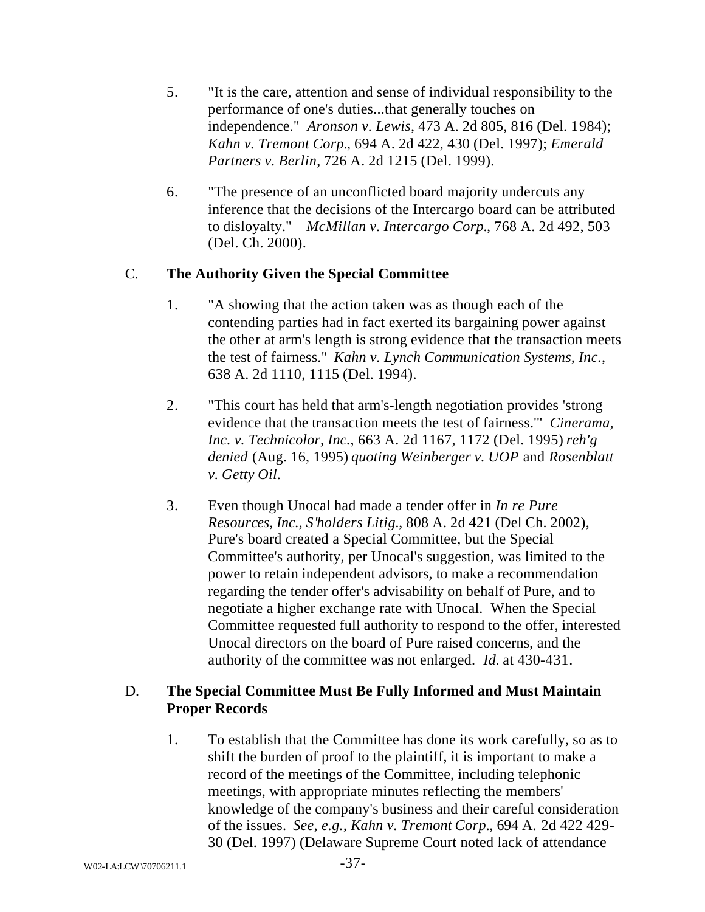5. "It is the care, attention and sense of individual responsibility to the performance of one's duties...that generally touches on independence." *Aronson v. Lewis*, 473 A. 2d 805, 816 (Del. 1984); *Kahn v. Tremont Corp.*, 694 A. 2d 422, 430 (Del. 1997); *Emerald Partners v. Berlin*, 726 A. 2d 1215 (Del. 1999).

6. "The presence of an unconflicted board majority undercuts any inference that the decisions of the Intercargo board can be attributed to disloyalty." *McMillan v. Intercargo Corp.*, 768 A. 2d 492, 503 (Del. Ch. 2000).

### C. **The Authority Given the Special Committee**

1. "A showing that the action taken was as though each of the contending parties had in fact exerted its bargaining power against the other at arm's length is strong evidence that the transaction meets the test of fairness." *Kahn v. Lynch Communication Systems, Inc.*, 638 A. 2d 1110, 1115 (Del. 1994).

2. "This court has held that arm's-length negotiation provides 'strong evidence that the transaction meets the test of fairness.'" *Cinerama, Inc. v. Technicolor, Inc.*, 663 A. 2d 1167, 1172 (Del. 1995) *reh'g denied* (Aug. 16, 1995) *quoting Weinberger v. UOP* and *Rosenblatt v. Getty Oil*.

3. Even though Unocal had made a tender offer in *In re Pure Resources, Inc., S'holders Litig.*, 808 A. 2d 421 (Del Ch. 2002), Pure's board created a Special Committee, but the Special Committee's authority, per Unocal's suggestion, was limited to the power to retain independent advisors, to make a recommendation regarding the tender offer's advisability on behalf of Pure, and to negotiate a higher exchange rate with Unocal. When the Special Committee requested full authority to respond to the offer, interested Unocal directors on the board of Pure raised concerns, and the authority of the committee was not enlarged. *Id.* at 430-431.

### D. **The Special Committee Must Be Fully Informed and Must Maintain Proper Records**

1. To establish that the Committee has done its work carefully, so as to shift the burden of proof to the plaintiff, it is important to make a record of the meetings of the Committee, including telephonic meetings, with appropriate minutes reflecting the members' knowledge of the company's business and their careful consideration of the issues. *See, e.g., Kahn v. Tremont Corp.*, 694 A. 2d 422 429-30 (Del. 1997) (Delaware Supreme Court noted lack of attendance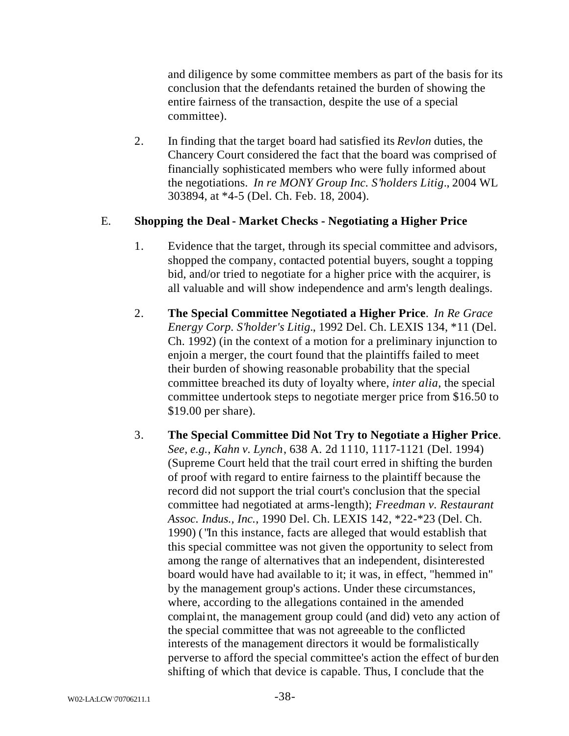and diligence by some committee members as part of the basis for its conclusion that the defendants retained the burden of showing the entire fairness of the transaction, despite the use of a special committee).

2. In finding that the target board had satisfied its *Revlon* duties, the Chancery Court considered the fact that the board was comprised of financially sophisticated members who were fully informed about the negotiations. *In re MONY Group Inc. S'holders Litig*., 2004 WL 303894, at *4-5 (Del. Ch. Feb. 18, 2004).

E. **Shopping the Deal - Market Checks - Negotiating a Higher Price**

1. Evidence that the target, through its special committee and advisors, shopped the company, contacted potential buyers, sought a topping bid, and/or tried to negotiate for a higher price with the acquirer, is all valuable and will show independence and arm's length dealings.

2. **The Special Committee Negotiated a Higher Price**. *In Re Grace Energy Corp. S'holder's Litig*., 1992 Del. Ch. LEXIS 134, *11 (Del. Ch. 1992) (in the context of a motion for a preliminary injunction to enjoin a merger, the court found that the plaintiffs failed to meet their burden of showing reasonable probability that the special committee breached its duty of loyalty where, *inter alia*, the special committee undertook steps to negotiate merger price from $16.50 to $19.00 per share).

3. **The Special Committee Did Not Try to Negotiate a Higher Price**. *See, e.g., Kahn v. Lynch*, 638 A. 2d 1110, 1117-1121 (Del. 1994) (Supreme Court held that the trail court erred in shifting the burden of proof with regard to entire fairness to the plaintiff because the record did not support the trial court's conclusion that the special committee had negotiated at arms-length); *Freedman v. Restaurant Assoc. Indus., Inc.*, 1990 Del. Ch. LEXIS 142, *22-*23 (Del. Ch. 1990) ("In this instance, facts are alleged that would establish that this special committee was not given the opportunity to select from among the range of alternatives that an independent, disinterested board would have had available to it; it was, in effect, "hemmed in" by the management group's actions. Under these circumstances, where, according to the allegations contained in the amended complaint, the management group could (and did) veto any action of the special committee that was not agreeable to the conflicted interests of the management directors it would be formalistically perverse to afford the special committee's action the effect of burden shifting of which that device is capable. Thus, I conclude that the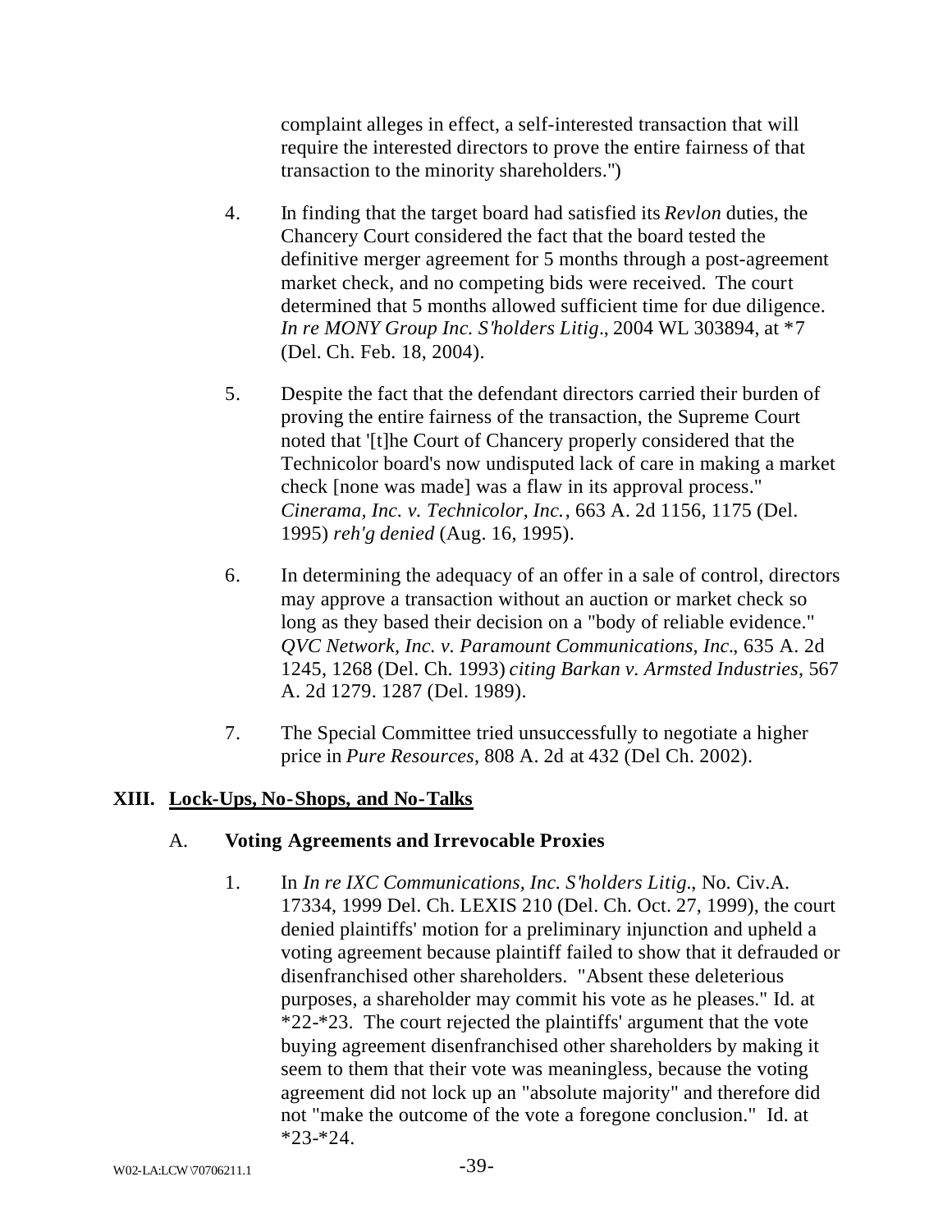complaint alleges in effect, a self-interested transaction that will require the interested directors to prove the entire fairness of that transaction to the minority shareholders.")

4. In finding that the target board had satisfied its *Revlon* duties, the Chancery Court considered the fact that the board tested the definitive merger agreement for 5 months through a post-agreement market check, and no competing bids were received. The court determined that 5 months allowed sufficient time for due diligence. *In re MONY Group Inc. S'holders Litig*., 2004 WL 303894, at *7 (Del. Ch. Feb. 18, 2004).

5. Despite the fact that the defendant directors carried their burden of proving the entire fairness of the transaction, the Supreme Court noted that '[t]he Court of Chancery properly considered that the Technicolor board's now undisputed lack of care in making a market check [none was made] was a flaw in its approval process." *Cinerama, Inc. v. Technicolor, Inc.*, 663 A. 2d 1156, 1175 (Del. 1995) *reh'g denied* (Aug. 16, 1995).

6. In determining the adequacy of an offer in a sale of control, directors may approve a transaction without an auction or market check so long as they based their decision on a "body of reliable evidence." *QVC Network, Inc. v. Paramount Communications, Inc*., 635 A. 2d 1245, 1268 (Del. Ch. 1993) *citing Barkan v. Armsted Industries*, 567 A. 2d 1279. 1287 (Del. 1989).

7. The Special Committee tried unsuccessfully to negotiate a higher price in *Pure Resources*, 808 A. 2d at 432 (Del Ch. 2002).

## XIII. Lock-Ups, No-Shops, and No-Talks

### A. Voting Agreements and Irrevocable Proxies

1. In *In re IXC Communications, Inc. S'holders Litig*., No. Civ.A. 17334, 1999 Del. Ch. LEXIS 210 (Del. Ch. Oct. 27, 1999), the court denied plaintiffs' motion for a preliminary injunction and upheld a voting agreement because plaintiff failed to show that it defrauded or disenfranchised other shareholders. "Absent these deleterious purposes, a shareholder may commit his vote as he pleases." Id. at *22-*23. The court rejected the plaintiffs' argument that the vote buying agreement disenfranchised other shareholders by making it seem to them that their vote was meaningless, because the voting agreement did not lock up an "absolute majority" and therefore did not "make the outcome of the vote a foregone conclusion." Id. at *23-*24.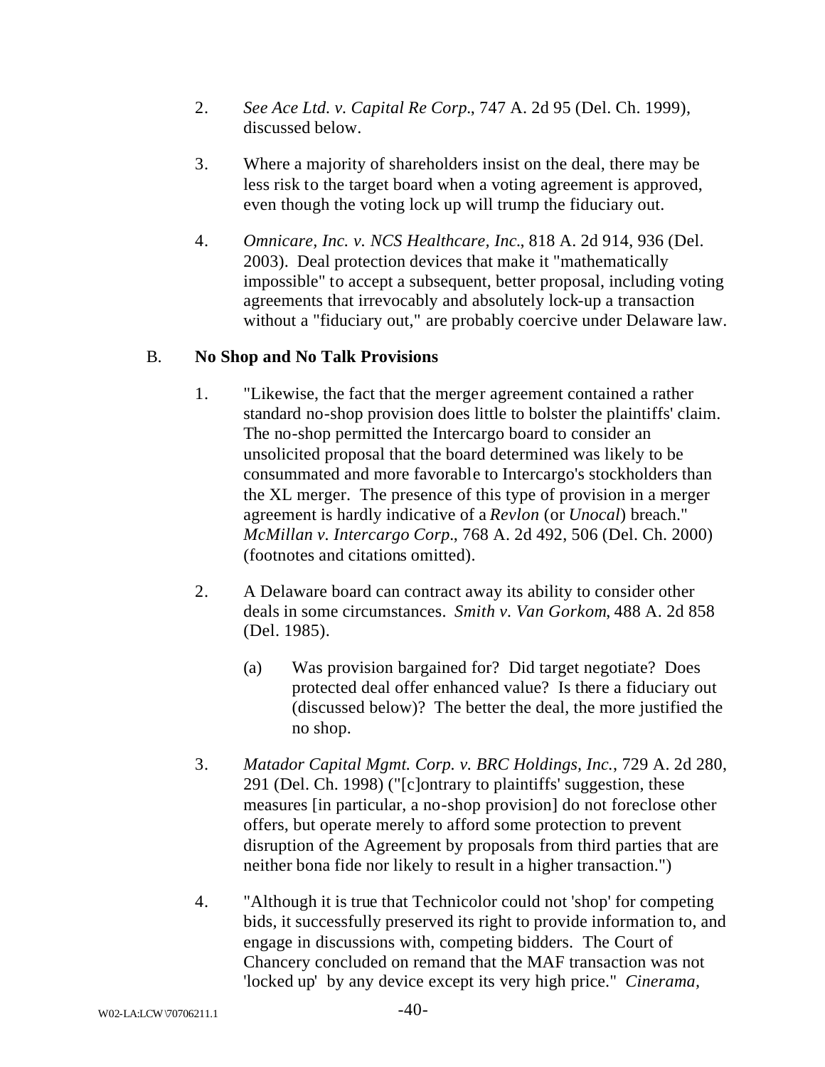2. *See Ace Ltd. v. Capital Re Corp.*, 747 A. 2d 95 (Del. Ch. 1999), discussed below.

3. Where a majority of shareholders insist on the deal, there may be less risk to the target board when a voting agreement is approved, even though the voting lock up will trump the fiduciary out.

4. *Omnicare, Inc. v. NCS Healthcare, Inc.*, 818 A. 2d 914, 936 (Del. 2003). Deal protection devices that make it "mathematically impossible" to accept a subsequent, better proposal, including voting agreements that irrevocably and absolutely lock-up a transaction without a "fiduciary out," are probably coercive under Delaware law.

B. **No Shop and No Talk Provisions**

1. "Likewise, the fact that the merger agreement contained a rather standard no-shop provision does little to bolster the plaintiffs' claim. The no-shop permitted the Intercargo board to consider an unsolicited proposal that the board determined was likely to be consummated and more favorable to Intercargo's stockholders than the XL merger. The presence of this type of provision in a merger agreement is hardly indicative of a *Revlon* (or *Unocal*) breach." *McMillan v. Intercargo Corp.*, 768 A. 2d 492, 506 (Del. Ch. 2000) (footnotes and citations omitted).

2. A Delaware board can contract away its ability to consider other deals in some circumstances. *Smith v. Van Gorkom*, 488 A. 2d 858 (Del. 1985).

   (a) Was provision bargained for? Did target negotiate? Does protected deal offer enhanced value? Is there a fiduciary out (discussed below)? The better the deal, the more justified the no shop.

3. *Matador Capital Mgmt. Corp. v. BRC Holdings, Inc.*, 729 A. 2d 280, 291 (Del. Ch. 1998) ("[c]ontrary to plaintiffs' suggestion, these measures [in particular, a no-shop provision] do not foreclose other offers, but operate merely to afford some protection to prevent disruption of the Agreement by proposals from third parties that are neither bona fide nor likely to result in a higher transaction.")

4. "Although it is true that Technicolor could not 'shop' for competing bids, it successfully preserved its right to provide information to, and engage in discussions with, competing bidders. The Court of Chancery concluded on remand that the MAF transaction was not 'locked up' by any device except its very high price." *Cinerama*,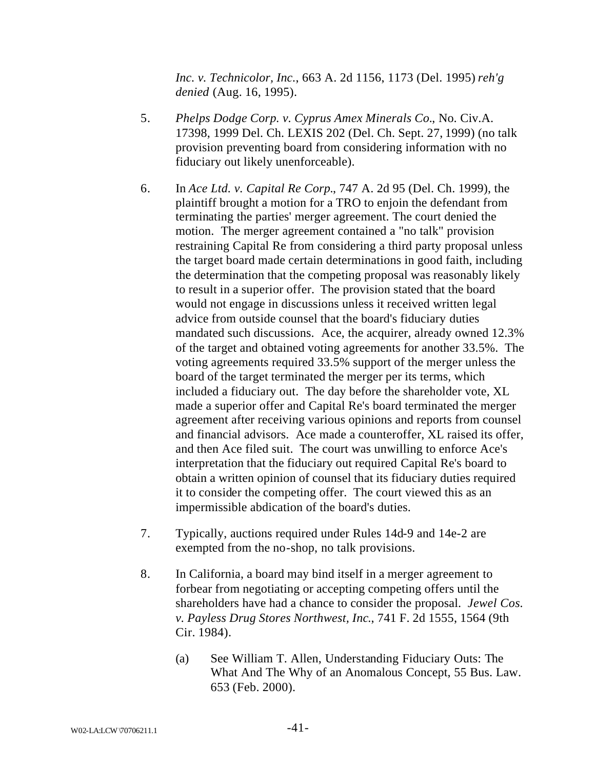*Inc. v. Technicolor, Inc.*, 663 A. 2d 1156, 1173 (Del. 1995) *reh'g denied* (Aug. 16, 1995).

5. *Phelps Dodge Corp. v. Cyprus Amex Minerals Co.*, No. Civ.A. 17398, 1999 Del. Ch. LEXIS 202 (Del. Ch. Sept. 27, 1999) (no talk provision preventing board from considering information with no fiduciary out likely unenforceable).

6. In *Ace Ltd. v. Capital Re Corp.*, 747 A. 2d 95 (Del. Ch. 1999), the plaintiff brought a motion for a TRO to enjoin the defendant from terminating the parties' merger agreement. The court denied the motion. The merger agreement contained a "no talk" provision restraining Capital Re from considering a third party proposal unless the target board made certain determinations in good faith, including the determination that the competing proposal was reasonably likely to result in a superior offer. The provision stated that the board would not engage in discussions unless it received written legal advice from outside counsel that the board's fiduciary duties mandated such discussions. Ace, the acquirer, already owned 12.3% of the target and obtained voting agreements for another 33.5%. The voting agreements required 33.5% support of the merger unless the board of the target terminated the merger per its terms, which included a fiduciary out. The day before the shareholder vote, XL made a superior offer and Capital Re's board terminated the merger agreement after receiving various opinions and reports from counsel and financial advisors. Ace made a counteroffer, XL raised its offer, and then Ace filed suit. The court was unwilling to enforce Ace's interpretation that the fiduciary out required Capital Re's board to obtain a written opinion of counsel that its fiduciary duties required it to consider the competing offer. The court viewed this as an impermissible abdication of the board's duties.

7. Typically, auctions required under Rules 14d-9 and 14e-2 are exempted from the no-shop, no talk provisions.

8. In California, a board may bind itself in a merger agreement to forbear from negotiating or accepting competing offers until the shareholders have had a chance to consider the proposal. *Jewel Cos. v. Payless Drug Stores Northwest, Inc.*, 741 F. 2d 1555, 1564 (9th Cir. 1984).

    (a) See William T. Allen, Understanding Fiduciary Outs: The What And The Why of an Anomalous Concept, 55 Bus. Law. 653 (Feb. 2000).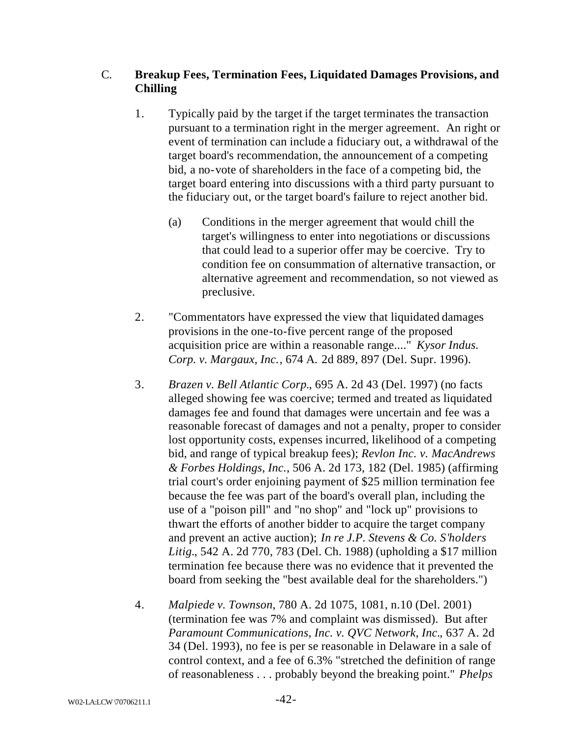C. **Breakup Fees, Termination Fees, Liquidated Damages Provisions, and Chilling**

1. Typically paid by the target if the target terminates the transaction pursuant to a termination right in the merger agreement. An right or event of termination can include a fiduciary out, a withdrawal of the target board's recommendation, the announcement of a competing bid, a no-vote of shareholders in the face of a competing bid, the target board entering into discussions with a third party pursuant to the fiduciary out, or the target board's failure to reject another bid.

   (a) Conditions in the merger agreement that would chill the target's willingness to enter into negotiations or discussions that could lead to a superior offer may be coercive. Try to condition fee on consummation of alternative transaction, or alternative agreement and recommendation, so not viewed as preclusive.

2. "Commentators have expressed the view that liquidated damages provisions in the one-to-five percent range of the proposed acquisition price are within a reasonable range...." *Kysor Indus. Corp. v. Margaux, Inc.*, 674 A. 2d 889, 897 (Del. Supr. 1996).

3. *Brazen v. Bell Atlantic Corp.*, 695 A. 2d 43 (Del. 1997) (no facts alleged showing fee was coercive; termed and treated as liquidated damages fee and found that damages were uncertain and fee was a reasonable forecast of damages and not a penalty, proper to consider lost opportunity costs, expenses incurred, likelihood of a competing bid, and range of typical breakup fees); *Revlon Inc. v. MacAndrews & Forbes Holdings, Inc.*, 506 A. 2d 173, 182 (Del. 1985) (affirming trial court's order enjoining payment of $25 million termination fee because the fee was part of the board's overall plan, including the use of a "poison pill" and "no shop" and "lock up" provisions to thwart the efforts of another bidder to acquire the target company and prevent an active auction); *In re J.P. Stevens & Co. S'holders Litig.*, 542 A. 2d 770, 783 (Del. Ch. 1988) (upholding a $17 million termination fee because there was no evidence that it prevented the board from seeking the "best available deal for the shareholders.")

4. *Malpiede v. Townson*, 780 A. 2d 1075, 1081, n.10 (Del. 2001) (termination fee was 7% and complaint was dismissed). But after *Paramount Communications, Inc. v. QVC Network, Inc.*, 637 A. 2d 34 (Del. 1993), no fee is per se reasonable in Delaware in a sale of control context, and a fee of 6.3% "stretched the definition of range of reasonableness . . . probably beyond the breaking point." *Phelps*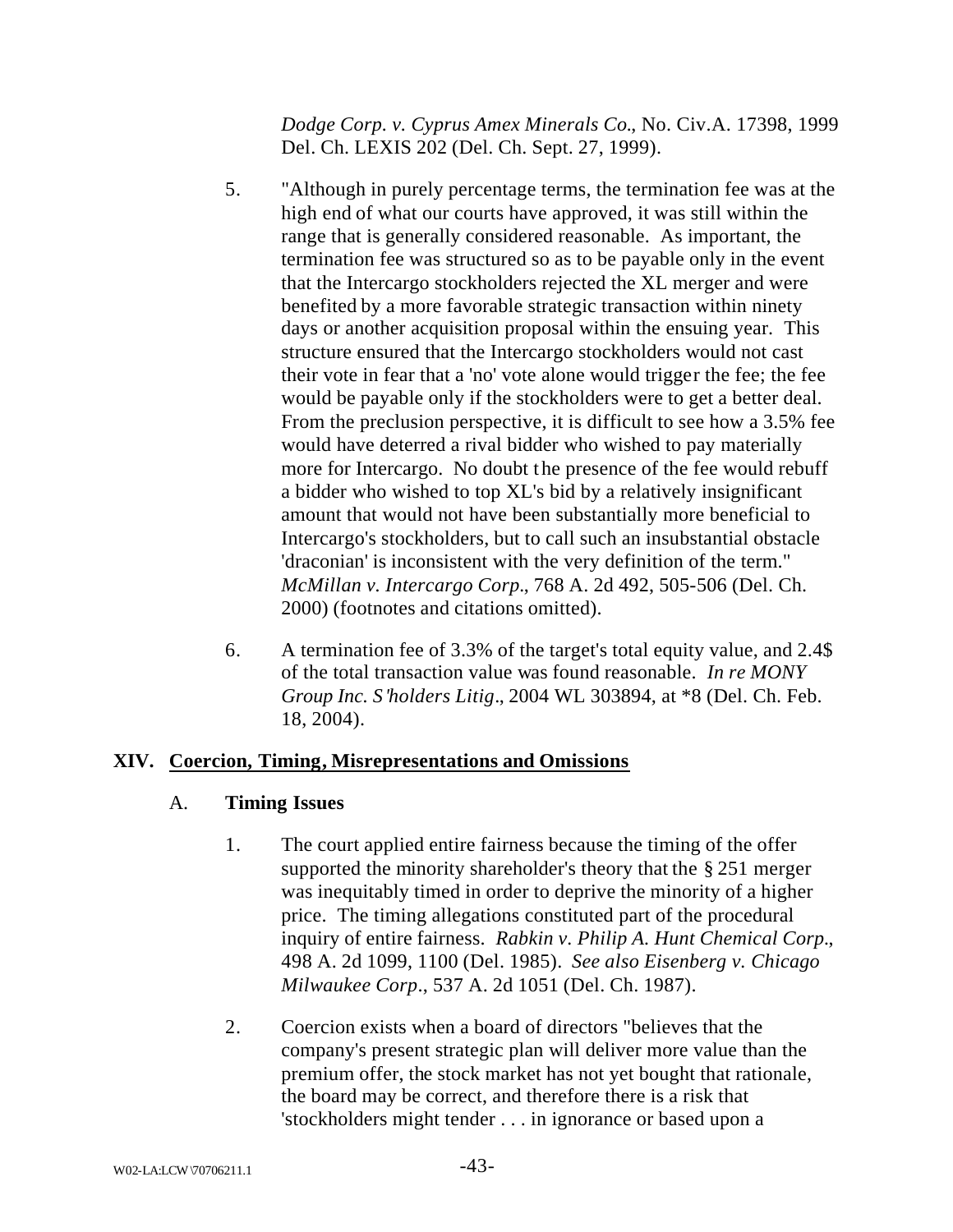*Dodge Corp. v. Cyprus Amex Minerals Co.*, No. Civ.A. 17398, 1999 Del. Ch. LEXIS 202 (Del. Ch. Sept. 27, 1999).

5. "Although in purely percentage terms, the termination fee was at the high end of what our courts have approved, it was still within the range that is generally considered reasonable. As important, the termination fee was structured so as to be payable only in the event that the Intercargo stockholders rejected the XL merger and were benefited by a more favorable strategic transaction within ninety days or another acquisition proposal within the ensuing year. This structure ensured that the Intercargo stockholders would not cast their vote in fear that a 'no' vote alone would trigger the fee; the fee would be payable only if the stockholders were to get a better deal. From the preclusion perspective, it is difficult to see how a 3.5% fee would have deterred a rival bidder who wished to pay materially more for Intercargo. No doubt the presence of the fee would rebuff a bidder who wished to top XL's bid by a relatively insignificant amount that would not have been substantially more beneficial to Intercargo's stockholders, but to call such an insubstantial obstacle 'draconian' is inconsistent with the very definition of the term." *McMillan v. Intercargo Corp.*, 768 A. 2d 492, 505-506 (Del. Ch. 2000) (footnotes and citations omitted).

6. A termination fee of 3.3% of the target's total equity value, and 2.4$ of the total transaction value was found reasonable. *In re MONY Group Inc. S'holders Litig.*, 2004 WL 303894, at *8 (Del. Ch. Feb. 18, 2004).

## XIV. Coercion, Timing, Misrepresentations and Omissions

### A. Timing Issues

1. The court applied entire fairness because the timing of the offer supported the minority shareholder's theory that the § 251 merger was inequitably timed in order to deprive the minority of a higher price. The timing allegations constituted part of the procedural inquiry of entire fairness. *Rabkin v. Philip A. Hunt Chemical Corp.*, 498 A. 2d 1099, 1100 (Del. 1985). *See also Eisenberg v. Chicago Milwaukee Corp.*, 537 A. 2d 1051 (Del. Ch. 1987).

2. Coercion exists when a board of directors "believes that the company's present strategic plan will deliver more value than the premium offer, the stock market has not yet bought that rationale, the board may be correct, and therefore there is a risk that 'stockholders might tender . . . in ignorance or based upon a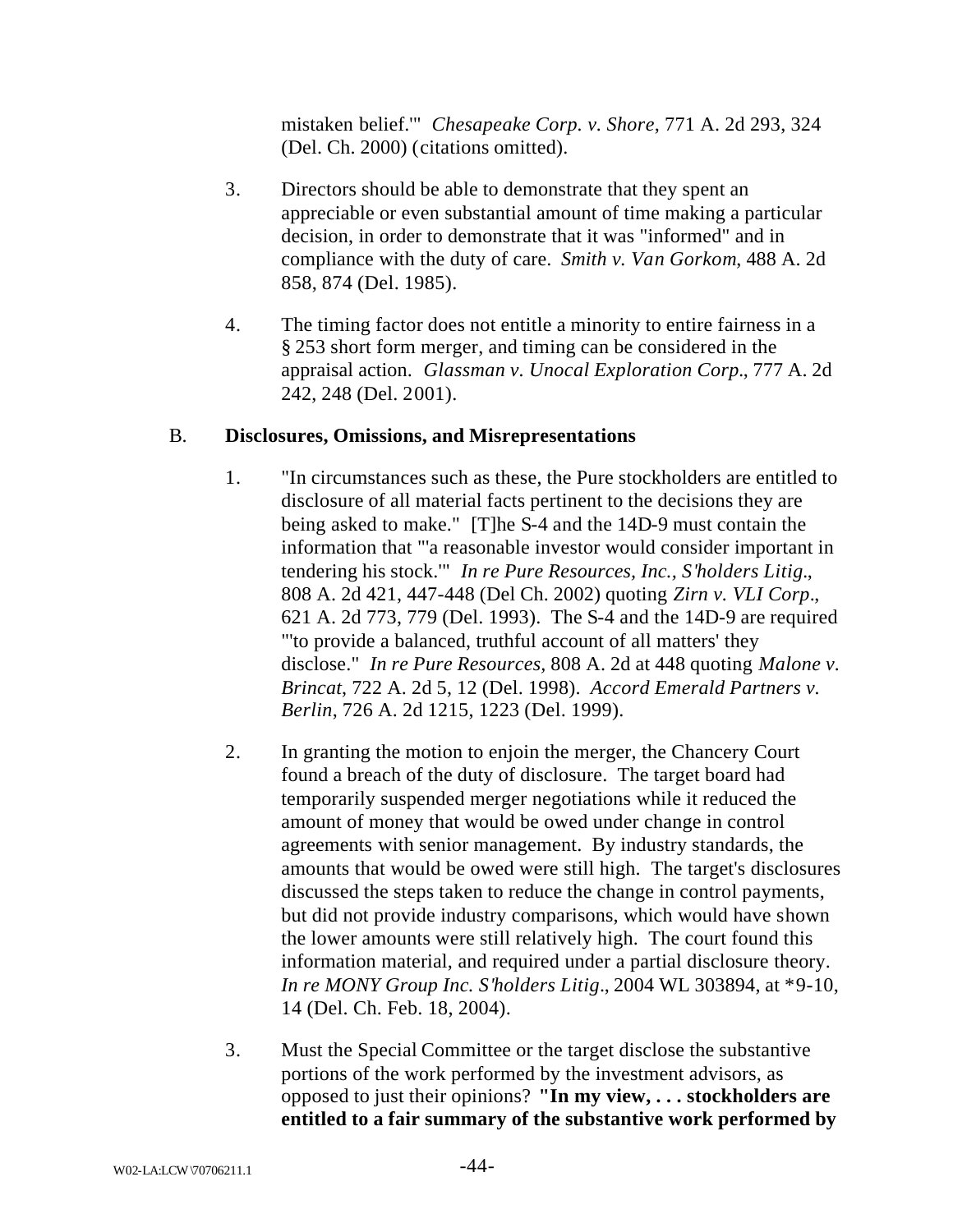mistaken belief.'" *Chesapeake Corp. v. Shore*, 771 A. 2d 293, 324 (Del. Ch. 2000) (citations omitted).

3. Directors should be able to demonstrate that they spent an appreciable or even substantial amount of time making a particular decision, in order to demonstrate that it was "informed" and in compliance with the duty of care. *Smith v. Van Gorkom*, 488 A. 2d 858, 874 (Del. 1985).

4. The timing factor does not entitle a minority to entire fairness in a § 253 short form merger, and timing can be considered in the appraisal action. *Glassman v. Unocal Exploration Corp.*, 777 A. 2d 242, 248 (Del. 2001).

B. **Disclosures, Omissions, and Misrepresentations**

1. "In circumstances such as these, the Pure stockholders are entitled to disclosure of all material facts pertinent to the decisions they are being asked to make." [T]he S-4 and the 14D-9 must contain the information that "'a reasonable investor would consider important in tendering his stock.'" *In re Pure Resources, Inc., S'holders Litig.*, 808 A. 2d 421, 447-448 (Del Ch. 2002) quoting *Zirn v. VLI Corp.*, 621 A. 2d 773, 779 (Del. 1993). The S-4 and the 14D-9 are required "'to provide a balanced, truthful account of all matters' they disclose." *In re Pure Resources,* 808 A. 2d at 448 quoting *Malone v. Brincat*, 722 A. 2d 5, 12 (Del. 1998). *Accord Emerald Partners v. Berlin*, 726 A. 2d 1215, 1223 (Del. 1999).

2. In granting the motion to enjoin the merger, the Chancery Court found a breach of the duty of disclosure. The target board had temporarily suspended merger negotiations while it reduced the amount of money that would be owed under change in control agreements with senior management. By industry standards, the amounts that would be owed were still high. The target's disclosures discussed the steps taken to reduce the change in control payments, but did not provide industry comparisons, which would have shown the lower amounts were still relatively high. The court found this information material, and required under a partial disclosure theory. *In re MONY Group Inc. S'holders Litig.*, 2004 WL 303894, at *9-10, 14 (Del. Ch. Feb. 18, 2004).

3. Must the Special Committee or the target disclose the substantive portions of the work performed by the investment advisors, as opposed to just their opinions? **"In my view, . . . stockholders are entitled to a fair summary of the substantive work performed by**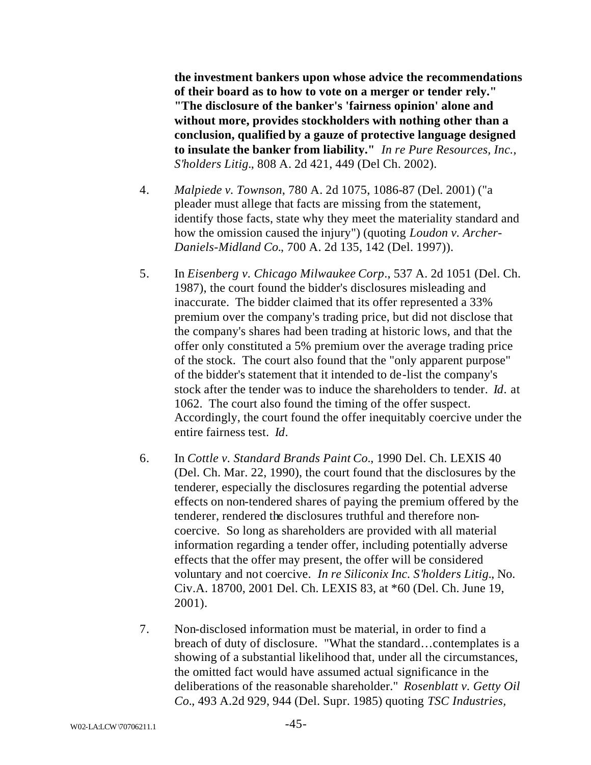**the investment bankers upon whose advice the recommendations of their board as to how to vote on a merger or tender rely." "The disclosure of the banker's 'fairness opinion' alone and without more, provides stockholders with nothing other than a conclusion, qualified by a gauze of protective language designed to insulate the banker from liability."** *In re Pure Resources, Inc., S'holders Litig.*, 808 A. 2d 421, 449 (Del Ch. 2002).

4. *Malpiede v. Townson*, 780 A. 2d 1075, 1086-87 (Del. 2001) ("a pleader must allege that facts are missing from the statement, identify those facts, state why they meet the materiality standard and how the omission caused the injury") (quoting *Loudon v. Archer-Daniels-Midland Co.*, 700 A. 2d 135, 142 (Del. 1997)).

5. In *Eisenberg v. Chicago Milwaukee Corp.*, 537 A. 2d 1051 (Del. Ch. 1987), the court found the bidder's disclosures misleading and inaccurate. The bidder claimed that its offer represented a 33% premium over the company's trading price, but did not disclose that the company's shares had been trading at historic lows, and that the offer only constituted a 5% premium over the average trading price of the stock. The court also found that the "only apparent purpose" of the bidder's statement that it intended to de-list the company's stock after the tender was to induce the shareholders to tender. *Id.* at 1062. The court also found the timing of the offer suspect. Accordingly, the court found the offer inequitably coercive under the entire fairness test. *Id.*

6. In *Cottle v. Standard Brands Paint Co.*, 1990 Del. Ch. LEXIS 40 (Del. Ch. Mar. 22, 1990), the court found that the disclosures by the tenderer, especially the disclosures regarding the potential adverse effects on non-tendered shares of paying the premium offered by the tenderer, rendered the disclosures truthful and therefore non-coercive. So long as shareholders are provided with all material information regarding a tender offer, including potentially adverse effects that the offer may present, the offer will be considered voluntary and not coercive. *In re Siliconix Inc. S'holders Litig.*, No. Civ.A. 18700, 2001 Del. Ch. LEXIS 83, at *60 (Del. Ch. June 19, 2001).

7. Non-disclosed information must be material, in order to find a breach of duty of disclosure. "What the standard…contemplates is a showing of a substantial likelihood that, under all the circumstances, the omitted fact would have assumed actual significance in the deliberations of the reasonable shareholder." *Rosenblatt v. Getty Oil Co.*, 493 A.2d 929, 944 (Del. Supr. 1985) quoting *TSC Industries,*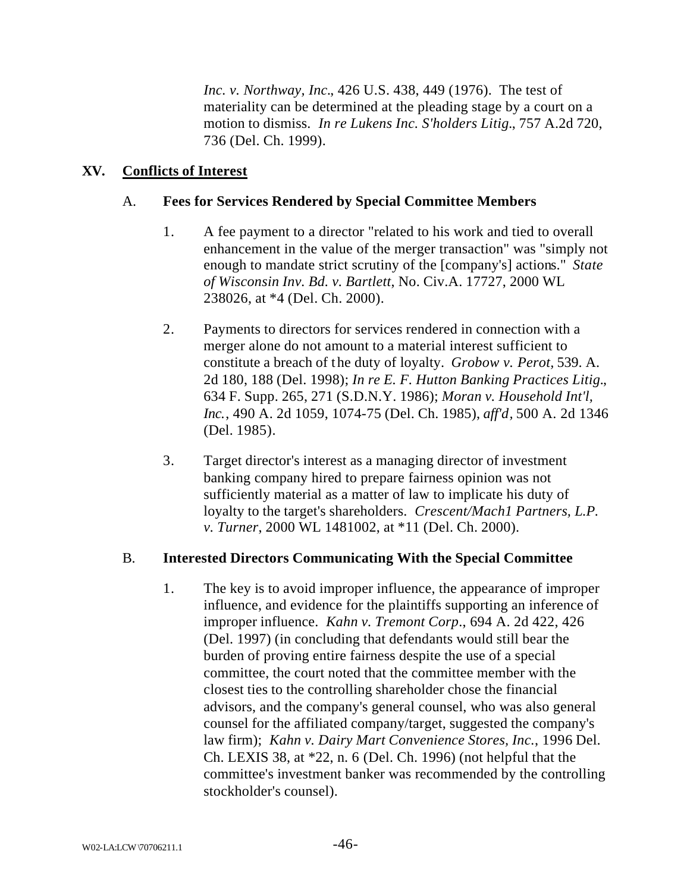*Inc. v. Northway, Inc.*, 426 U.S. 438, 449 (1976). The test of materiality can be determined at the pleading stage by a court on a motion to dismiss. *In re Lukens Inc. S'holders Litig.*, 757 A.2d 720, 736 (Del. Ch. 1999).

## XV. Conflicts of Interest

### A. Fees for Services Rendered by Special Committee Members

1. A fee payment to a director "related to his work and tied to overall enhancement in the value of the merger transaction" was "simply not enough to mandate strict scrutiny of the [company's] actions." *State of Wisconsin Inv. Bd. v. Bartlett*, No. Civ.A. 17727, 2000 WL 238026, at *4 (Del. Ch. 2000).

2. Payments to directors for services rendered in connection with a merger alone do not amount to a material interest sufficient to constitute a breach of the duty of loyalty. *Grobow v. Perot,* 539. A. 2d 180, 188 (Del. 1998); *In re E. F. Hutton Banking Practices Litig.*, 634 F. Supp. 265, 271 (S.D.N.Y. 1986); *Moran v. Household Int'l, Inc.*, 490 A. 2d 1059, 1074-75 (Del. Ch. 1985), *aff'd*, 500 A. 2d 1346 (Del. 1985).

3. Target director's interest as a managing director of investment banking company hired to prepare fairness opinion was not sufficiently material as a matter of law to implicate his duty of loyalty to the target's shareholders. *Crescent/Mach1 Partners, L.P. v. Turner*, 2000 WL 1481002, at *11 (Del. Ch. 2000).

### B. Interested Directors Communicating With the Special Committee

1. The key is to avoid improper influence, the appearance of improper influence, and evidence for the plaintiffs supporting an inference of improper influence. *Kahn v. Tremont Corp.*, 694 A. 2d 422, 426 (Del. 1997) (in concluding that defendants would still bear the burden of proving entire fairness despite the use of a special committee, the court noted that the committee member with the closest ties to the controlling shareholder chose the financial advisors, and the company's general counsel, who was also general counsel for the affiliated company/target, suggested the company's law firm); *Kahn v. Dairy Mart Convenience Stores, Inc.*, 1996 Del. Ch. LEXIS 38, at *22, n. 6 (Del. Ch. 1996) (not helpful that the committee's investment banker was recommended by the controlling stockholder's counsel).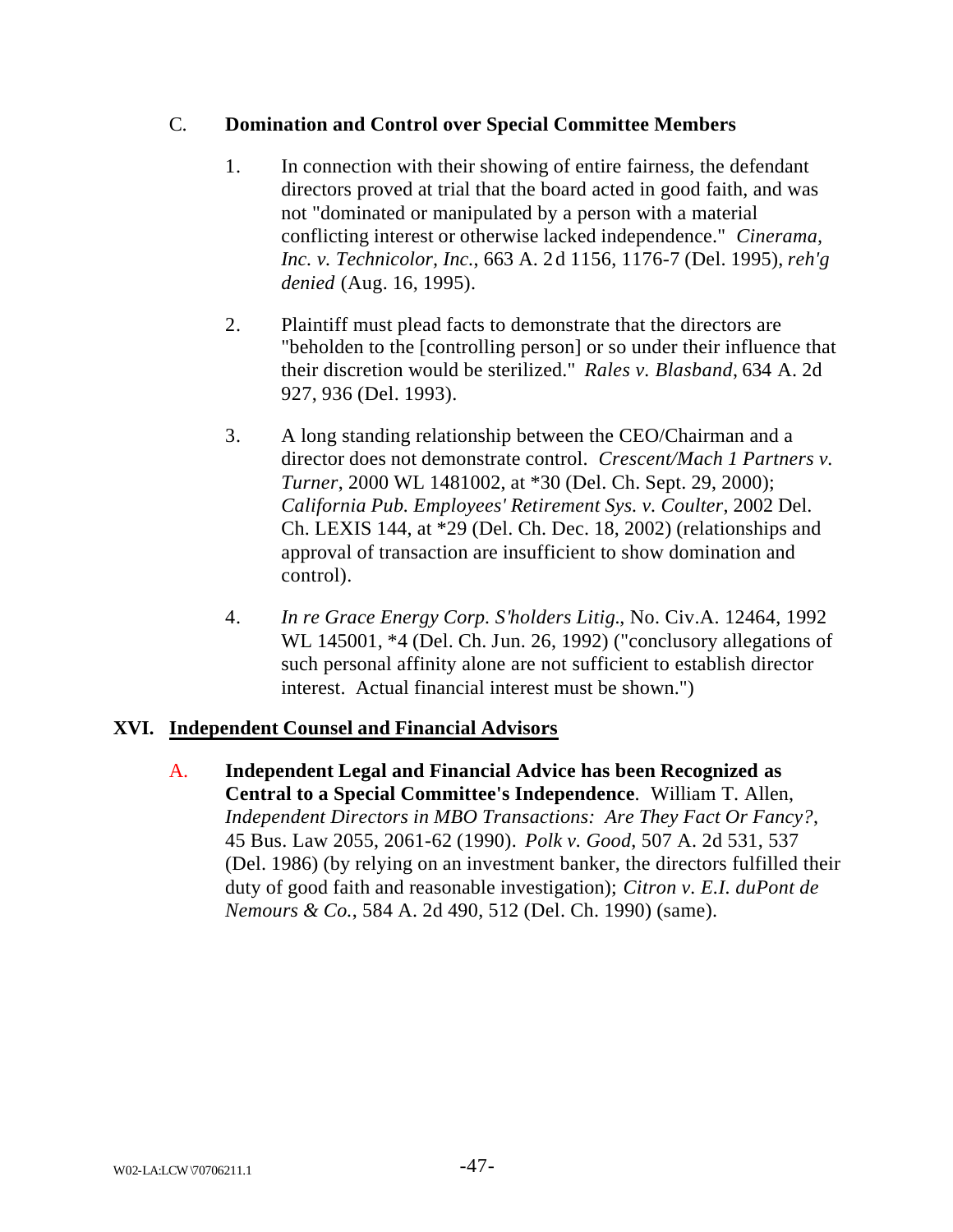C. **Domination and Control over Special Committee Members**

1. In connection with their showing of entire fairness, the defendant directors proved at trial that the board acted in good faith, and was not "dominated or manipulated by a person with a material conflicting interest or otherwise lacked independence." *Cinerama, Inc. v. Technicolor, Inc.*, 663 A. 2d 1156, 1176-7 (Del. 1995), *reh'g denied* (Aug. 16, 1995).

2. Plaintiff must plead facts to demonstrate that the directors are "beholden to the [controlling person] or so under their influence that their discretion would be sterilized." *Rales v. Blasband*, 634 A. 2d 927, 936 (Del. 1993).

3. A long standing relationship between the CEO/Chairman and a director does not demonstrate control. *Crescent/Mach 1 Partners v. Turner*, 2000 WL 1481002, at *30 (Del. Ch. Sept. 29, 2000); *California Pub. Employees' Retirement Sys. v. Coulter*, 2002 Del. Ch. LEXIS 144, at *29 (Del. Ch. Dec. 18, 2002) (relationships and approval of transaction are insufficient to show domination and control).

4. *In re Grace Energy Corp. S'holders Litig.*, No. Civ.A. 12464, 1992 WL 145001, *4 (Del. Ch. Jun. 26, 1992) ("conclusory allegations of such personal affinity alone are not sufficient to establish director interest. Actual financial interest must be shown.")

## XVI. Independent Counsel and Financial Advisors

A. **Independent Legal and Financial Advice has been Recognized as Central to a Special Committee's Independence**. William T. Allen, *Independent Directors in MBO Transactions: Are They Fact Or Fancy?*, 45 Bus. Law 2055, 2061-62 (1990). *Polk v. Good*, 507 A. 2d 531, 537 (Del. 1986) (by relying on an investment banker, the directors fulfilled their duty of good faith and reasonable investigation); *Citron v. E.I. duPont de Nemours & Co.*, 584 A. 2d 490, 512 (Del. Ch. 1990) (same).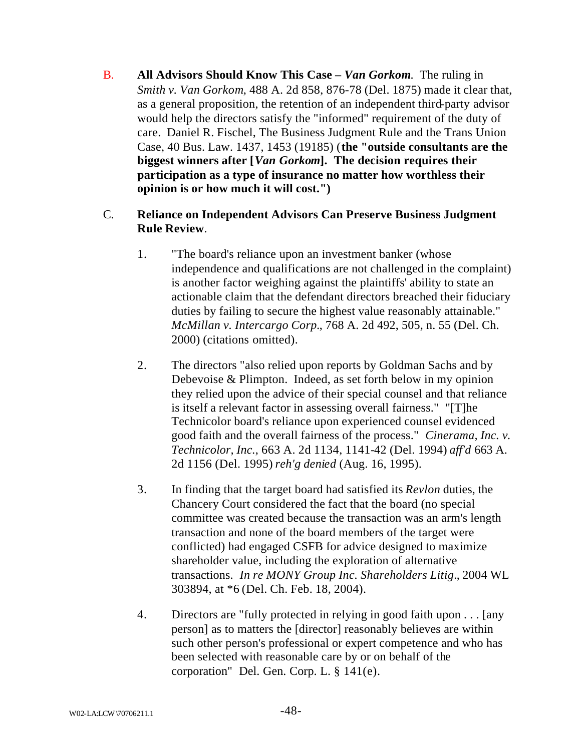B. **All Advisors Should Know This Case – *Van Gorkom*.** The ruling in *Smith v. Van Gorkom*, 488 A. 2d 858, 876-78 (Del. 1875) made it clear that, as a general proposition, the retention of an independent third-party advisor would help the directors satisfy the "informed" requirement of the duty of care. Daniel R. Fischel, The Business Judgment Rule and the Trans Union Case, 40 Bus. Law. 1437, 1453 (19185) (**the "outside consultants are the biggest winners after [*Van Gorkom*]. The decision requires their participation as a type of insurance no matter how worthless their opinion is or how much it will cost.")**

C. **Reliance on Independent Advisors Can Preserve Business Judgment Rule Review**.

1. "The board's reliance upon an investment banker (whose independence and qualifications are not challenged in the complaint) is another factor weighing against the plaintiffs' ability to state an actionable claim that the defendant directors breached their fiduciary duties by failing to secure the highest value reasonably attainable." *McMillan v. Intercargo Corp.*, 768 A. 2d 492, 505, n. 55 (Del. Ch. 2000) (citations omitted).

2. The directors "also relied upon reports by Goldman Sachs and by Debevoise & Plimpton. Indeed, as set forth below in my opinion they relied upon the advice of their special counsel and that reliance is itself a relevant factor in assessing overall fairness." "[T]he Technicolor board's reliance upon experienced counsel evidenced good faith and the overall fairness of the process." *Cinerama, Inc. v. Technicolor, Inc.*, 663 A. 2d 1134, 1141-42 (Del. 1994) *aff'd* 663 A. 2d 1156 (Del. 1995) *reh'g denied* (Aug. 16, 1995).

3. In finding that the target board had satisfied its *Revlon* duties, the Chancery Court considered the fact that the board (no special committee was created because the transaction was an arm's length transaction and none of the board members of the target were conflicted) had engaged CSFB for advice designed to maximize shareholder value, including the exploration of alternative transactions. *In re MONY Group Inc. Shareholders Litig*., 2004 WL 303894, at *6 (Del. Ch. Feb. 18, 2004).

4. Directors are "fully protected in relying in good faith upon . . . [any person] as to matters the [director] reasonably believes are within such other person's professional or expert competence and who has been selected with reasonable care by or on behalf of the corporation" Del. Gen. Corp. L. § 141(e).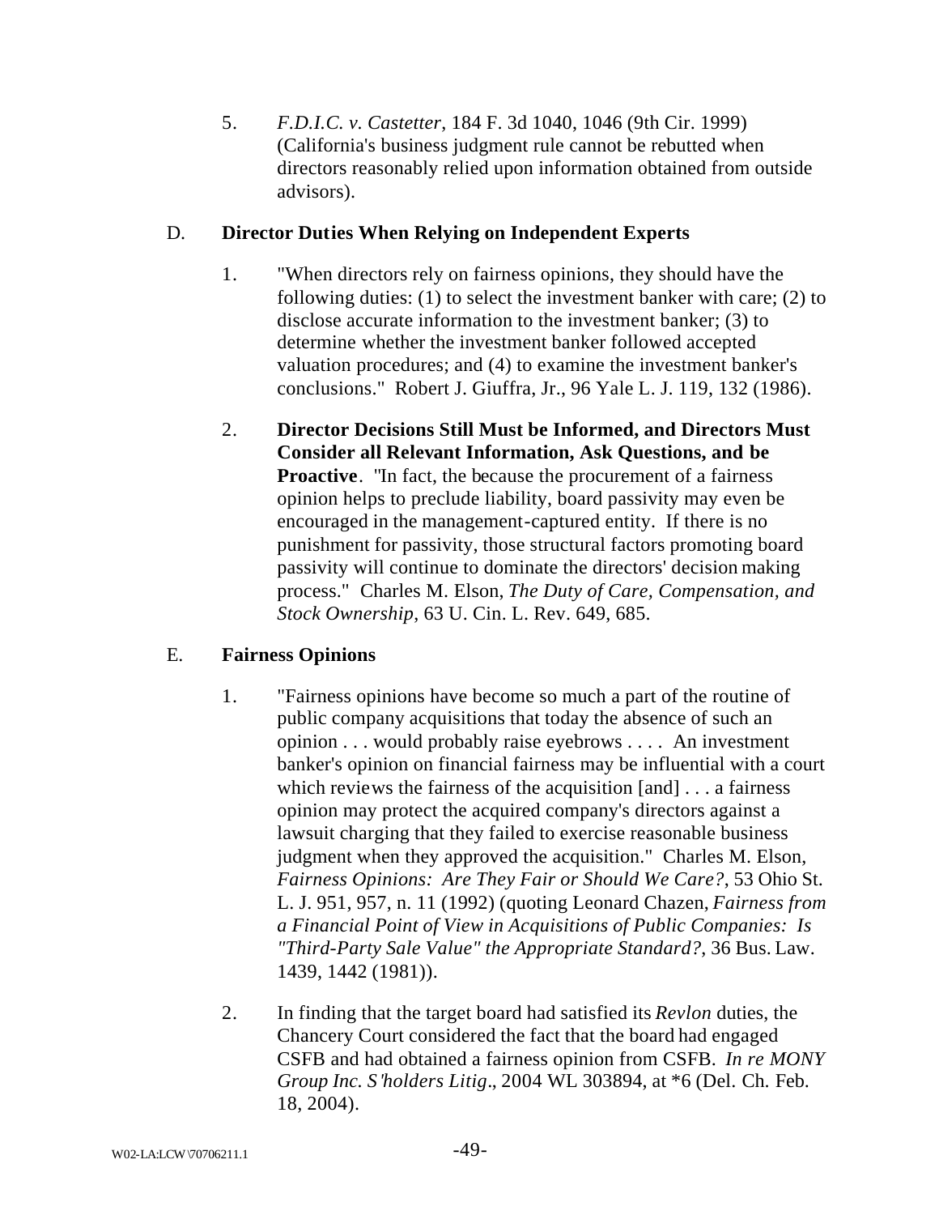5. *F.D.I.C. v. Castetter*, 184 F. 3d 1040, 1046 (9th Cir. 1999) (California's business judgment rule cannot be rebutted when directors reasonably relied upon information obtained from outside advisors).

D. **Director Duties When Relying on Independent Experts**

1. "When directors rely on fairness opinions, they should have the following duties: (1) to select the investment banker with care; (2) to disclose accurate information to the investment banker; (3) to determine whether the investment banker followed accepted valuation procedures; and (4) to examine the investment banker's conclusions." Robert J. Giuffra, Jr., 96 Yale L. J. 119, 132 (1986).

2. **Director Decisions Still Must be Informed, and Directors Must Consider all Relevant Information, Ask Questions, and be Proactive**. "In fact, the because the procurement of a fairness opinion helps to preclude liability, board passivity may even be encouraged in the management-captured entity. If there is no punishment for passivity, those structural factors promoting board passivity will continue to dominate the directors' decision making process." Charles M. Elson, *The Duty of Care, Compensation, and Stock Ownership*, 63 U. Cin. L. Rev. 649, 685.

E. **Fairness Opinions**

1. "Fairness opinions have become so much a part of the routine of public company acquisitions that today the absence of such an opinion . . . would probably raise eyebrows . . . . An investment banker's opinion on financial fairness may be influential with a court which reviews the fairness of the acquisition [and] . . . a fairness opinion may protect the acquired company's directors against a lawsuit charging that they failed to exercise reasonable business judgment when they approved the acquisition." Charles M. Elson, *Fairness Opinions: Are They Fair or Should We Care?*, 53 Ohio St. L. J. 951, 957, n. 11 (1992) (quoting Leonard Chazen, *Fairness from a Financial Point of View in Acquisitions of Public Companies: Is "Third-Party Sale Value" the Appropriate Standard?*, 36 Bus. Law. 1439, 1442 (1981)).

2. In finding that the target board had satisfied its *Revlon* duties, the Chancery Court considered the fact that the board had engaged CSFB and had obtained a fairness opinion from CSFB. *In re MONY Group Inc. S'holders Litig*., 2004 WL 303894, at *6 (Del. Ch. Feb. 18, 2004).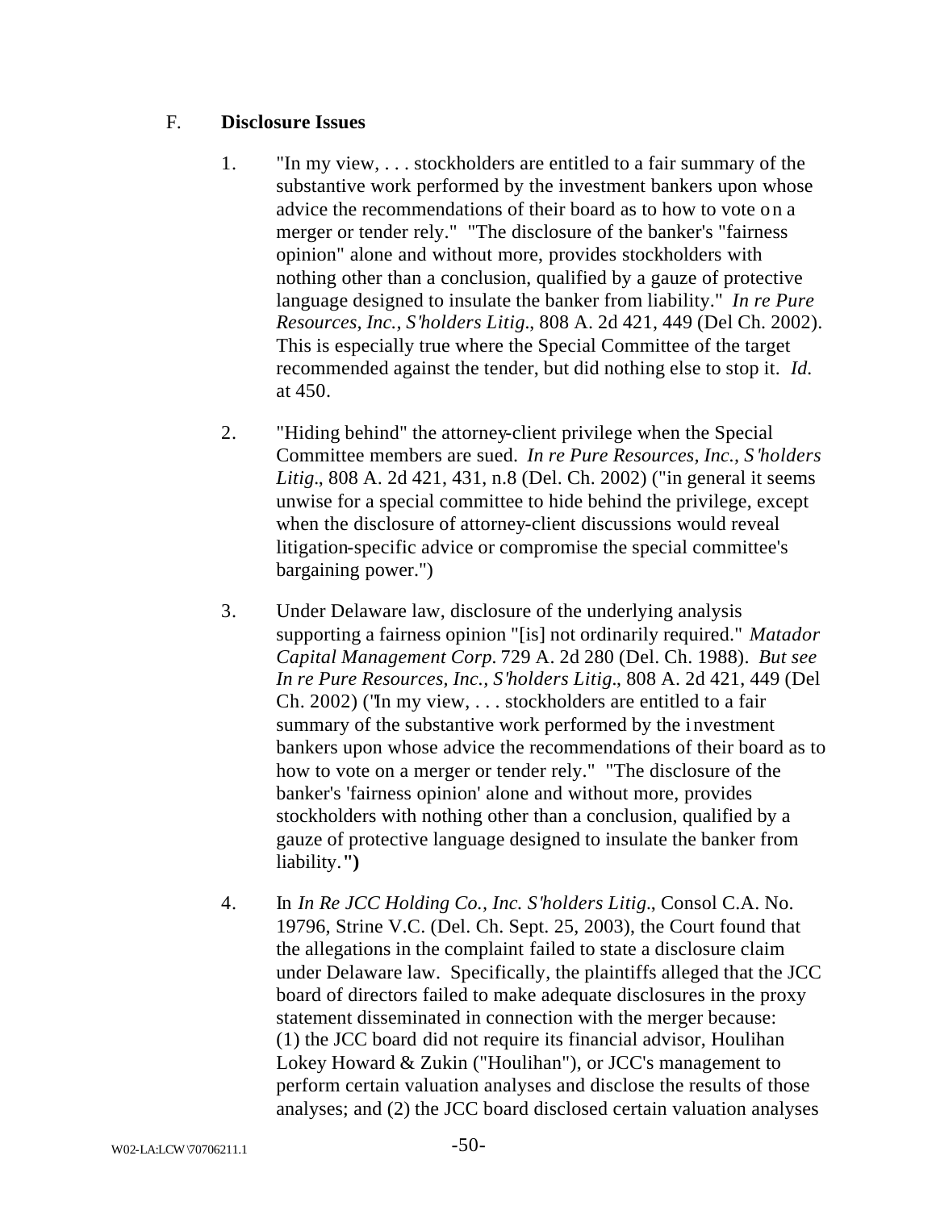F. **Disclosure Issues**

1. "In my view, . . . stockholders are entitled to a fair summary of the substantive work performed by the investment bankers upon whose advice the recommendations of their board as to how to vote on a merger or tender rely." "The disclosure of the banker's "fairness opinion" alone and without more, provides stockholders with nothing other than a conclusion, qualified by a gauze of protective language designed to insulate the banker from liability." *In re Pure Resources, Inc., S'holders Litig.*, 808 A. 2d 421, 449 (Del Ch. 2002). This is especially true where the Special Committee of the target recommended against the tender, but did nothing else to stop it. *Id.* at 450.

2. "Hiding behind" the attorney-client privilege when the Special Committee members are sued. *In re Pure Resources, Inc., S'holders Litig.*, 808 A. 2d 421, 431, n.8 (Del. Ch. 2002) ("in general it seems unwise for a special committee to hide behind the privilege, except when the disclosure of attorney-client discussions would reveal litigation-specific advice or compromise the special committee's bargaining power.")

3. Under Delaware law, disclosure of the underlying analysis supporting a fairness opinion "[is] not ordinarily required." *Matador Capital Management Corp.* 729 A. 2d 280 (Del. Ch. 1988). *But see In re Pure Resources, Inc., S'holders Litig.*, 808 A. 2d 421, 449 (Del Ch. 2002) ("In my view, . . . stockholders are entitled to a fair summary of the substantive work performed by the investment bankers upon whose advice the recommendations of their board as to how to vote on a merger or tender rely." "The disclosure of the banker's 'fairness opinion' alone and without more, provides stockholders with nothing other than a conclusion, qualified by a gauze of protective language designed to insulate the banker from liability.")

4. In *In Re JCC Holding Co., Inc. S'holders Litig.*, Consol C.A. No. 19796, Strine V.C. (Del. Ch. Sept. 25, 2003), the Court found that the allegations in the complaint failed to state a disclosure claim under Delaware law. Specifically, the plaintiffs alleged that the JCC board of directors failed to make adequate disclosures in the proxy statement disseminated in connection with the merger because: (1) the JCC board did not require its financial advisor, Houlihan Lokey Howard & Zukin ("Houlihan"), or JCC's management to perform certain valuation analyses and disclose the results of those analyses; and (2) the JCC board disclosed certain valuation analyses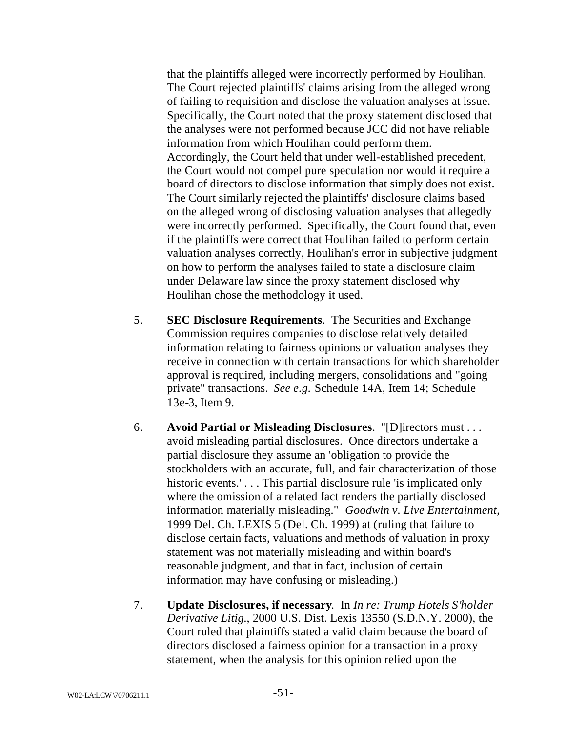that the plaintiffs alleged were incorrectly performed by Houlihan. The Court rejected plaintiffs' claims arising from the alleged wrong of failing to requisition and disclose the valuation analyses at issue. Specifically, the Court noted that the proxy statement disclosed that the analyses were not performed because JCC did not have reliable information from which Houlihan could perform them. Accordingly, the Court held that under well-established precedent, the Court would not compel pure speculation nor would it require a board of directors to disclose information that simply does not exist. The Court similarly rejected the plaintiffs' disclosure claims based on the alleged wrong of disclosing valuation analyses that allegedly were incorrectly performed. Specifically, the Court found that, even if the plaintiffs were correct that Houlihan failed to perform certain valuation analyses correctly, Houlihan's error in subjective judgment on how to perform the analyses failed to state a disclosure claim under Delaware law since the proxy statement disclosed why Houlihan chose the methodology it used.

5. **SEC Disclosure Requirements**. The Securities and Exchange Commission requires companies to disclose relatively detailed information relating to fairness opinions or valuation analyses they receive in connection with certain transactions for which shareholder approval is required, including mergers, consolidations and "going private" transactions. *See e.g.* Schedule 14A, Item 14; Schedule 13e-3, Item 9.

6. **Avoid Partial or Misleading Disclosures**. "[D]irectors must . . . avoid misleading partial disclosures. Once directors undertake a partial disclosure they assume an 'obligation to provide the stockholders with an accurate, full, and fair characterization of those historic events.' . . . This partial disclosure rule 'is implicated only where the omission of a related fact renders the partially disclosed information materially misleading." *Goodwin v. Live Entertainment*, 1999 Del. Ch. LEXIS 5 (Del. Ch. 1999) at (ruling that failure to disclose certain facts, valuations and methods of valuation in proxy statement was not materially misleading and within board's reasonable judgment, and that in fact, inclusion of certain information may have confusing or misleading.)

7. **Update Disclosures, if necessary**. In *In re: Trump Hotels S'holder Derivative Litig*., 2000 U.S. Dist. Lexis 13550 (S.D.N.Y. 2000), the Court ruled that plaintiffs stated a valid claim because the board of directors disclosed a fairness opinion for a transaction in a proxy statement, when the analysis for this opinion relied upon the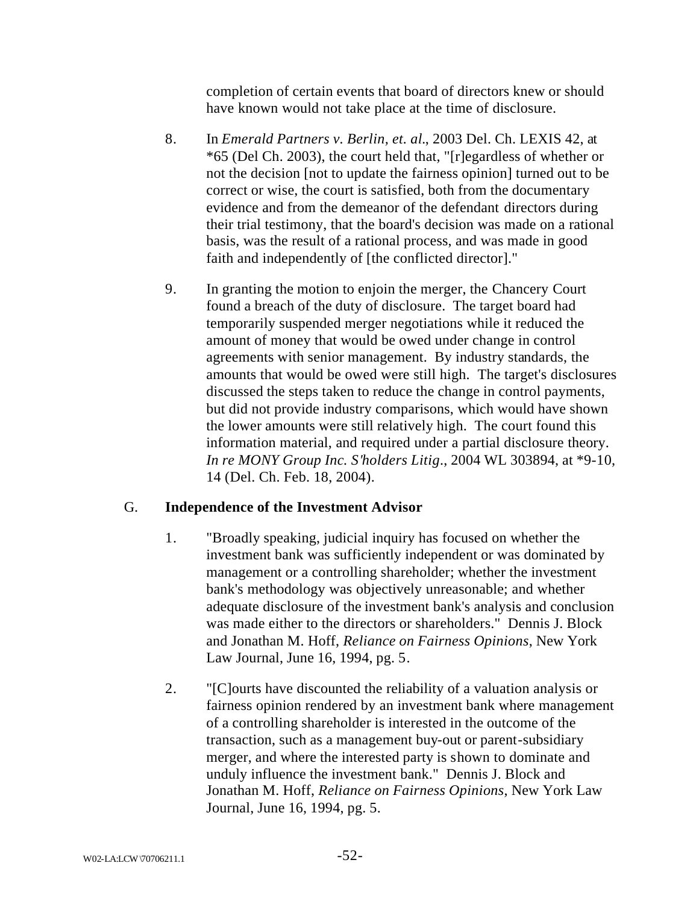completion of certain events that board of directors knew or should have known would not take place at the time of disclosure.

8. In *Emerald Partners v. Berlin, et. al.*, 2003 Del. Ch. LEXIS 42, at *65 (Del Ch. 2003), the court held that, "[r]egardless of whether or not the decision [not to update the fairness opinion] turned out to be correct or wise, the court is satisfied, both from the documentary evidence and from the demeanor of the defendant directors during their trial testimony, that the board's decision was made on a rational basis, was the result of a rational process, and was made in good faith and independently of [the conflicted director]."

9. In granting the motion to enjoin the merger, the Chancery Court found a breach of the duty of disclosure. The target board had temporarily suspended merger negotiations while it reduced the amount of money that would be owed under change in control agreements with senior management. By industry standards, the amounts that would be owed were still high. The target's disclosures discussed the steps taken to reduce the change in control payments, but did not provide industry comparisons, which would have shown the lower amounts were still relatively high. The court found this information material, and required under a partial disclosure theory. *In re MONY Group Inc. S'holders Litig.*, 2004 WL 303894, at *9-10, 14 (Del. Ch. Feb. 18, 2004).

## G. Independence of the Investment Advisor

1. "Broadly speaking, judicial inquiry has focused on whether the investment bank was sufficiently independent or was dominated by management or a controlling shareholder; whether the investment bank's methodology was objectively unreasonable; and whether adequate disclosure of the investment bank's analysis and conclusion was made either to the directors or shareholders." Dennis J. Block and Jonathan M. Hoff, *Reliance on Fairness Opinions*, New York Law Journal, June 16, 1994, pg. 5.

2. "[C]ourts have discounted the reliability of a valuation analysis or fairness opinion rendered by an investment bank where management of a controlling shareholder is interested in the outcome of the transaction, such as a management buy-out or parent-subsidiary merger, and where the interested party is shown to dominate and unduly influence the investment bank." Dennis J. Block and Jonathan M. Hoff, *Reliance on Fairness Opinions*, New York Law Journal, June 16, 1994, pg. 5.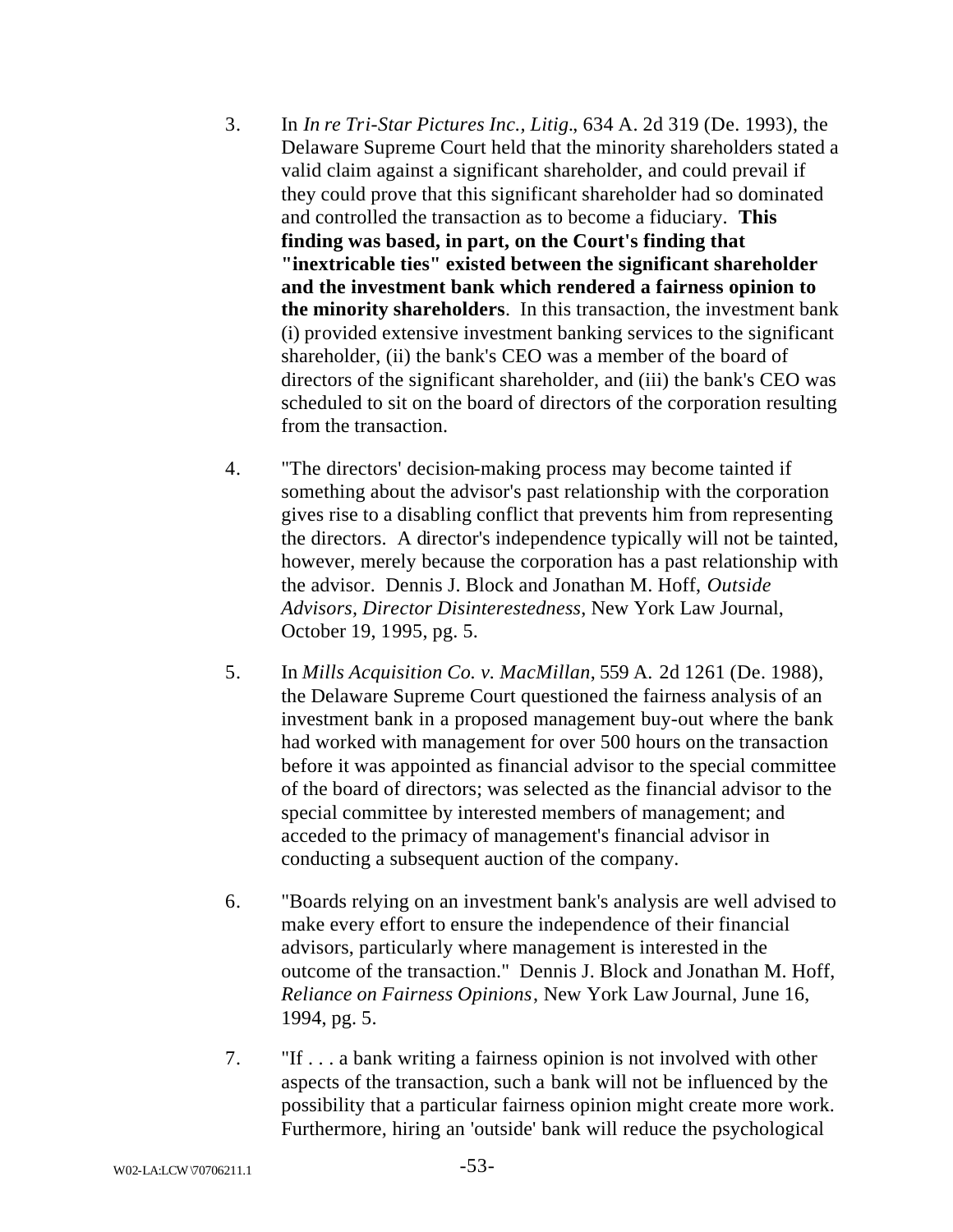3. In *In re Tri-Star Pictures Inc., Litig*., 634 A. 2d 319 (De. 1993), the Delaware Supreme Court held that the minority shareholders stated a valid claim against a significant shareholder, and could prevail if they could prove that this significant shareholder had so dominated and controlled the transaction as to become a fiduciary. **This finding was based, in part, on the Court's finding that "inextricable ties" existed between the significant shareholder and the investment bank which rendered a fairness opinion to the minority shareholders**. In this transaction, the investment bank (i) provided extensive investment banking services to the significant shareholder, (ii) the bank's CEO was a member of the board of directors of the significant shareholder, and (iii) the bank's CEO was scheduled to sit on the board of directors of the corporation resulting from the transaction.

4. "The directors' decision-making process may become tainted if something about the advisor's past relationship with the corporation gives rise to a disabling conflict that prevents him from representing the directors. A director's independence typically will not be tainted, however, merely because the corporation has a past relationship with the advisor. Dennis J. Block and Jonathan M. Hoff, *Outside Advisors, Director Disinterestedness*, New York Law Journal, October 19, 1995, pg. 5.

5. In *Mills Acquisition Co. v. MacMillan,* 559 A. 2d 1261 (De. 1988), the Delaware Supreme Court questioned the fairness analysis of an investment bank in a proposed management buy-out where the bank had worked with management for over 500 hours on the transaction before it was appointed as financial advisor to the special committee of the board of directors; was selected as the financial advisor to the special committee by interested members of management; and acceded to the primacy of management's financial advisor in conducting a subsequent auction of the company.

6. "Boards relying on an investment bank's analysis are well advised to make every effort to ensure the independence of their financial advisors, particularly where management is interested in the outcome of the transaction." Dennis J. Block and Jonathan M. Hoff, *Reliance on Fairness Opinions*, New York Law Journal, June 16, 1994, pg. 5.

7. "If . . . a bank writing a fairness opinion is not involved with other aspects of the transaction, such a bank will not be influenced by the possibility that a particular fairness opinion might create more work. Furthermore, hiring an 'outside' bank will reduce the psychological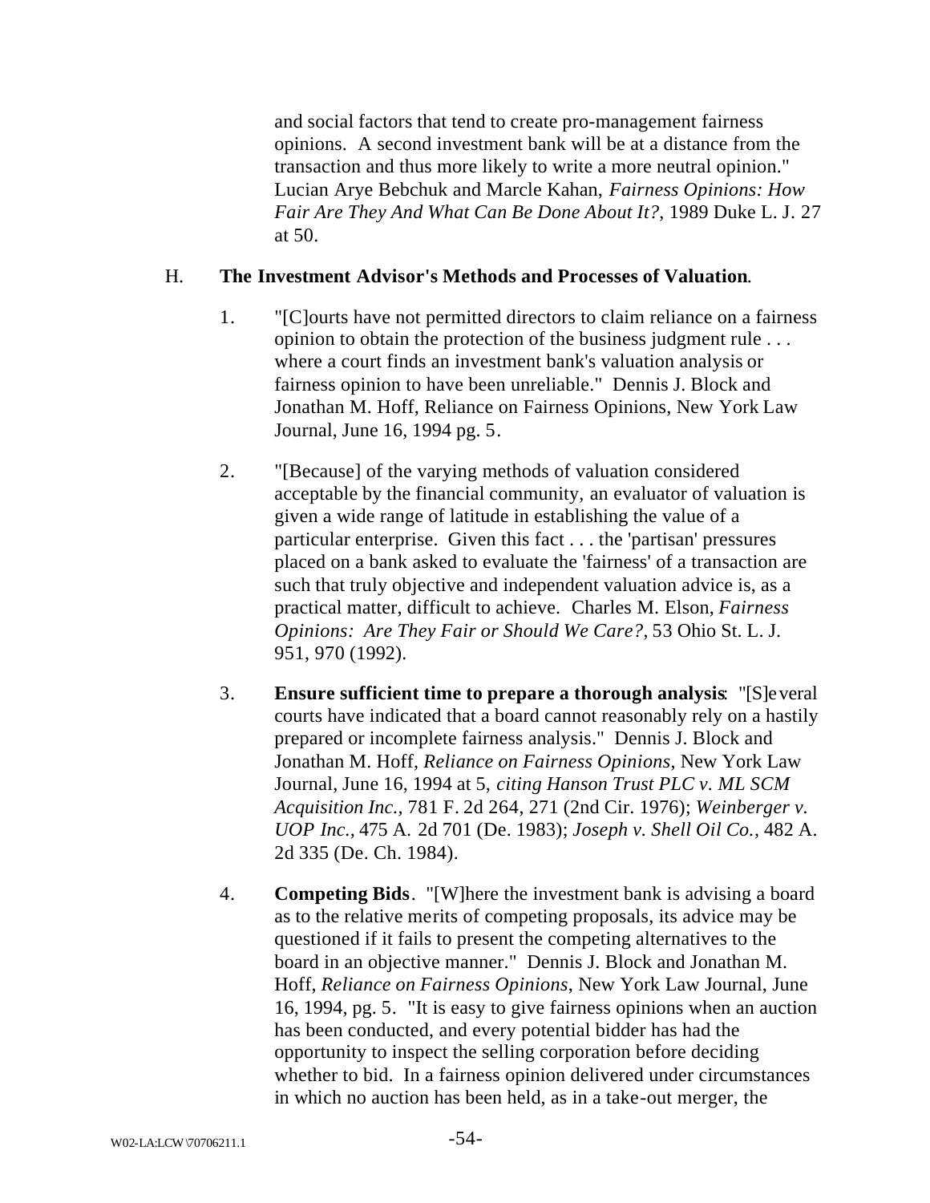and social factors that tend to create pro-management fairness opinions. A second investment bank will be at a distance from the transaction and thus more likely to write a more neutral opinion." Lucian Arye Bebchuk and Marcle Kahan, *Fairness Opinions: How Fair Are They And What Can Be Done About It?*, 1989 Duke L. J. 27 at 50.

H. **The Investment Advisor's Methods and Processes of Valuation.**

1. "[C]ourts have not permitted directors to claim reliance on a fairness opinion to obtain the protection of the business judgment rule . . . where a court finds an investment bank's valuation analysis or fairness opinion to have been unreliable." Dennis J. Block and Jonathan M. Hoff, Reliance on Fairness Opinions, New York Law Journal, June 16, 1994 pg. 5.

2. "[Because] of the varying methods of valuation considered acceptable by the financial community, an evaluator of valuation is given a wide range of latitude in establishing the value of a particular enterprise. Given this fact . . . the 'partisan' pressures placed on a bank asked to evaluate the 'fairness' of a transaction are such that truly objective and independent valuation advice is, as a practical matter, difficult to achieve. Charles M. Elson, *Fairness Opinions: Are They Fair or Should We Care?*, 53 Ohio St. L. J. 951, 970 (1992).

3. **Ensure sufficient time to prepare a thorough analysis**: "[S]everal courts have indicated that a board cannot reasonably rely on a hastily prepared or incomplete fairness analysis." Dennis J. Block and Jonathan M. Hoff, *Reliance on Fairness Opinions*, New York Law Journal, June 16, 1994 at 5, *citing Hanson Trust PLC v. ML SCM Acquisition Inc.*, 781 F. 2d 264, 271 (2nd Cir. 1976); *Weinberger v. UOP Inc.*, 475 A. 2d 701 (De. 1983); *Joseph v. Shell Oil Co.*, 482 A. 2d 335 (De. Ch. 1984).

4. **Competing Bids**. "[W]here the investment bank is advising a board as to the relative merits of competing proposals, its advice may be questioned if it fails to present the competing alternatives to the board in an objective manner." Dennis J. Block and Jonathan M. Hoff, *Reliance on Fairness Opinions*, New York Law Journal, June 16, 1994, pg. 5. "It is easy to give fairness opinions when an auction has been conducted, and every potential bidder has had the opportunity to inspect the selling corporation before deciding whether to bid. In a fairness opinion delivered under circumstances in which no auction has been held, as in a take-out merger, the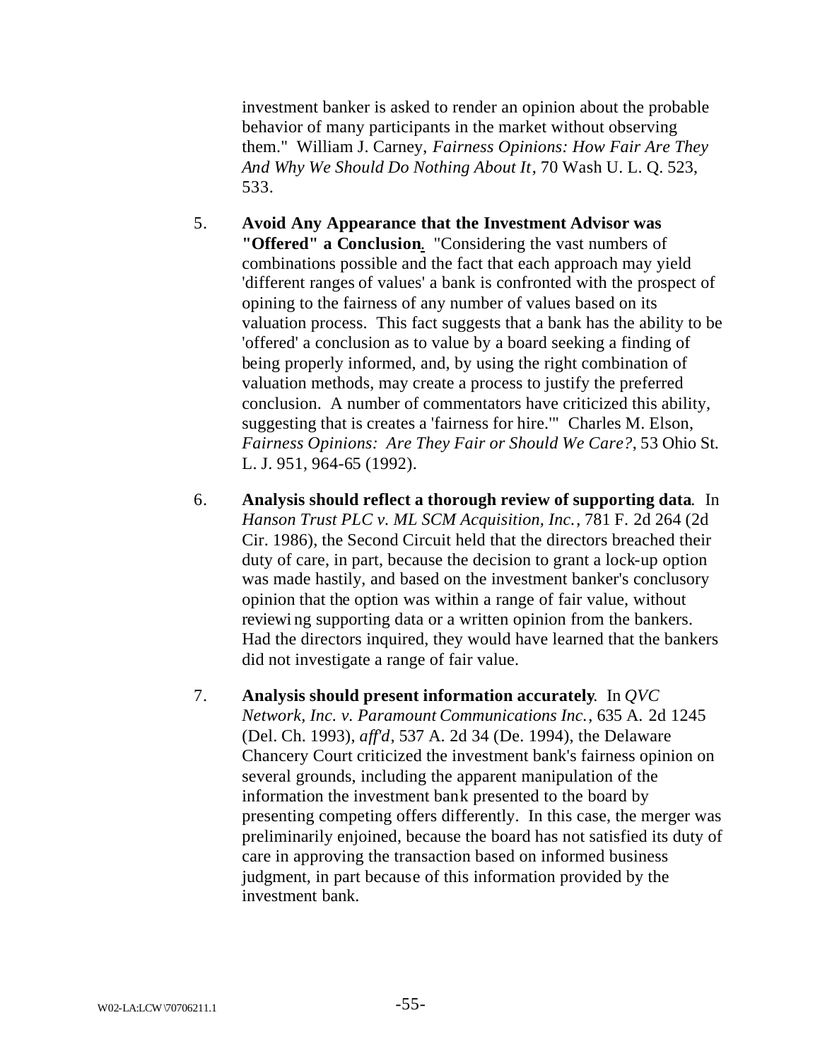investment banker is asked to render an opinion about the probable behavior of many participants in the market without observing them." William J. Carney, *Fairness Opinions: How Fair Are They And Why We Should Do Nothing About It*, 70 Wash U. L. Q. 523, 533.

5. **Avoid Any Appearance that the Investment Advisor was "Offered" a Conclusion.** "Considering the vast numbers of combinations possible and the fact that each approach may yield 'different ranges of values' a bank is confronted with the prospect of opining to the fairness of any number of values based on its valuation process. This fact suggests that a bank has the ability to be 'offered' a conclusion as to value by a board seeking a finding of being properly informed, and, by using the right combination of valuation methods, may create a process to justify the preferred conclusion. A number of commentators have criticized this ability, suggesting that is creates a 'fairness for hire.'" Charles M. Elson, *Fairness Opinions: Are They Fair or Should We Care?*, 53 Ohio St. L. J. 951, 964-65 (1992).

6. **Analysis should reflect a thorough review of supporting data**. In *Hanson Trust PLC v. ML SCM Acquisition, Inc.*, 781 F. 2d 264 (2d Cir. 1986), the Second Circuit held that the directors breached their duty of care, in part, because the decision to grant a lock-up option was made hastily, and based on the investment banker's conclusory opinion that the option was within a range of fair value, without reviewi ng supporting data or a written opinion from the bankers. Had the directors inquired, they would have learned that the bankers did not investigate a range of fair value.

7. **Analysis should present information accurately**. In *QVC Network, Inc. v. Paramount Communications Inc.*, 635 A. 2d 1245 (Del. Ch. 1993), *aff'd*, 537 A. 2d 34 (De. 1994), the Delaware Chancery Court criticized the investment bank's fairness opinion on several grounds, including the apparent manipulation of the information the investment bank presented to the board by presenting competing offers differently. In this case, the merger was preliminarily enjoined, because the board has not satisfied its duty of care in approving the transaction based on informed business judgment, in part because of this information provided by the investment bank.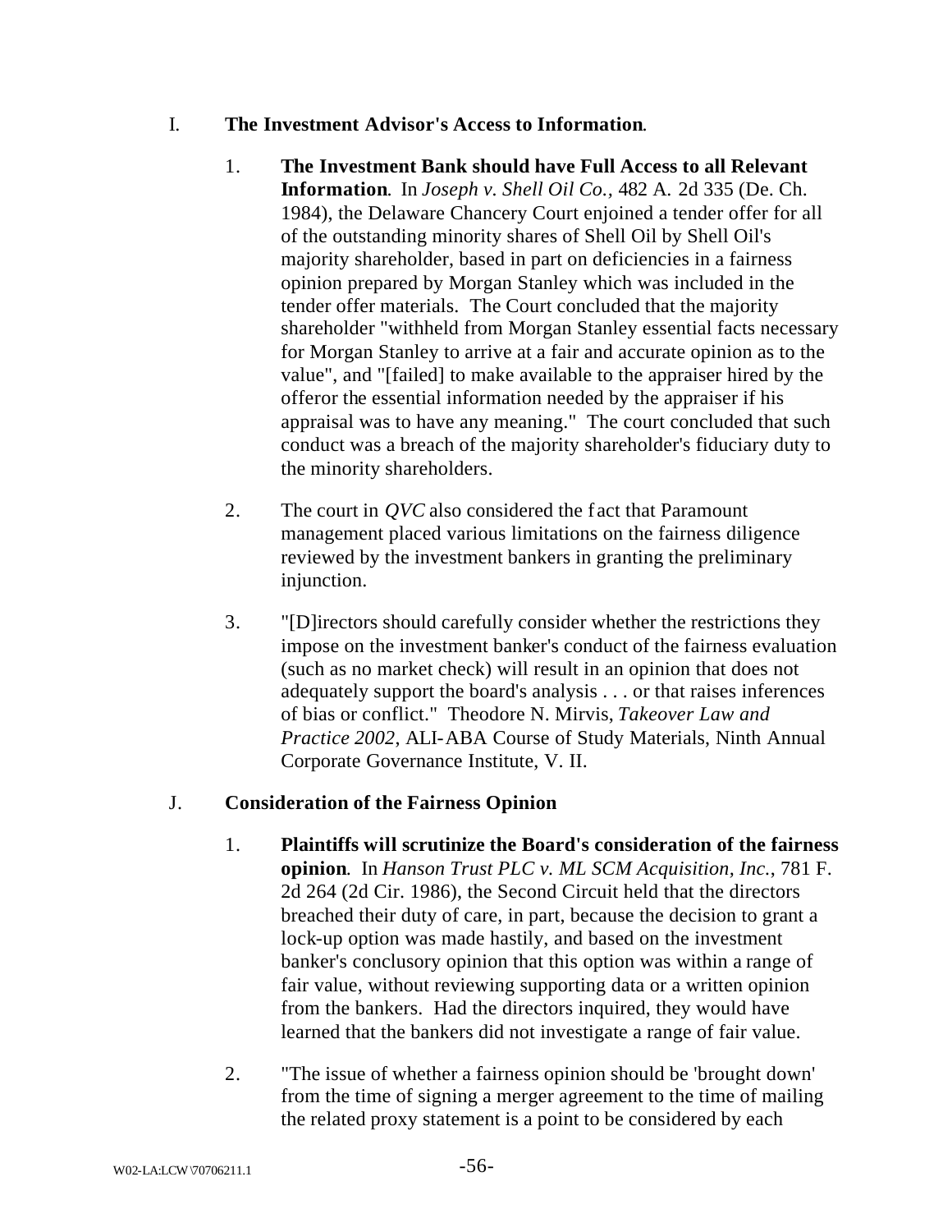I. **The Investment Advisor's Access to Information.**

1. **The Investment Bank should have Full Access to all Relevant Information.** In *Joseph v. Shell Oil Co.*, 482 A. 2d 335 (De. Ch. 1984), the Delaware Chancery Court enjoined a tender offer for all of the outstanding minority shares of Shell Oil by Shell Oil's majority shareholder, based in part on deficiencies in a fairness opinion prepared by Morgan Stanley which was included in the tender offer materials. The Court concluded that the majority shareholder "withheld from Morgan Stanley essential facts necessary for Morgan Stanley to arrive at a fair and accurate opinion as to the value", and "[failed] to make available to the appraiser hired by the offeror the essential information needed by the appraiser if his appraisal was to have any meaning." The court concluded that such conduct was a breach of the majority shareholder's fiduciary duty to the minority shareholders.

2. The court in *QVC* also considered the fact that Paramount management placed various limitations on the fairness diligence reviewed by the investment bankers in granting the preliminary injunction.

3. "[D]irectors should carefully consider whether the restrictions they impose on the investment banker's conduct of the fairness evaluation (such as no market check) will result in an opinion that does not adequately support the board's analysis . . . or that raises inferences of bias or conflict." Theodore N. Mirvis, *Takeover Law and Practice 2002*, ALI-ABA Course of Study Materials, Ninth Annual Corporate Governance Institute, V. II.

J. **Consideration of the Fairness Opinion**

1. **Plaintiffs will scrutinize the Board's consideration of the fairness opinion.** In *Hanson Trust PLC v. ML SCM Acquisition, Inc.*, 781 F. 2d 264 (2d Cir. 1986), the Second Circuit held that the directors breached their duty of care, in part, because the decision to grant a lock-up option was made hastily, and based on the investment banker's conclusory opinion that this option was within a range of fair value, without reviewing supporting data or a written opinion from the bankers. Had the directors inquired, they would have learned that the bankers did not investigate a range of fair value.

2. "The issue of whether a fairness opinion should be 'brought down' from the time of signing a merger agreement to the time of mailing the related proxy statement is a point to be considered by each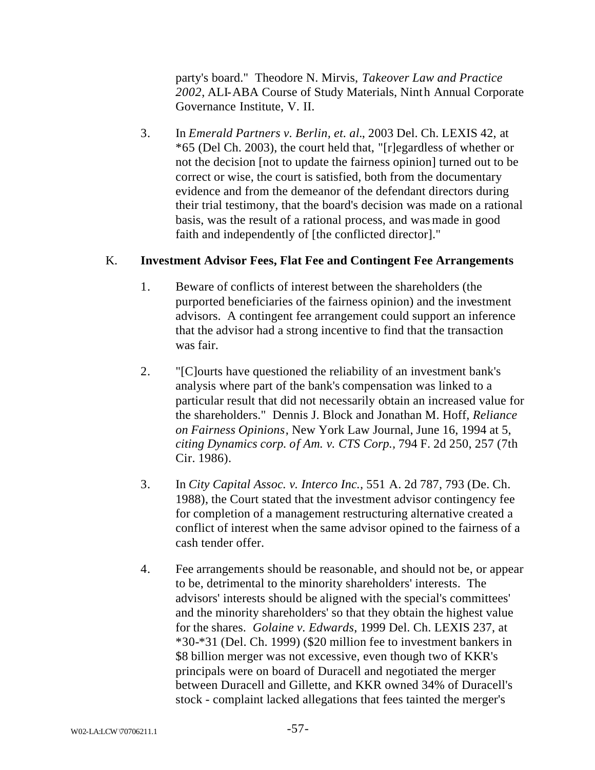party's board." Theodore N. Mirvis, *Takeover Law and Practice 2002*, ALI-ABA Course of Study Materials, Ninth Annual Corporate Governance Institute, V. II.

3. In *Emerald Partners v. Berlin, et. al.*, 2003 Del. Ch. LEXIS 42, at *65 (Del Ch. 2003), the court held that, "[r]egardless of whether or not the decision [not to update the fairness opinion] turned out to be correct or wise, the court is satisfied, both from the documentary evidence and from the demeanor of the defendant directors during their trial testimony, that the board's decision was made on a rational basis, was the result of a rational process, and was made in good faith and independently of [the conflicted director]."

K. **Investment Advisor Fees, Flat Fee and Contingent Fee Arrangements**

1. Beware of conflicts of interest between the shareholders (the purported beneficiaries of the fairness opinion) and the investment advisors. A contingent fee arrangement could support an inference that the advisor had a strong incentive to find that the transaction was fair.

2. "[C]ourts have questioned the reliability of an investment bank's analysis where part of the bank's compensation was linked to a particular result that did not necessarily obtain an increased value for the shareholders." Dennis J. Block and Jonathan M. Hoff, *Reliance on Fairness Opinions*, New York Law Journal, June 16, 1994 at 5, *citing Dynamics corp. of Am. v. CTS Corp.*, 794 F. 2d 250, 257 (7th Cir. 1986).

3. In *City Capital Assoc. v. Interco Inc.*, 551 A. 2d 787, 793 (De. Ch. 1988), the Court stated that the investment advisor contingency fee for completion of a management restructuring alternative created a conflict of interest when the same advisor opined to the fairness of a cash tender offer.

4. Fee arrangements should be reasonable, and should not be, or appear to be, detrimental to the minority shareholders' interests. The advisors' interests should be aligned with the special's committees' and the minority shareholders' so that they obtain the highest value for the shares. *Golaine v. Edwards*, 1999 Del. Ch. LEXIS 237, at *30-*31 (Del. Ch. 1999) ($20 million fee to investment bankers in $8 billion merger was not excessive, even though two of KKR's principals were on board of Duracell and negotiated the merger between Duracell and Gillette, and KKR owned 34% of Duracell's stock - complaint lacked allegations that fees tainted the merger's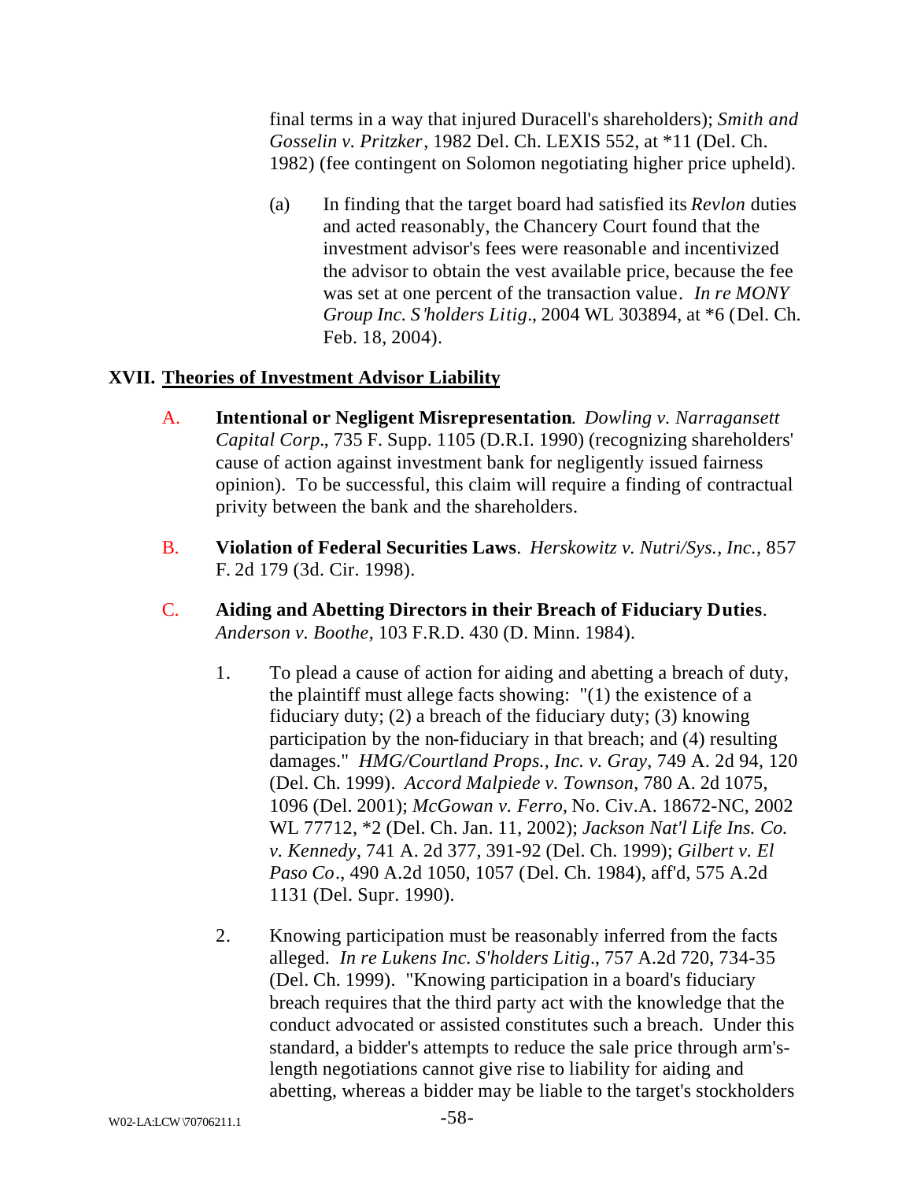final terms in a way that injured Duracell's shareholders); *Smith and Gosselin v. Pritzker*, 1982 Del. Ch. LEXIS 552, at *11 (Del. Ch. 1982) (fee contingent on Solomon negotiating higher price upheld).

(a) In finding that the target board had satisfied its *Revlon* duties and acted reasonably, the Chancery Court found that the investment advisor's fees were reasonable and incentivized the advisor to obtain the vest available price, because the fee was set at one percent of the transaction value. *In re MONY Group Inc. S'holders Litig*., 2004 WL 303894, at *6 (Del. Ch. Feb. 18, 2004).

## XVII. <u>Theories of Investment Advisor Liability</u>

A. **Intentional or Negligent Misrepresentation**. *Dowling v. Narragansett Capital Corp*., 735 F. Supp. 1105 (D.R.I. 1990) (recognizing shareholders' cause of action against investment bank for negligently issued fairness opinion). To be successful, this claim will require a finding of contractual privity between the bank and the shareholders.

B. **Violation of Federal Securities Laws**. *Herskowitz v. Nutri/Sys., Inc.*, 857 F. 2d 179 (3d. Cir. 1998).

C. **Aiding and Abetting Directors in their Breach of Fiduciary Duties**. *Anderson v. Boothe*, 103 F.R.D. 430 (D. Minn. 1984).

1. To plead a cause of action for aiding and abetting a breach of duty, the plaintiff must allege facts showing: "(1) the existence of a fiduciary duty; (2) a breach of the fiduciary duty; (3) knowing participation by the non-fiduciary in that breach; and (4) resulting damages." *HMG/Courtland Props., Inc. v. Gray*, 749 A. 2d 94, 120 (Del. Ch. 1999). *Accord Malpiede v. Townson*, 780 A. 2d 1075, 1096 (Del. 2001); *McGowan v. Ferro,* No. Civ.A. 18672-NC, 2002 WL 77712, *2 (Del. Ch. Jan. 11, 2002); *Jackson Nat'l Life Ins. Co. v. Kennedy*, 741 A. 2d 377, 391-92 (Del. Ch. 1999); *Gilbert v. El Paso Co*., 490 A.2d 1050, 1057 (Del. Ch. 1984), aff'd, 575 A.2d 1131 (Del. Supr. 1990).

2. Knowing participation must be reasonably inferred from the facts alleged. *In re Lukens Inc. S'holders Litig*., 757 A.2d 720, 734-35 (Del. Ch. 1999). "Knowing participation in a board's fiduciary breach requires that the third party act with the knowledge that the conduct advocated or assisted constitutes such a breach. Under this standard, a bidder's attempts to reduce the sale price through arm's-length negotiations cannot give rise to liability for aiding and abetting, whereas a bidder may be liable to the target's stockholders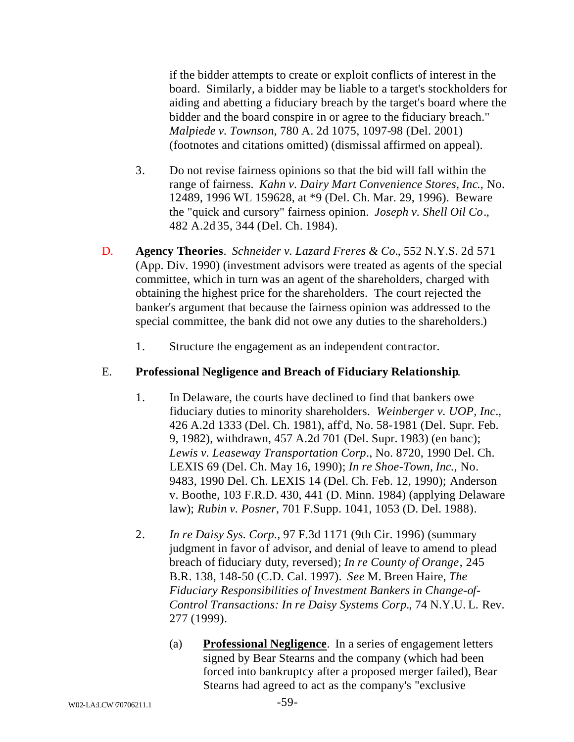if the bidder attempts to create or exploit conflicts of interest in the board. Similarly, a bidder may be liable to a target's stockholders for aiding and abetting a fiduciary breach by the target's board where the bidder and the board conspire in or agree to the fiduciary breach." *Malpiede v. Townson*, 780 A. 2d 1075, 1097-98 (Del. 2001) (footnotes and citations omitted) (dismissal affirmed on appeal).

3. Do not revise fairness opinions so that the bid will fall within the range of fairness. *Kahn v. Dairy Mart Convenience Stores, Inc.*, No. 12489, 1996 WL 159628, at *9 (Del. Ch. Mar. 29, 1996). Beware the "quick and cursory" fairness opinion. *Joseph v. Shell Oil Co*., 482 A.2d 35, 344 (Del. Ch. 1984).

D. **Agency Theories**. *Schneider v. Lazard Freres & Co*., 552 N.Y.S. 2d 571 (App. Div. 1990) (investment advisors were treated as agents of the special committee, which in turn was an agent of the shareholders, charged with obtaining the highest price for the shareholders. The court rejected the banker's argument that because the fairness opinion was addressed to the special committee, the bank did not owe any duties to the shareholders.)

1. Structure the engagement as an independent contractor.

E. **Professional Negligence and Breach of Fiduciary Relationship**.

1. In Delaware, the courts have declined to find that bankers owe fiduciary duties to minority shareholders. *Weinberger v. UOP, Inc*., 426 A.2d 1333 (Del. Ch. 1981), aff'd, No. 58-1981 (Del. Supr. Feb. 9, 1982), withdrawn, 457 A.2d 701 (Del. Supr. 1983) (en banc); *Lewis v. Leaseway Transportation Corp*., No. 8720, 1990 Del. Ch. LEXIS 69 (Del. Ch. May 16, 1990); *In re Shoe-Town, Inc.*, No. 9483, 1990 Del. Ch. LEXIS 14 (Del. Ch. Feb. 12, 1990); Anderson v. Boothe, 103 F.R.D. 430, 441 (D. Minn. 1984) (applying Delaware law); *Rubin v. Posner*, 701 F.Supp. 1041, 1053 (D. Del. 1988).

2. *In re Daisy Sys. Corp.*, 97 F.3d 1171 (9th Cir. 1996) (summary judgment in favor of advisor, and denial of leave to amend to plead breach of fiduciary duty, reversed); *In re County of Orange*, 245 B.R. 138, 148-50 (C.D. Cal. 1997). *See* M. Breen Haire, *The Fiduciary Responsibilities of Investment Bankers in Change-of-Control Transactions: In re Daisy Systems Corp*., 74 N.Y.U. L. Rev. 277 (1999).

(a) **Professional Negligence**. In a series of engagement letters signed by Bear Stearns and the company (which had been forced into bankruptcy after a proposed merger failed), Bear Stearns had agreed to act as the company's "exclusive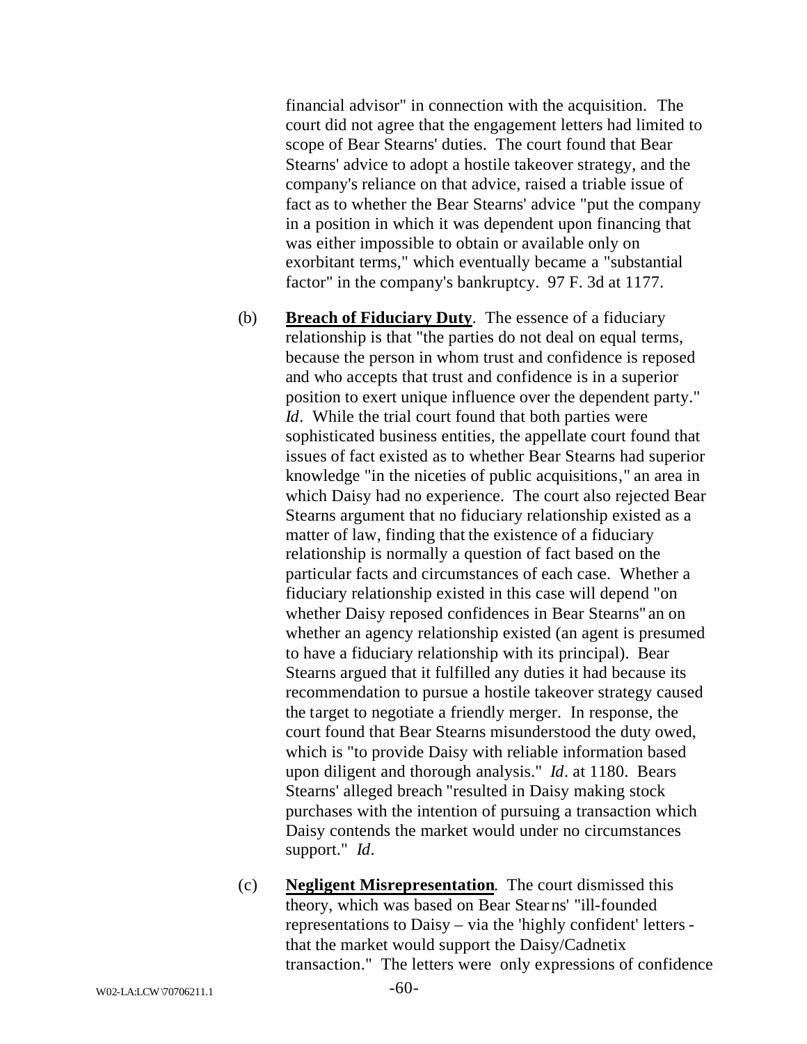financial advisor" in connection with the acquisition. The court did not agree that the engagement letters had limited to scope of Bear Stearns' duties. The court found that Bear Stearns' advice to adopt a hostile takeover strategy, and the company's reliance on that advice, raised a triable issue of fact as to whether the Bear Stearns' advice "put the company in a position in which it was dependent upon financing that was either impossible to obtain or available only on exorbitant terms," which eventually became a "substantial factor" in the company's bankruptcy. 97 F. 3d at 1177.

(b) **Breach of Fiduciary Duty**. The essence of a fiduciary relationship is that "the parties do not deal on equal terms, because the person in whom trust and confidence is reposed and who accepts that trust and confidence is in a superior position to exert unique influence over the dependent party." *Id*. While the trial court found that both parties were sophisticated business entities, the appellate court found that issues of fact existed as to whether Bear Stearns had superior knowledge "in the niceties of public acquisitions," an area in which Daisy had no experience. The court also rejected Bear Stearns argument that no fiduciary relationship existed as a matter of law, finding that the existence of a fiduciary relationship is normally a question of fact based on the particular facts and circumstances of each case. Whether a fiduciary relationship existed in this case will depend "on whether Daisy reposed confidences in Bear Stearns" an on whether an agency relationship existed (an agent is presumed to have a fiduciary relationship with its principal). Bear Stearns argued that it fulfilled any duties it had because its recommendation to pursue a hostile takeover strategy caused the target to negotiate a friendly merger. In response, the court found that Bear Stearns misunderstood the duty owed, which is "to provide Daisy with reliable information based upon diligent and thorough analysis." *Id*. at 1180. Bears Stearns' alleged breach "resulted in Daisy making stock purchases with the intention of pursuing a transaction which Daisy contends the market would under no circumstances support." *Id*.

(c) **Negligent Misrepresentation**. The court dismissed this theory, which was based on Bear Stearns' "ill-founded representations to Daisy – via the 'highly confident' letters - that the market would support the Daisy/Cadnetix transaction." The letters were only expressions of confidence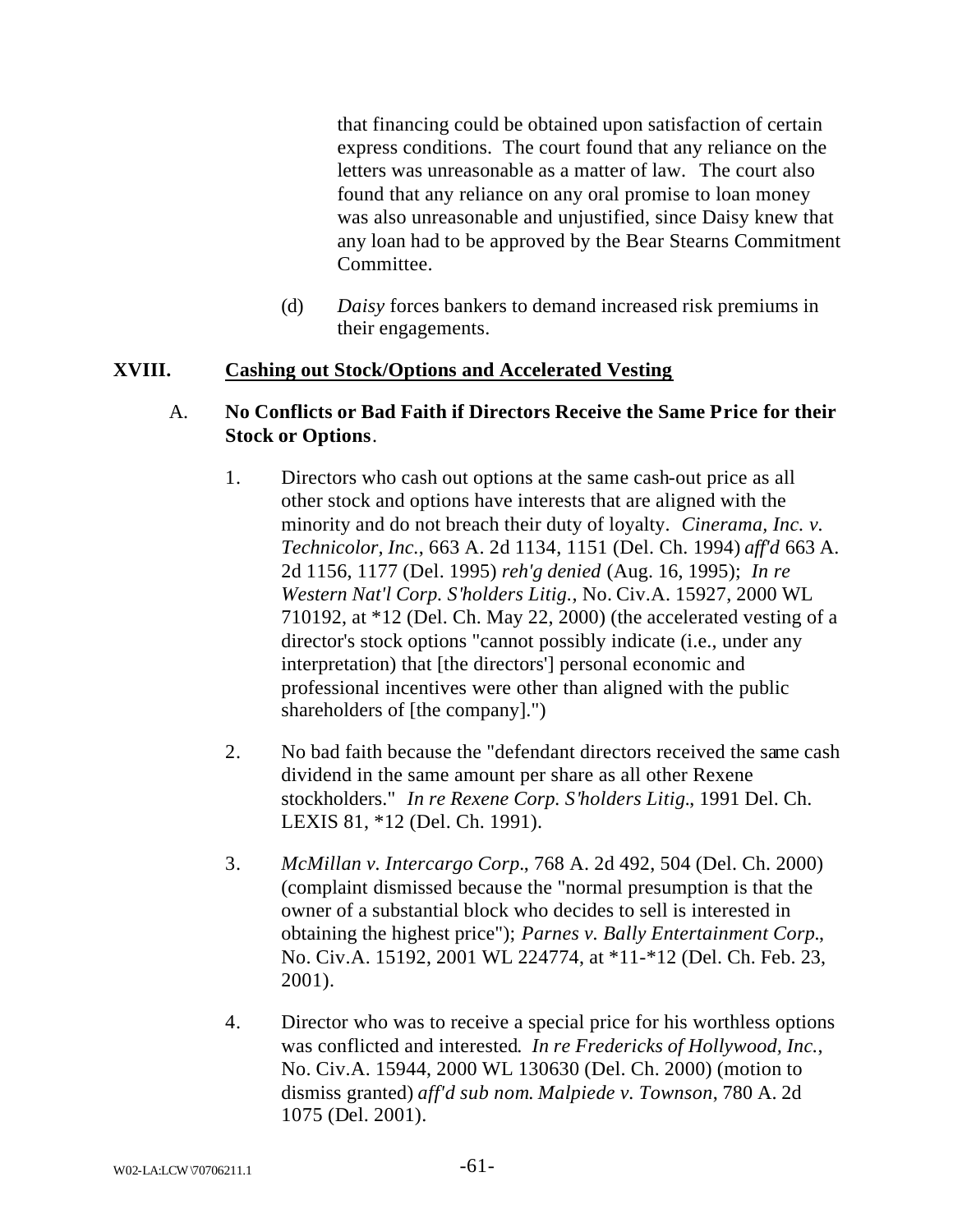that financing could be obtained upon satisfaction of certain express conditions. The court found that any reliance on the letters was unreasonable as a matter of law. The court also found that any reliance on any oral promise to loan money was also unreasonable and unjustified, since Daisy knew that any loan had to be approved by the Bear Stearns Commitment Committee.

(d) *Daisy* forces bankers to demand increased risk premiums in their engagements.

## XVIII. Cashing out Stock/Options and Accelerated Vesting

### A. No Conflicts or Bad Faith if Directors Receive the Same Price for their Stock or Options.

1. Directors who cash out options at the same cash-out price as all other stock and options have interests that are aligned with the minority and do not breach their duty of loyalty. *Cinerama, Inc. v. Technicolor, Inc.*, 663 A. 2d 1134, 1151 (Del. Ch. 1994) *aff'd* 663 A. 2d 1156, 1177 (Del. 1995) *reh'g denied* (Aug. 16, 1995); *In re Western Nat'l Corp. S'holders Litig.*, No. Civ.A. 15927, 2000 WL 710192, at *12 (Del. Ch. May 22, 2000) (the accelerated vesting of a director's stock options "cannot possibly indicate (i.e., under any interpretation) that [the directors'] personal economic and professional incentives were other than aligned with the public shareholders of [the company].")

2. No bad faith because the "defendant directors received the same cash dividend in the same amount per share as all other Rexene stockholders." *In re Rexene Corp. S'holders Litig.*, 1991 Del. Ch. LEXIS 81, *12 (Del. Ch. 1991).

3. *McMillan v. Intercargo Corp.*, 768 A. 2d 492, 504 (Del. Ch. 2000) (complaint dismissed because the "normal presumption is that the owner of a substantial block who decides to sell is interested in obtaining the highest price"); *Parnes v. Bally Entertainment Corp.*, No. Civ.A. 15192, 2001 WL 224774, at *11-*12 (Del. Ch. Feb. 23, 2001).

4. Director who was to receive a special price for his worthless options was conflicted and interested. *In re Fredericks of Hollywood, Inc.*, No. Civ.A. 15944, 2000 WL 130630 (Del. Ch. 2000) (motion to dismiss granted) *aff'd sub nom. Malpiede v. Townson*, 780 A. 2d 1075 (Del. 2001).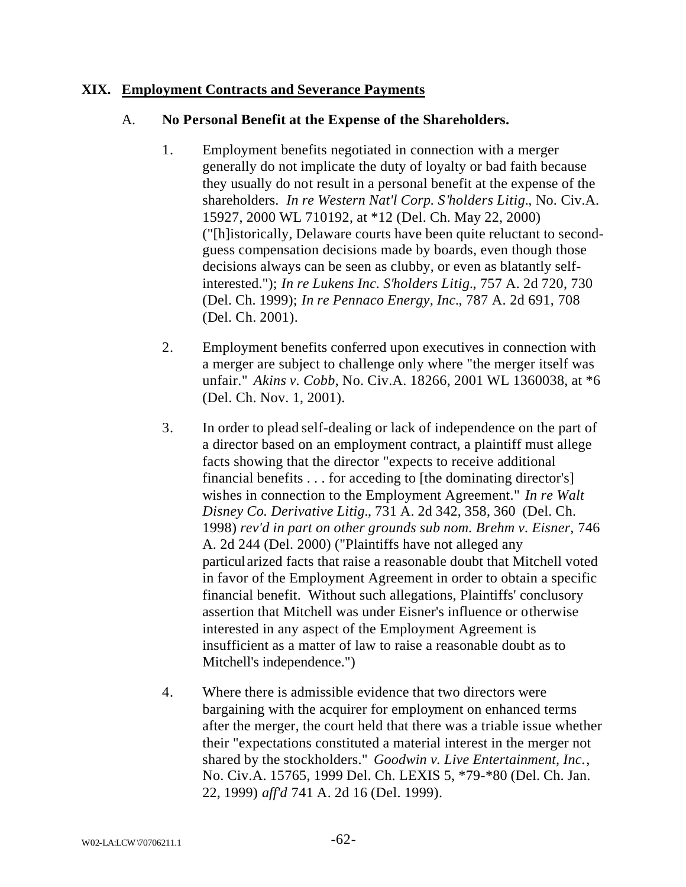## XIX. Employment Contracts and Severance Payments

### A. No Personal Benefit at the Expense of the Shareholders.

1. Employment benefits negotiated in connection with a merger generally do not implicate the duty of loyalty or bad faith because they usually do not result in a personal benefit at the expense of the shareholders. *In re Western Nat'l Corp. S'holders Litig.*, No. Civ.A. 15927, 2000 WL 710192, at *12 (Del. Ch. May 22, 2000) ("[h]istorically, Delaware courts have been quite reluctant to second-guess compensation decisions made by boards, even though those decisions always can be seen as clubby, or even as blatantly self-interested."); *In re Lukens Inc. S'holders Litig.*, 757 A. 2d 720, 730 (Del. Ch. 1999); *In re Pennaco Energy, Inc.*, 787 A. 2d 691, 708 (Del. Ch. 2001).

2. Employment benefits conferred upon executives in connection with a merger are subject to challenge only where "the merger itself was unfair." *Akins v. Cobb*, No. Civ.A. 18266, 2001 WL 1360038, at *6 (Del. Ch. Nov. 1, 2001).

3. In order to plead self-dealing or lack of independence on the part of a director based on an employment contract, a plaintiff must allege facts showing that the director "expects to receive additional financial benefits . . . for acceding to [the dominating director's] wishes in connection to the Employment Agreement." *In re Walt Disney Co. Derivative Litig.*, 731 A. 2d 342, 358, 360 (Del. Ch. 1998) *rev'd in part on other grounds sub nom. Brehm v. Eisner*, 746 A. 2d 244 (Del. 2000) ("Plaintiffs have not alleged any particularized facts that raise a reasonable doubt that Mitchell voted in favor of the Employment Agreement in order to obtain a specific financial benefit. Without such allegations, Plaintiffs' conclusory assertion that Mitchell was under Eisner's influence or otherwise interested in any aspect of the Employment Agreement is insufficient as a matter of law to raise a reasonable doubt as to Mitchell's independence.")

4. Where there is admissible evidence that two directors were bargaining with the acquirer for employment on enhanced terms after the merger, the court held that there was a triable issue whether their "expectations constituted a material interest in the merger not shared by the stockholders." *Goodwin v. Live Entertainment, Inc.*, No. Civ.A. 15765, 1999 Del. Ch. LEXIS 5, *79-*80 (Del. Ch. Jan. 22, 1999) *aff'd* 741 A. 2d 16 (Del. 1999).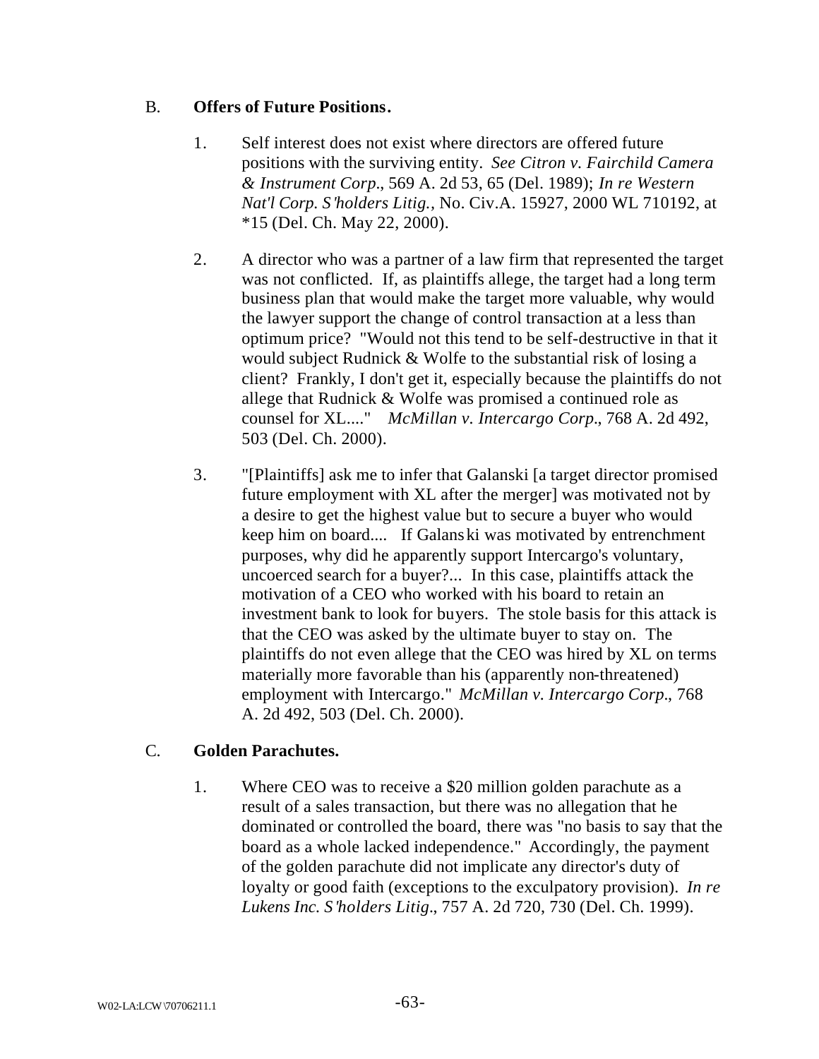B. **Offers of Future Positions.**

1. Self interest does not exist where directors are offered future positions with the surviving entity. *See Citron v. Fairchild Camera & Instrument Corp.*, 569 A. 2d 53, 65 (Del. 1989); *In re Western Nat'l Corp. S'holders Litig.*, No. Civ.A. 15927, 2000 WL 710192, at *15 (Del. Ch. May 22, 2000).

2. A director who was a partner of a law firm that represented the target was not conflicted. If, as plaintiffs allege, the target had a long term business plan that would make the target more valuable, why would the lawyer support the change of control transaction at a less than optimum price? "Would not this tend to be self-destructive in that it would subject Rudnick & Wolfe to the substantial risk of losing a client? Frankly, I don't get it, especially because the plaintiffs do not allege that Rudnick & Wolfe was promised a continued role as counsel for XL...." *McMillan v. Intercargo Corp.*, 768 A. 2d 492, 503 (Del. Ch. 2000).

3. "[Plaintiffs] ask me to infer that Galanski [a target director promised future employment with XL after the merger] was motivated not by a desire to get the highest value but to secure a buyer who would keep him on board.... If Galanski was motivated by entrenchment purposes, why did he apparently support Intercargo's voluntary, uncoerced search for a buyer?... In this case, plaintiffs attack the motivation of a CEO who worked with his board to retain an investment bank to look for buyers. The stole basis for this attack is that the CEO was asked by the ultimate buyer to stay on. The plaintiffs do not even allege that the CEO was hired by XL on terms materially more favorable than his (apparently non-threatened) employment with Intercargo." *McMillan v. Intercargo Corp.*, 768 A. 2d 492, 503 (Del. Ch. 2000).

C. **Golden Parachutes.**

1. Where CEO was to receive a $20 million golden parachute as a result of a sales transaction, but there was no allegation that he dominated or controlled the board, there was "no basis to say that the board as a whole lacked independence." Accordingly, the payment of the golden parachute did not implicate any director's duty of loyalty or good faith (exceptions to the exculpatory provision). *In re Lukens Inc. S'holders Litig.*, 757 A. 2d 720, 730 (Del. Ch. 1999).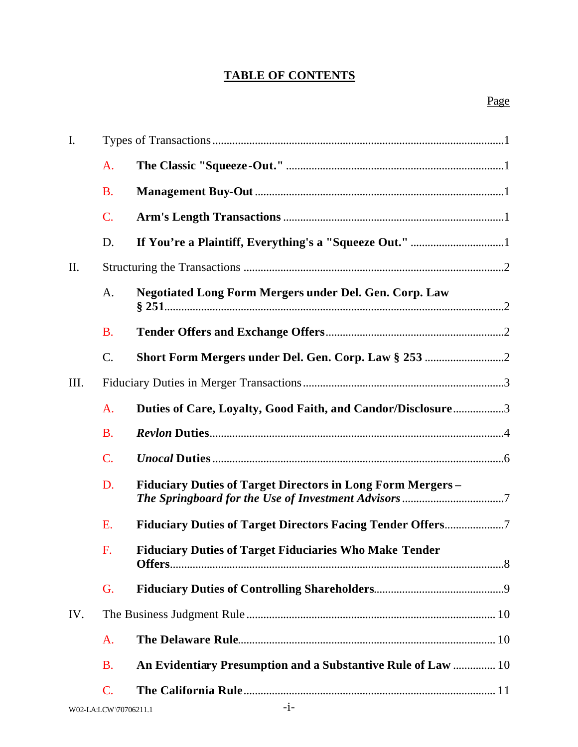# TABLE OF CONTENTS

Page

I. Types of Transactions ..... 1

- A. **The Classic "Squeeze-Out."** ..... 1
- B. **Management Buy-Out** ..... 1
- C. **Arm's Length Transactions** ..... 1
- D. **If You're a Plaintiff, Everything's a "Squeeze Out."** ..... 1

II. Structuring the Transactions ..... 2

- A. **Negotiated Long Form Mergers under Del. Gen. Corp. Law § 251** ..... 2
- B. **Tender Offers and Exchange Offers** ..... 2
- C. **Short Form Mergers under Del. Gen. Corp. Law § 253** ..... 2

III. Fiduciary Duties in Merger Transactions ..... 3

- A. **Duties of Care, Loyalty, Good Faith, and Candor/Disclosure** ..... 3
- B. ***Revlon* Duties** ..... 4
- C. ***Unocal* Duties** ..... 6
- D. **Fiduciary Duties of Target Directors in Long Form Mergers – *The Springboard for the Use of Investment Advisors*** ..... 7
- E. **Fiduciary Duties of Target Directors Facing Tender Offers** ..... 7
- F. **Fiduciary Duties of Target Fiduciaries Who Make Tender Offers** ..... 8
- G. **Fiduciary Duties of Controlling Shareholders** ..... 9

IV. The Business Judgment Rule ..... 10

- A. **The Delaware Rule** ..... 10
- B. **An Evidentiary Presumption and a Substantive Rule of Law** ..... 10
- C. **The California Rule** ..... 11

W02-LA:LCW\70706211.1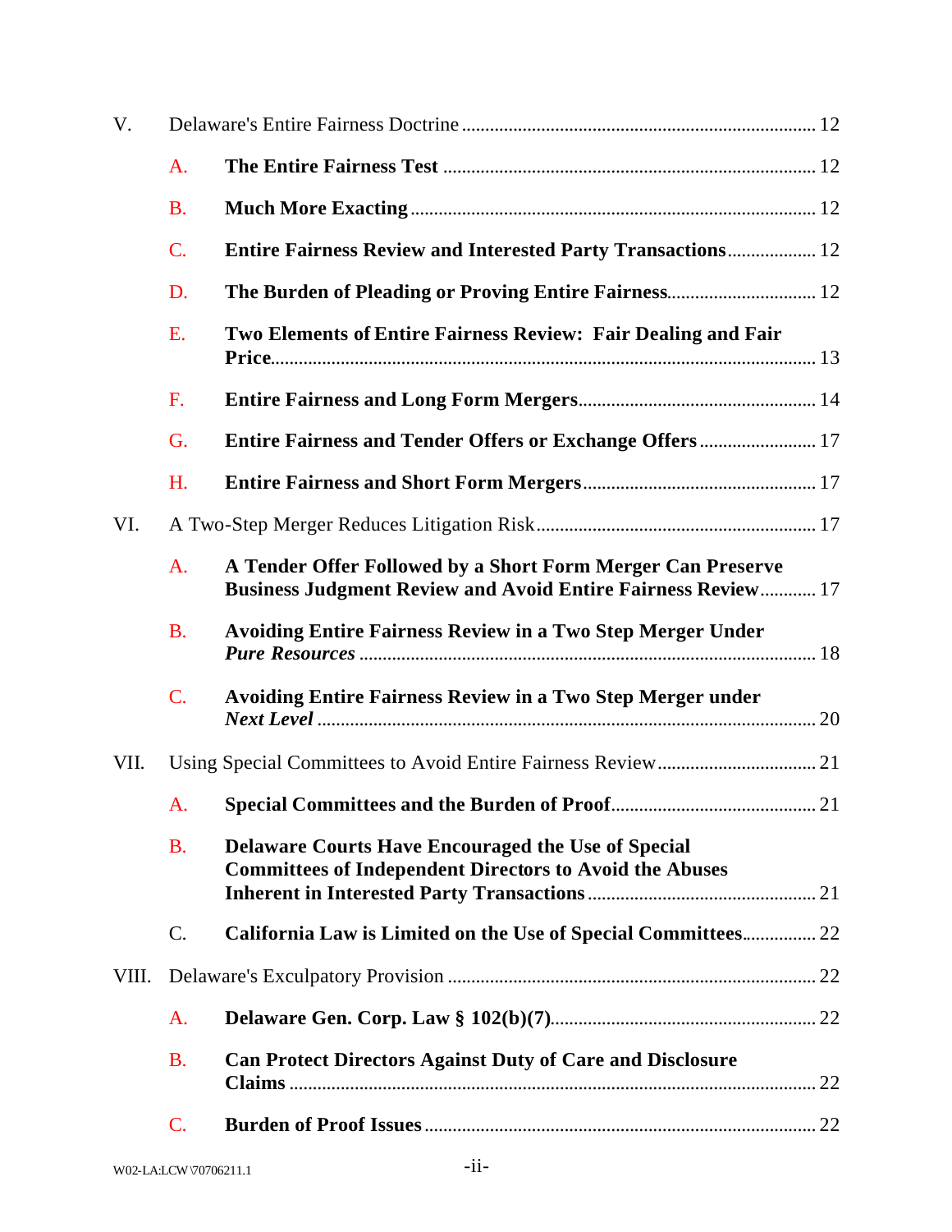V. Delaware's Entire Fairness Doctrine ........ 12

- A. **The Entire Fairness Test** ........ 12
- B. **Much More Exacting** ........ 12
- C. **Entire Fairness Review and Interested Party Transactions** ........ 12
- D. **The Burden of Pleading or Proving Entire Fairness** ........ 12
- E. **Two Elements of Entire Fairness Review: Fair Dealing and Fair Price** ........ 13
- F. **Entire Fairness and Long Form Mergers** ........ 14
- G. **Entire Fairness and Tender Offers or Exchange Offers** ........ 17
- H. **Entire Fairness and Short Form Mergers** ........ 17

VI. A Two-Step Merger Reduces Litigation Risk ........ 17

- A. **A Tender Offer Followed by a Short Form Merger Can Preserve Business Judgment Review and Avoid Entire Fairness Review** ........ 17
- B. **Avoiding Entire Fairness Review in a Two Step Merger Under *Pure Resources*** ........ 18
- C. **Avoiding Entire Fairness Review in a Two Step Merger under *Next Level*** ........ 20

VII. Using Special Committees to Avoid Entire Fairness Review ........ 21

- A. **Special Committees and the Burden of Proof** ........ 21
- B. **Delaware Courts Have Encouraged the Use of Special Committees of Independent Directors to Avoid the Abuses Inherent in Interested Party Transactions** ........ 21
- C. **California Law is Limited on the Use of Special Committees** ........ 22

VIII. Delaware's Exculpatory Provision ........ 22

- A. **Delaware Gen. Corp. Law § 102(b)(7)** ........ 22
- B. **Can Protect Directors Against Duty of Care and Disclosure Claims** ........ 22
- C. **Burden of Proof Issues** ........ 22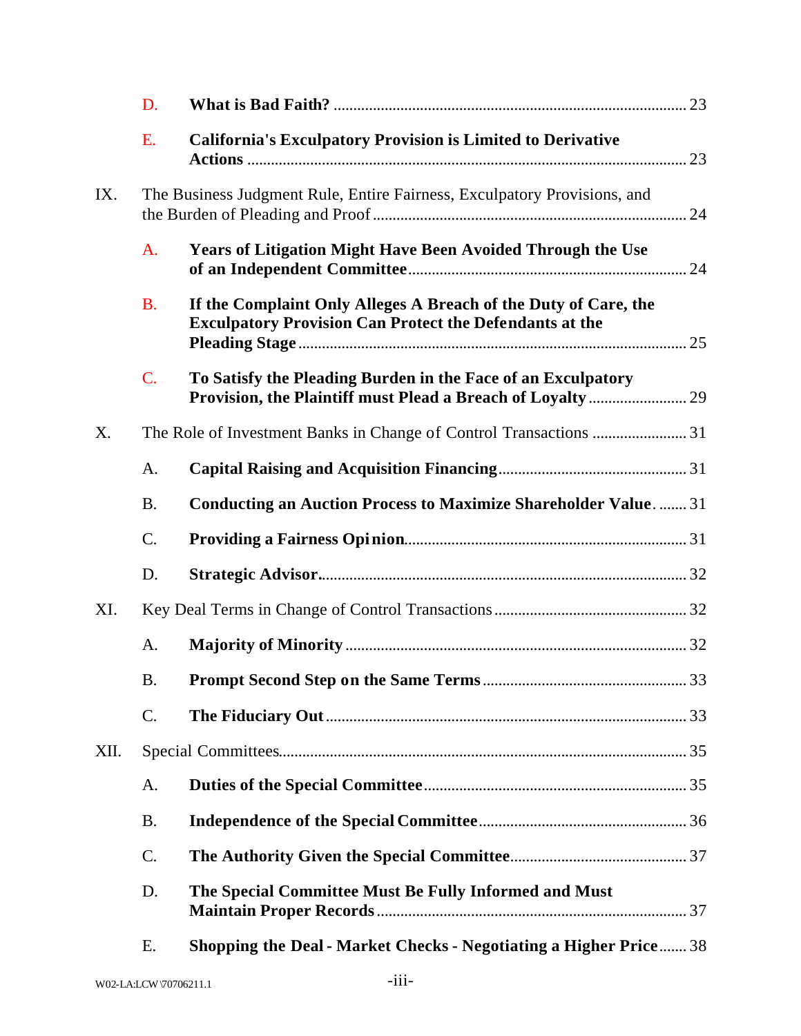| | | | |
|---|---|---|---|
| | D. | **What is Bad Faith?** | 23 |
| | E. | **California's Exculpatory Provision is Limited to Derivative Actions** | 23 |
| IX. | The Business Judgment Rule, Entire Fairness, Exculpatory Provisions, and the Burden of Pleading and Proof | | 24 |
| | A. | **Years of Litigation Might Have Been Avoided Through the Use of an Independent Committee** | 24 |
| | B. | **If the Complaint Only Alleges A Breach of the Duty of Care, the Exculpatory Provision Can Protect the Defendants at the Pleading Stage** | 25 |
| | C. | **To Satisfy the Pleading Burden in the Face of an Exculpatory Provision, the Plaintiff must Plead a Breach of Loyalty** | 29 |
| X. | The Role of Investment Banks in Change of Control Transactions | | 31 |
| | A. | **Capital Raising and Acquisition Financing** | 31 |
| | B. | **Conducting an Auction Process to Maximize Shareholder Value.** | 31 |
| | C. | **Providing a Fairness Opinion** | 31 |
| | D. | **Strategic Advisor.** | 32 |
| XI. | Key Deal Terms in Change of Control Transactions | | 32 |
| | A. | **Majority of Minority** | 32 |
| | B. | **Prompt Second Step on the Same Terms** | 33 |
| | C. | **The Fiduciary Out** | 33 |
| XII. | Special Committees | | 35 |
| | A. | **Duties of the Special Committee** | 35 |
| | B. | **Independence of the Special Committee** | 36 |
| | C. | **The Authority Given the Special Committee** | 37 |
| | D. | **The Special Committee Must Be Fully Informed and Must Maintain Proper Records** | 37 |
| | E. | **Shopping the Deal - Market Checks - Negotiating a Higher Price** | 38 |

W02-LA:LCW\70706211.1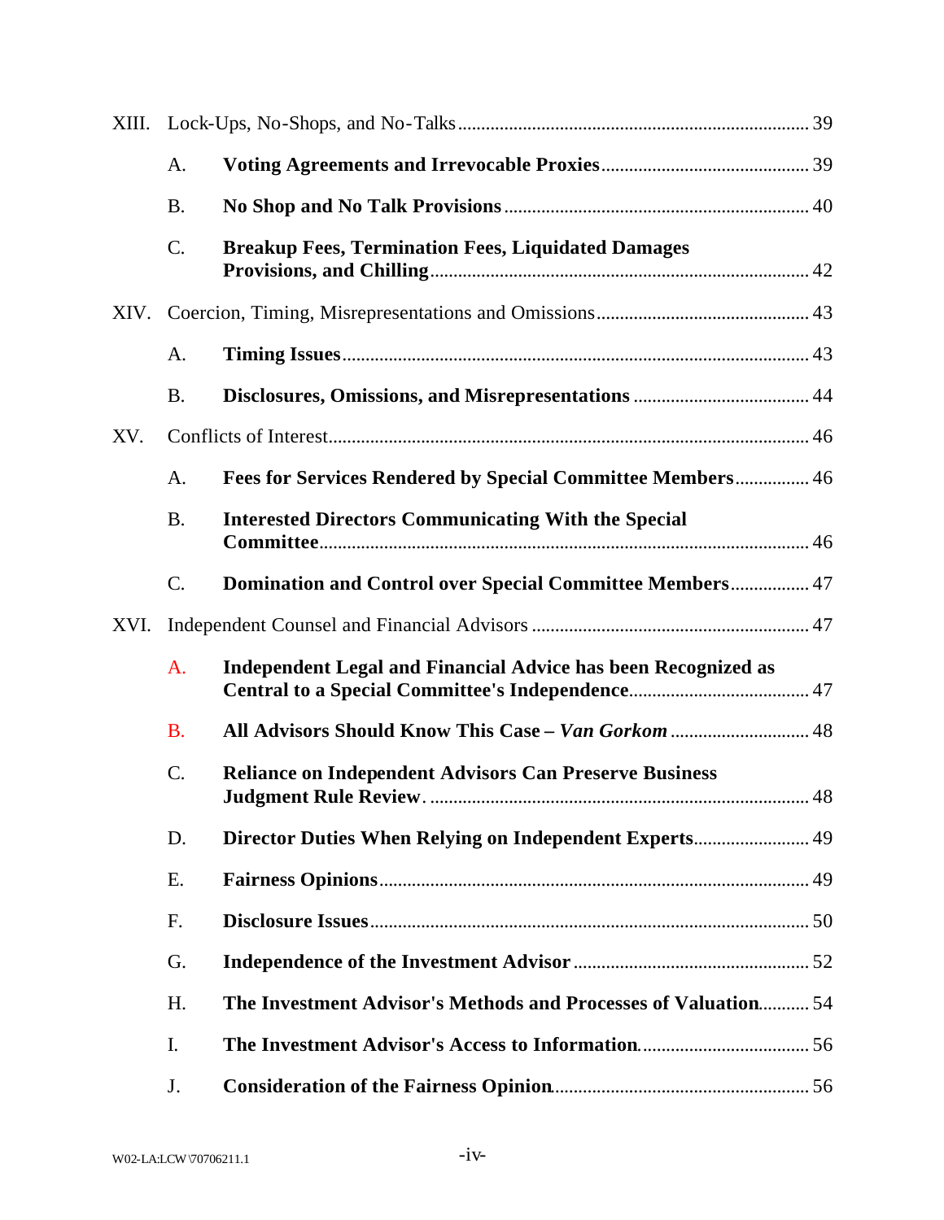XIII. Lock-Ups, No-Shops, and No-Talks ... 39

A. **Voting Agreements and Irrevocable Proxies** ... 39

B. **No Shop and No Talk Provisions** ... 40

C. **Breakup Fees, Termination Fees, Liquidated Damages Provisions, and Chilling** ... 42

XIV. Coercion, Timing, Misrepresentations and Omissions ... 43

A. **Timing Issues** ... 43

B. **Disclosures, Omissions, and Misrepresentations** ... 44

XV. Conflicts of Interest ... 46

A. **Fees for Services Rendered by Special Committee Members** ... 46

B. **Interested Directors Communicating With the Special Committee** ... 46

C. **Domination and Control over Special Committee Members** ... 47

XVI. Independent Counsel and Financial Advisors ... 47

A. **Independent Legal and Financial Advice has been Recognized as Central to a Special Committee's Independence** ... 47

B. **All Advisors Should Know This Case – *Van Gorkom*** ... 48

C. **Reliance on Independent Advisors Can Preserve Business Judgment Rule Review** ... 48

D. **Director Duties When Relying on Independent Experts** ... 49

E. **Fairness Opinions** ... 49

F. **Disclosure Issues** ... 50

G. **Independence of the Investment Advisor** ... 52

H. **The Investment Advisor's Methods and Processes of Valuation** ... 54

I. **The Investment Advisor's Access to Information** ... 56

J. **Consideration of the Fairness Opinion** ... 56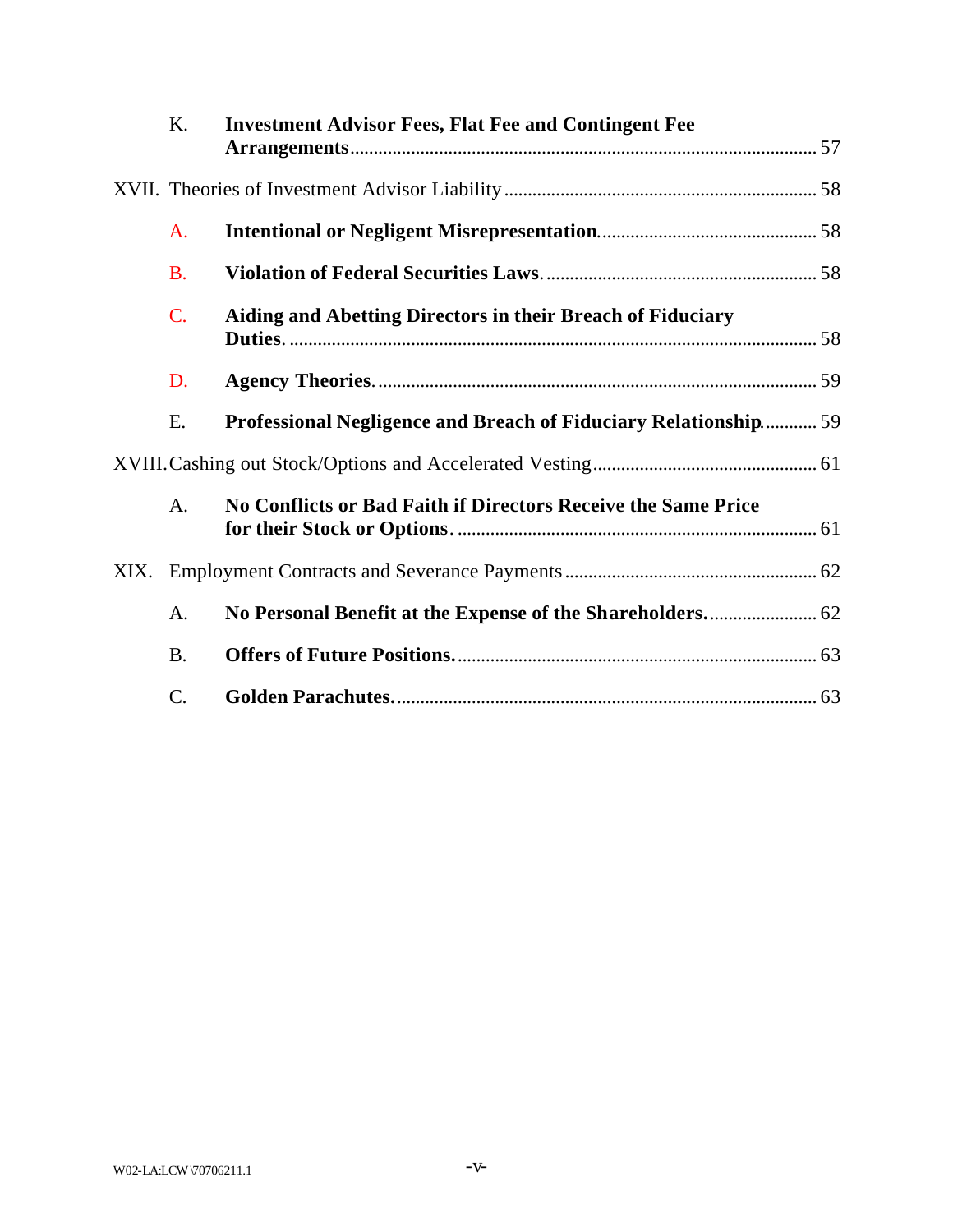K. **Investment Advisor Fees, Flat Fee and Contingent Fee Arrangements** ..... 57

XVII. Theories of Investment Advisor Liability ..... 58

A. **Intentional or Negligent Misrepresentation** ..... 58

B. **Violation of Federal Securities Laws** ..... 58

C. **Aiding and Abetting Directors in their Breach of Fiduciary Duties** ..... 58

D. **Agency Theories** ..... 59

E. **Professional Negligence and Breach of Fiduciary Relationship** ..... 59

XVIII. Cashing out Stock/Options and Accelerated Vesting ..... 61

A. **No Conflicts or Bad Faith if Directors Receive the Same Price for their Stock or Options** ..... 61

XIX. Employment Contracts and Severance Payments ..... 62

A. **No Personal Benefit at the Expense of the Shareholders.** ..... 62

B. **Offers of Future Positions.** ..... 63

C. **Golden Parachutes.** ..... 63